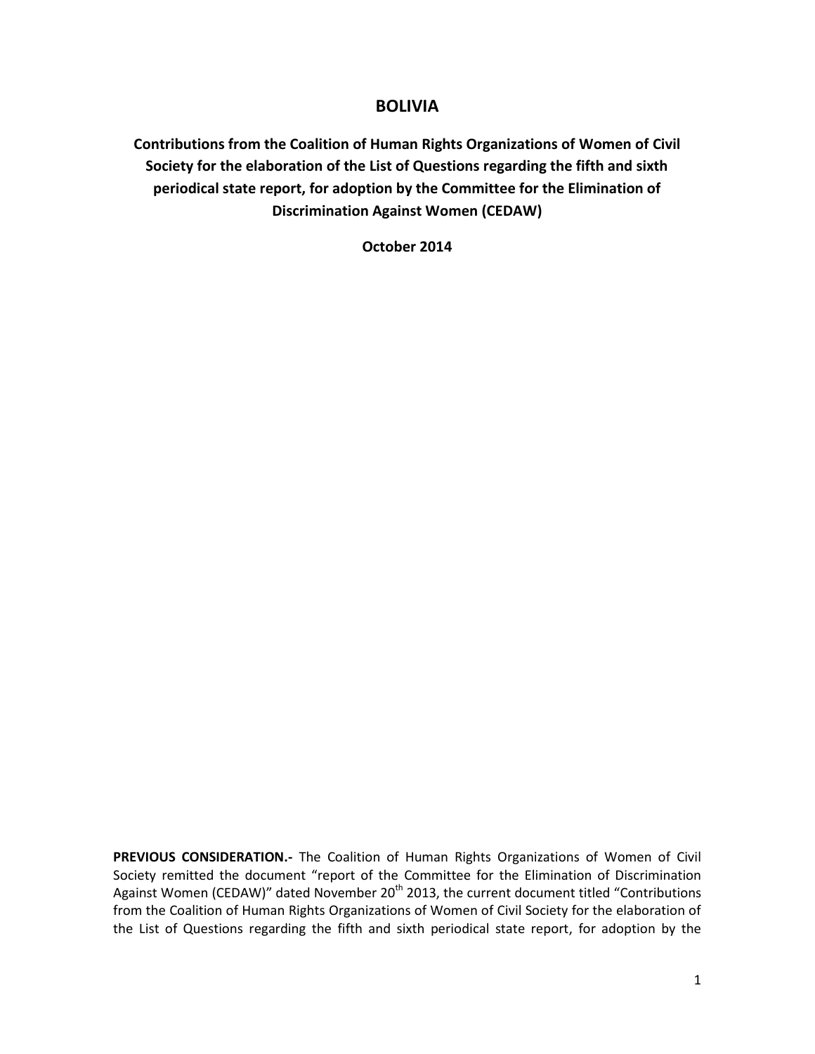# BOLIVIA

## Contributions from the Coalition of Human Rights Organizations of Women of Civil Society for the elaboration of the List of Questions regarding the fifth and sixth periodical state report, for adoption by the Committee for the Elimination of Discrimination Against Women (CEDAW)

**October 2014**

**PREVIOUS CONSIDERATION.-** The Coalition of Human Rights Organizations of Women of Civil Society remitted the document "report of the Committee for the Elimination of Discrimination Against Women (CEDAW)" dated November 20th 2013, the current document titled "Contributions from the Coalition of Human Rights Organizations of Women of Civil Society for the elaboration of the List of Questions regarding the fifth and sixth periodical state report, for adoption by the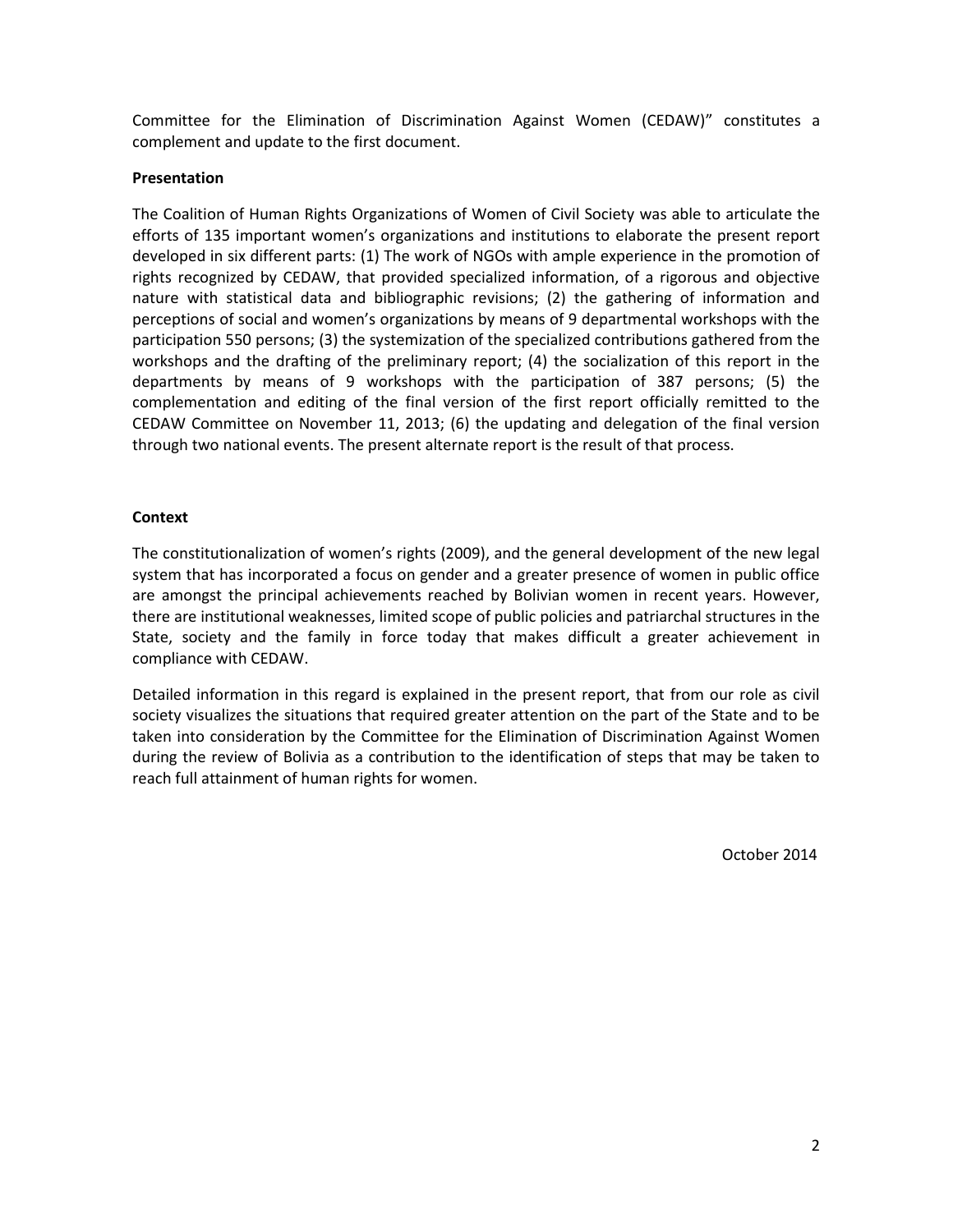Committee for the Elimination of Discrimination Against Women (CEDAW)" constitutes a complement and update to the first document.

**Presentation**

The Coalition of Human Rights Organizations of Women of Civil Society was able to articulate the efforts of 135 important women's organizations and institutions to elaborate the present report developed in six different parts: (1) The work of NGOs with ample experience in the promotion of rights recognized by CEDAW, that provided specialized information, of a rigorous and objective nature with statistical data and bibliographic revisions; (2) the gathering of information and perceptions of social and women's organizations by means of 9 departmental workshops with the participation 550 persons; (3) the systemization of the specialized contributions gathered from the workshops and the drafting of the preliminary report; (4) the socialization of this report in the departments by means of 9 workshops with the participation of 387 persons; (5) the complementation and editing of the final version of the first report officially remitted to the CEDAW Committee on November 11, 2013; (6) the updating and delegation of the final version through two national events. The present alternate report is the result of that process.

**Context**

The constitutionalization of women's rights (2009), and the general development of the new legal system that has incorporated a focus on gender and a greater presence of women in public office are amongst the principal achievements reached by Bolivian women in recent years. However, there are institutional weaknesses, limited scope of public policies and patriarchal structures in the State, society and the family in force today that makes difficult a greater achievement in compliance with CEDAW.

Detailed information in this regard is explained in the present report, that from our role as civil society visualizes the situations that required greater attention on the part of the State and to be taken into consideration by the Committee for the Elimination of Discrimination Against Women during the review of Bolivia as a contribution to the identification of steps that may be taken to reach full attainment of human rights for women.

October 2014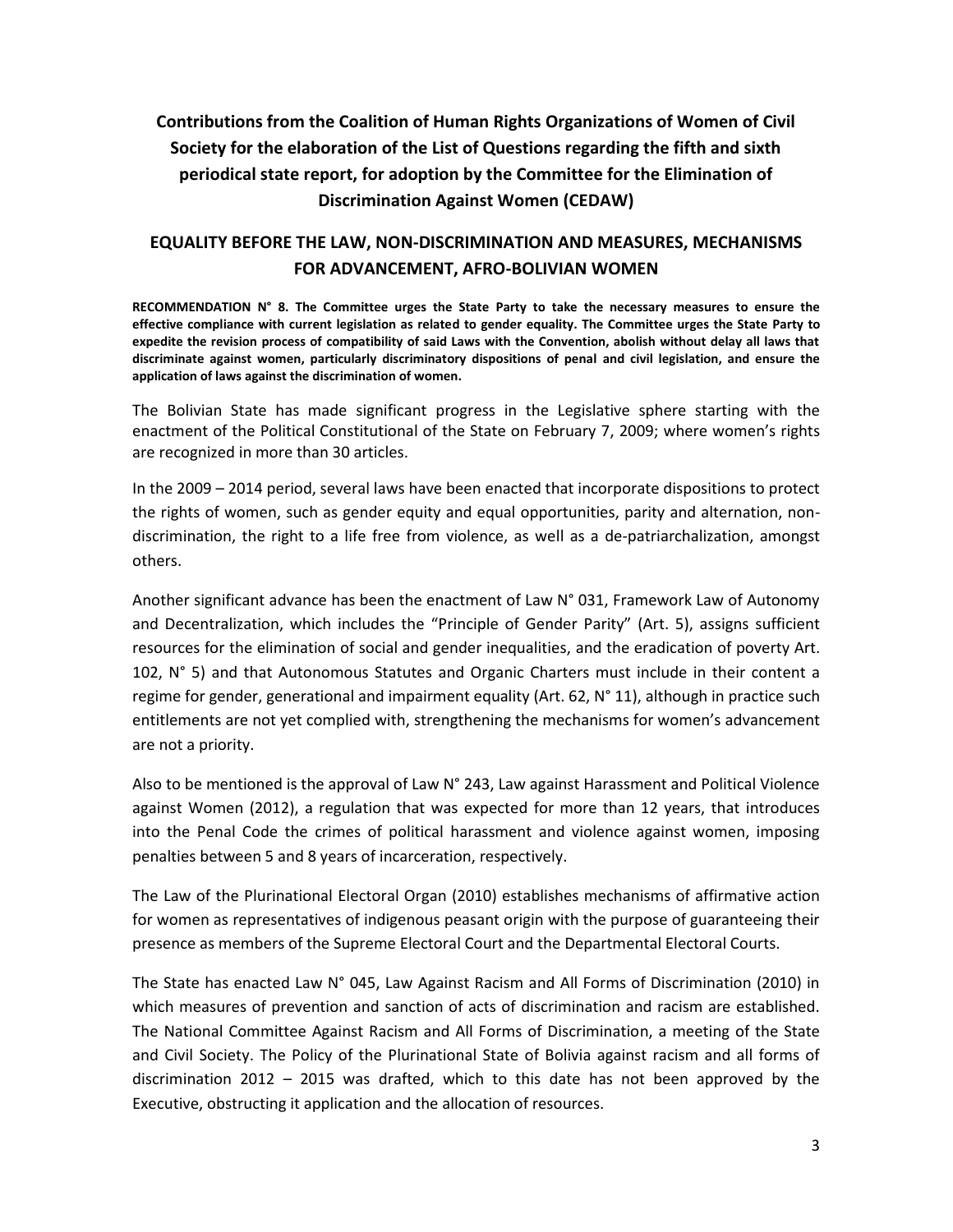# Contributions from the Coalition of Human Rights Organizations of Women of Civil Society for the elaboration of the List of Questions regarding the fifth and sixth periodical state report, for adoption by the Committee for the Elimination of Discrimination Against Women (CEDAW)

## EQUALITY BEFORE THE LAW, NON-DISCRIMINATION AND MEASURES, MECHANISMS FOR ADVANCEMENT, AFRO-BOLIVIAN WOMEN

**RECOMMENDATION N° 8. The Committee urges the State Party to take the necessary measures to ensure the effective compliance with current legislation as related to gender equality. The Committee urges the State Party to expedite the revision process of compatibility of said Laws with the Convention, abolish without delay all laws that discriminate against women, particularly discriminatory dispositions of penal and civil legislation, and ensure the application of laws against the discrimination of women.**

The Bolivian State has made significant progress in the Legislative sphere starting with the enactment of the Political Constitutional of the State on February 7, 2009; where women's rights are recognized in more than 30 articles.

In the 2009 – 2014 period, several laws have been enacted that incorporate dispositions to protect the rights of women, such as gender equity and equal opportunities, parity and alternation, non-discrimination, the right to a life free from violence, as well as a de-patriarchalization, amongst others.

Another significant advance has been the enactment of Law N° 031, Framework Law of Autonomy and Decentralization, which includes the "Principle of Gender Parity" (Art. 5), assigns sufficient resources for the elimination of social and gender inequalities, and the eradication of poverty Art. 102, N° 5) and that Autonomous Statutes and Organic Charters must include in their content a regime for gender, generational and impairment equality (Art. 62, N° 11), although in practice such entitlements are not yet complied with, strengthening the mechanisms for women's advancement are not a priority.

Also to be mentioned is the approval of Law N° 243, Law against Harassment and Political Violence against Women (2012), a regulation that was expected for more than 12 years, that introduces into the Penal Code the crimes of political harassment and violence against women, imposing penalties between 5 and 8 years of incarceration, respectively.

The Law of the Plurinational Electoral Organ (2010) establishes mechanisms of affirmative action for women as representatives of indigenous peasant origin with the purpose of guaranteeing their presence as members of the Supreme Electoral Court and the Departmental Electoral Courts.

The State has enacted Law N° 045, Law Against Racism and All Forms of Discrimination (2010) in which measures of prevention and sanction of acts of discrimination and racism are established. The National Committee Against Racism and All Forms of Discrimination, a meeting of the State and Civil Society. The Policy of the Plurinational State of Bolivia against racism and all forms of discrimination 2012 – 2015 was drafted, which to this date has not been approved by the Executive, obstructing it application and the allocation of resources.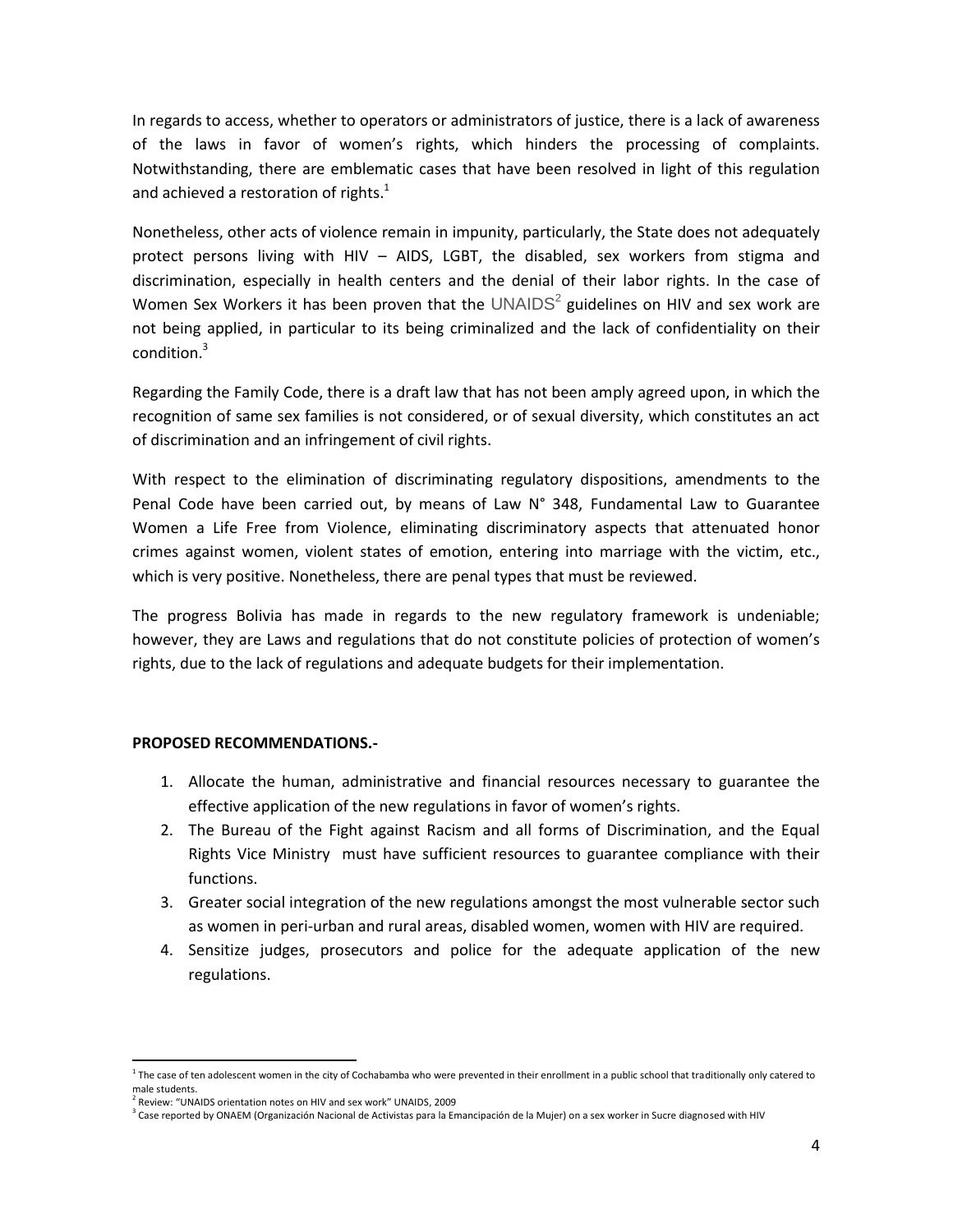In regards to access, whether to operators or administrators of justice, there is a lack of awareness of the laws in favor of women's rights, which hinders the processing of complaints. Notwithstanding, there are emblematic cases that have been resolved in light of this regulation and achieved a restoration of rights.[1]

Nonetheless, other acts of violence remain in impunity, particularly, the State does not adequately protect persons living with HIV – AIDS, LGBT, the disabled, sex workers from stigma and discrimination, especially in health centers and the denial of their labor rights. In the case of Women Sex Workers it has been proven that the UNAIDS[2] guidelines on HIV and sex work are not being applied, in particular to its being criminalized and the lack of confidentiality on their condition.[3]

Regarding the Family Code, there is a draft law that has not been amply agreed upon, in which the recognition of same sex families is not considered, or of sexual diversity, which constitutes an act of discrimination and an infringement of civil rights.

With respect to the elimination of discriminating regulatory dispositions, amendments to the Penal Code have been carried out, by means of Law N° 348, Fundamental Law to Guarantee Women a Life Free from Violence, eliminating discriminatory aspects that attenuated honor crimes against women, violent states of emotion, entering into marriage with the victim, etc., which is very positive. Nonetheless, there are penal types that must be reviewed.

The progress Bolivia has made in regards to the new regulatory framework is undeniable; however, they are Laws and regulations that do not constitute policies of protection of women's rights, due to the lack of regulations and adequate budgets for their implementation.

**PROPOSED RECOMMENDATIONS.-**

1. Allocate the human, administrative and financial resources necessary to guarantee the effective application of the new regulations in favor of women's rights.
2. The Bureau of the Fight against Racism and all forms of Discrimination, and the Equal Rights Vice Ministry must have sufficient resources to guarantee compliance with their functions.
3. Greater social integration of the new regulations amongst the most vulnerable sector such as women in peri-urban and rural areas, disabled women, women with HIV are required.
4. Sensitize judges, prosecutors and police for the adequate application of the new regulations.

---

[1] The case of ten adolescent women in the city of Cochabamba who were prevented in their enrollment in a public school that traditionally only catered to male students.

[2] Review: "UNAIDS orientation notes on HIV and sex work" UNAIDS, 2009

[3] Case reported by ONAEM (Organización Nacional de Activistas para la Emancipación de la Mujer) on a sex worker in Sucre diagnosed with HIV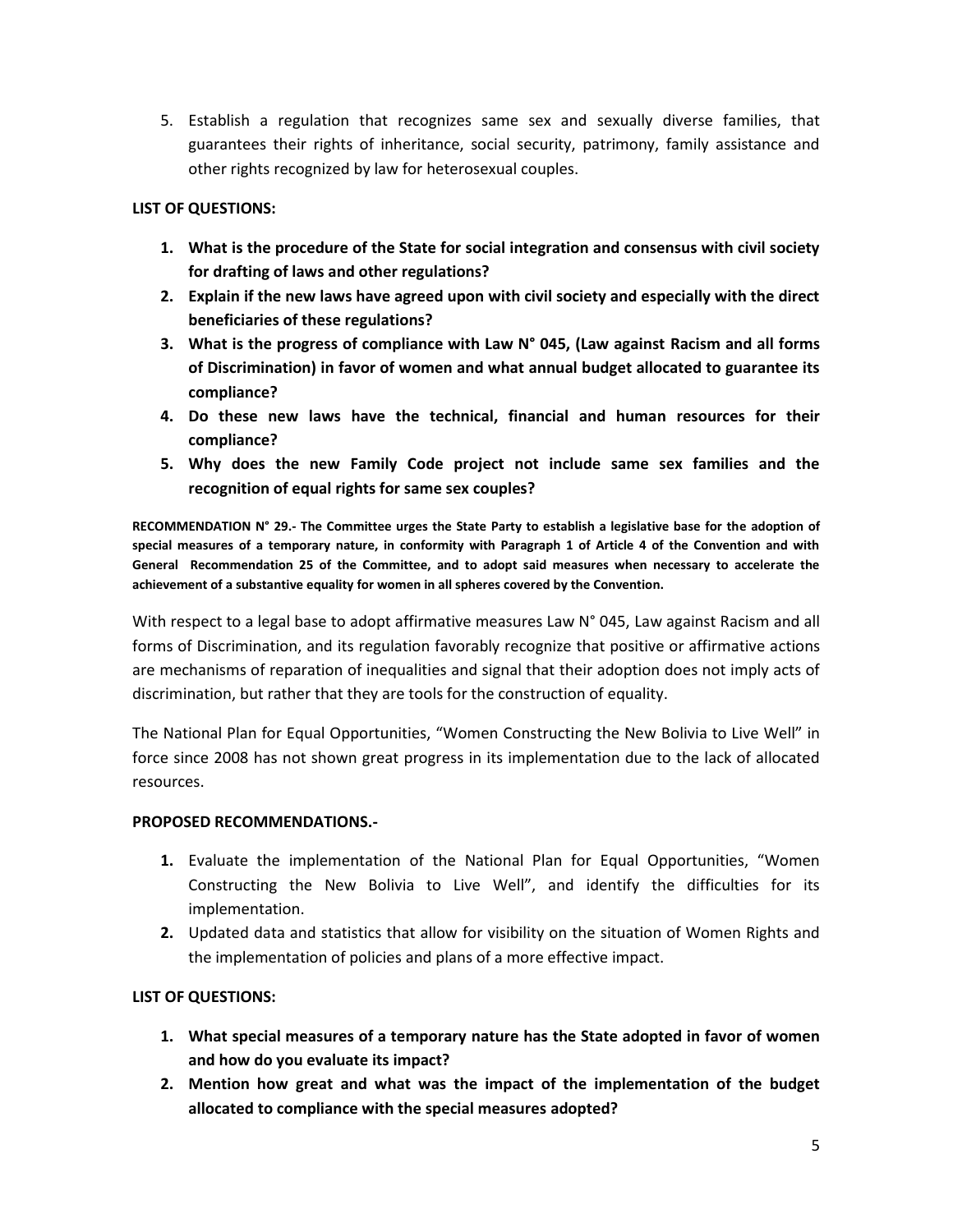5. Establish a regulation that recognizes same sex and sexually diverse families, that guarantees their rights of inheritance, social security, patrimony, family assistance and other rights recognized by law for heterosexual couples.

**LIST OF QUESTIONS:**

1. **What is the procedure of the State for social integration and consensus with civil society for drafting of laws and other regulations?**
2. **Explain if the new laws have agreed upon with civil society and especially with the direct beneficiaries of these regulations?**
3. **What is the progress of compliance with Law N° 045, (Law against Racism and all forms of Discrimination) in favor of women and what annual budget allocated to guarantee its compliance?**
4. **Do these new laws have the technical, financial and human resources for their compliance?**
5. **Why does the new Family Code project not include same sex families and the recognition of equal rights for same sex couples?**

**RECOMMENDATION N° 29.- The Committee urges the State Party to establish a legislative base for the adoption of special measures of a temporary nature, in conformity with Paragraph 1 of Article 4 of the Convention and with General Recommendation 25 of the Committee, and to adopt said measures when necessary to accelerate the achievement of a substantive equality for women in all spheres covered by the Convention.**

With respect to a legal base to adopt affirmative measures Law N° 045, Law against Racism and all forms of Discrimination, and its regulation favorably recognize that positive or affirmative actions are mechanisms of reparation of inequalities and signal that their adoption does not imply acts of discrimination, but rather that they are tools for the construction of equality.

The National Plan for Equal Opportunities, "Women Constructing the New Bolivia to Live Well" in force since 2008 has not shown great progress in its implementation due to the lack of allocated resources.

**PROPOSED RECOMMENDATIONS.-**

1. Evaluate the implementation of the National Plan for Equal Opportunities, "Women Constructing the New Bolivia to Live Well", and identify the difficulties for its implementation.
2. Updated data and statistics that allow for visibility on the situation of Women Rights and the implementation of policies and plans of a more effective impact.

**LIST OF QUESTIONS:**

1. **What special measures of a temporary nature has the State adopted in favor of women and how do you evaluate its impact?**
2. **Mention how great and what was the impact of the implementation of the budget allocated to compliance with the special measures adopted?**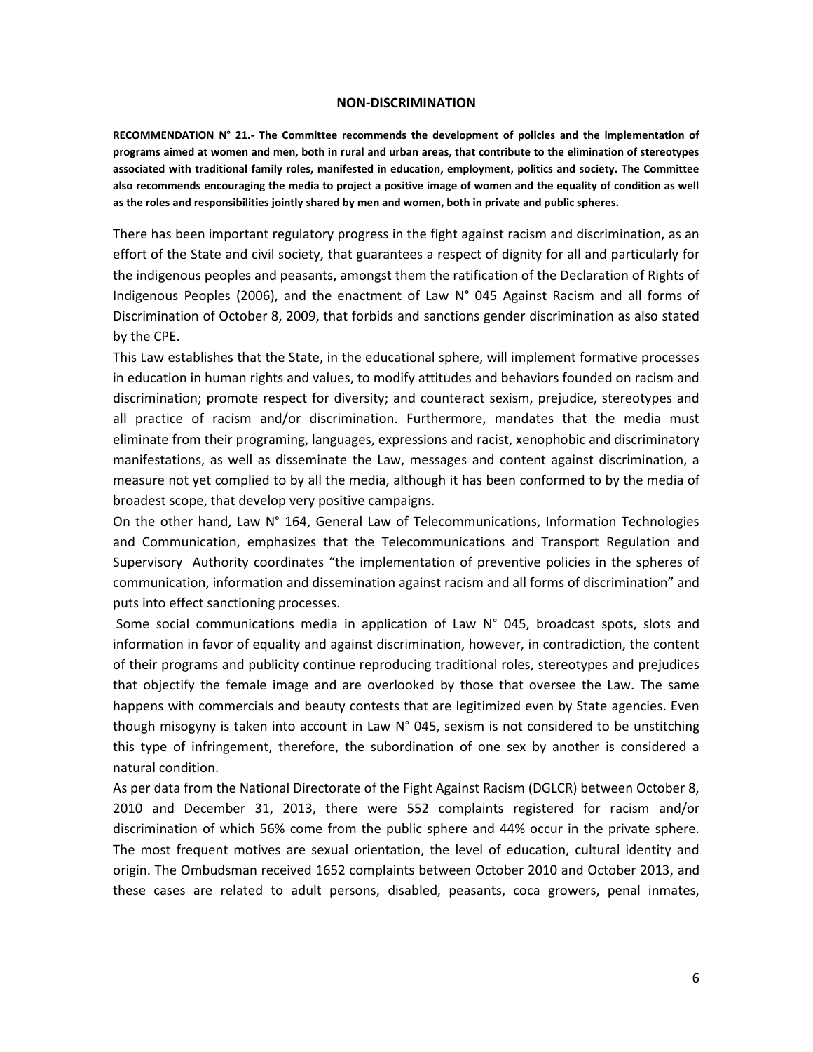## NON-DISCRIMINATION

**RECOMMENDATION N° 21.- The Committee recommends the development of policies and the implementation of programs aimed at women and men, both in rural and urban areas, that contribute to the elimination of stereotypes associated with traditional family roles, manifested in education, employment, politics and society. The Committee also recommends encouraging the media to project a positive image of women and the equality of condition as well as the roles and responsibilities jointly shared by men and women, both in private and public spheres.**

There has been important regulatory progress in the fight against racism and discrimination, as an effort of the State and civil society, that guarantees a respect of dignity for all and particularly for the indigenous peoples and peasants, amongst them the ratification of the Declaration of Rights of Indigenous Peoples (2006), and the enactment of Law N° 045 Against Racism and all forms of Discrimination of October 8, 2009, that forbids and sanctions gender discrimination as also stated by the CPE.

This Law establishes that the State, in the educational sphere, will implement formative processes in education in human rights and values, to modify attitudes and behaviors founded on racism and discrimination; promote respect for diversity; and counteract sexism, prejudice, stereotypes and all practice of racism and/or discrimination. Furthermore, mandates that the media must eliminate from their programing, languages, expressions and racist, xenophobic and discriminatory manifestations, as well as disseminate the Law, messages and content against discrimination, a measure not yet complied to by all the media, although it has been conformed to by the media of broadest scope, that develop very positive campaigns.

On the other hand, Law N° 164, General Law of Telecommunications, Information Technologies and Communication, emphasizes that the Telecommunications and Transport Regulation and Supervisory Authority coordinates "the implementation of preventive policies in the spheres of communication, information and dissemination against racism and all forms of discrimination" and puts into effect sanctioning processes.

Some social communications media in application of Law N° 045, broadcast spots, slots and information in favor of equality and against discrimination, however, in contradiction, the content of their programs and publicity continue reproducing traditional roles, stereotypes and prejudices that objectify the female image and are overlooked by those that oversee the Law. The same happens with commercials and beauty contests that are legitimized even by State agencies. Even though misogyny is taken into account in Law N° 045, sexism is not considered to be unstitching this type of infringement, therefore, the subordination of one sex by another is considered a natural condition.

As per data from the National Directorate of the Fight Against Racism (DGLCR) between October 8, 2010 and December 31, 2013, there were 552 complaints registered for racism and/or discrimination of which 56% come from the public sphere and 44% occur in the private sphere. The most frequent motives are sexual orientation, the level of education, cultural identity and origin. The Ombudsman received 1652 complaints between October 2010 and October 2013, and these cases are related to adult persons, disabled, peasants, coca growers, penal inmates,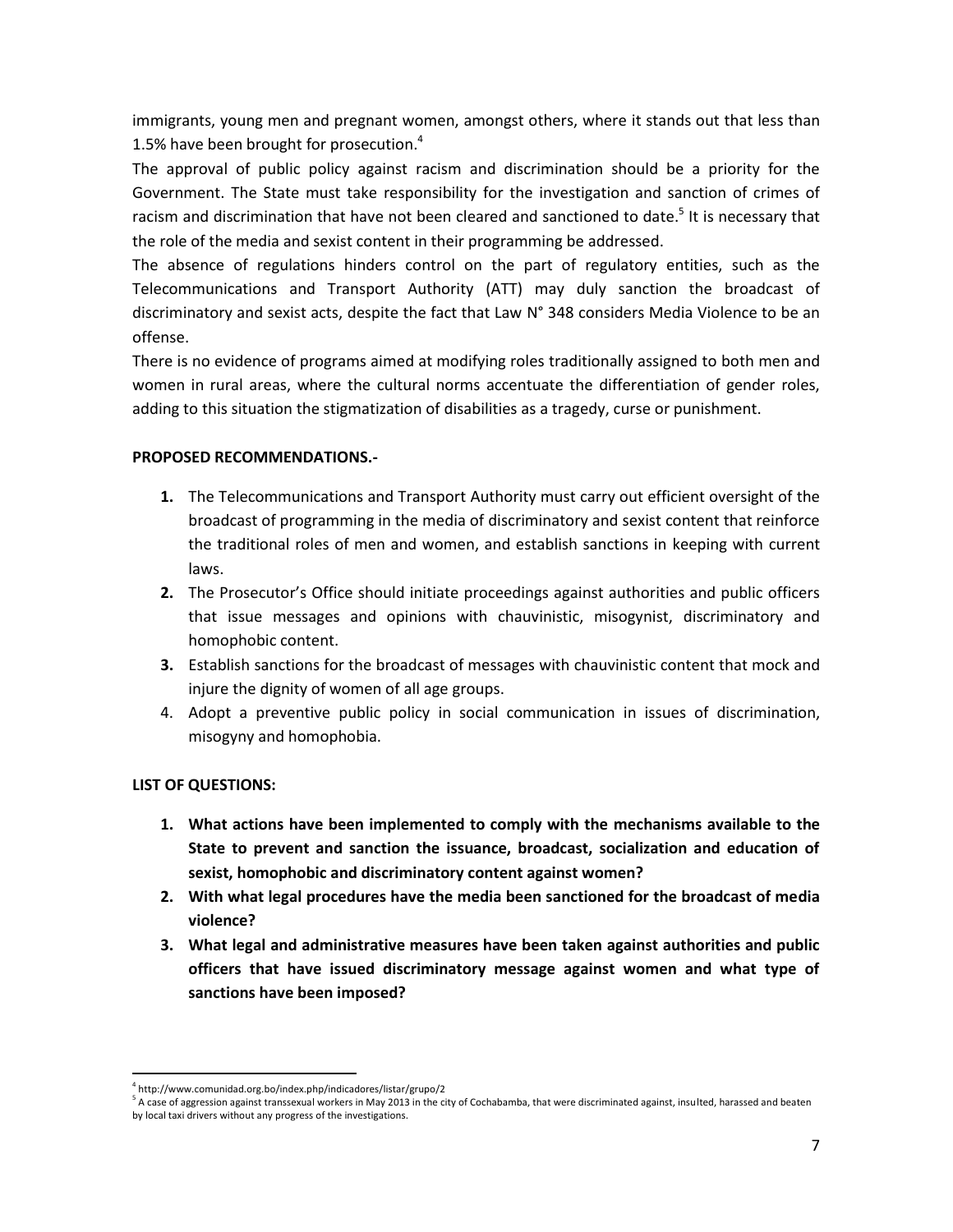immigrants, young men and pregnant women, amongst others, where it stands out that less than 1.5% have been brought for prosecution.[4]

The approval of public policy against racism and discrimination should be a priority for the Government. The State must take responsibility for the investigation and sanction of crimes of racism and discrimination that have not been cleared and sanctioned to date.[5] It is necessary that the role of the media and sexist content in their programming be addressed.

The absence of regulations hinders control on the part of regulatory entities, such as the Telecommunications and Transport Authority (ATT) may duly sanction the broadcast of discriminatory and sexist acts, despite the fact that Law N° 348 considers Media Violence to be an offense.

There is no evidence of programs aimed at modifying roles traditionally assigned to both men and women in rural areas, where the cultural norms accentuate the differentiation of gender roles, adding to this situation the stigmatization of disabilities as a tragedy, curse or punishment.

**PROPOSED RECOMMENDATIONS.-**

1. The Telecommunications and Transport Authority must carry out efficient oversight of the broadcast of programming in the media of discriminatory and sexist content that reinforce the traditional roles of men and women, and establish sanctions in keeping with current laws.
2. The Prosecutor's Office should initiate proceedings against authorities and public officers that issue messages and opinions with chauvinistic, misogynist, discriminatory and homophobic content.
3. Establish sanctions for the broadcast of messages with chauvinistic content that mock and injure the dignity of women of all age groups.
4. Adopt a preventive public policy in social communication in issues of discrimination, misogyny and homophobia.

**LIST OF QUESTIONS:**

1. **What actions have been implemented to comply with the mechanisms available to the State to prevent and sanction the issuance, broadcast, socialization and education of sexist, homophobic and discriminatory content against women?**
2. **With what legal procedures have the media been sanctioned for the broadcast of media violence?**
3. **What legal and administrative measures have been taken against authorities and public officers that have issued discriminatory message against women and what type of sanctions have been imposed?**

---

[4] http://www.comunidad.org.bo/index.php/indicadores/listar/grupo/2

[5] A case of aggression against transsexual workers in May 2013 in the city of Cochabamba, that were discriminated against, insulted, harassed and beaten by local taxi drivers without any progress of the investigations.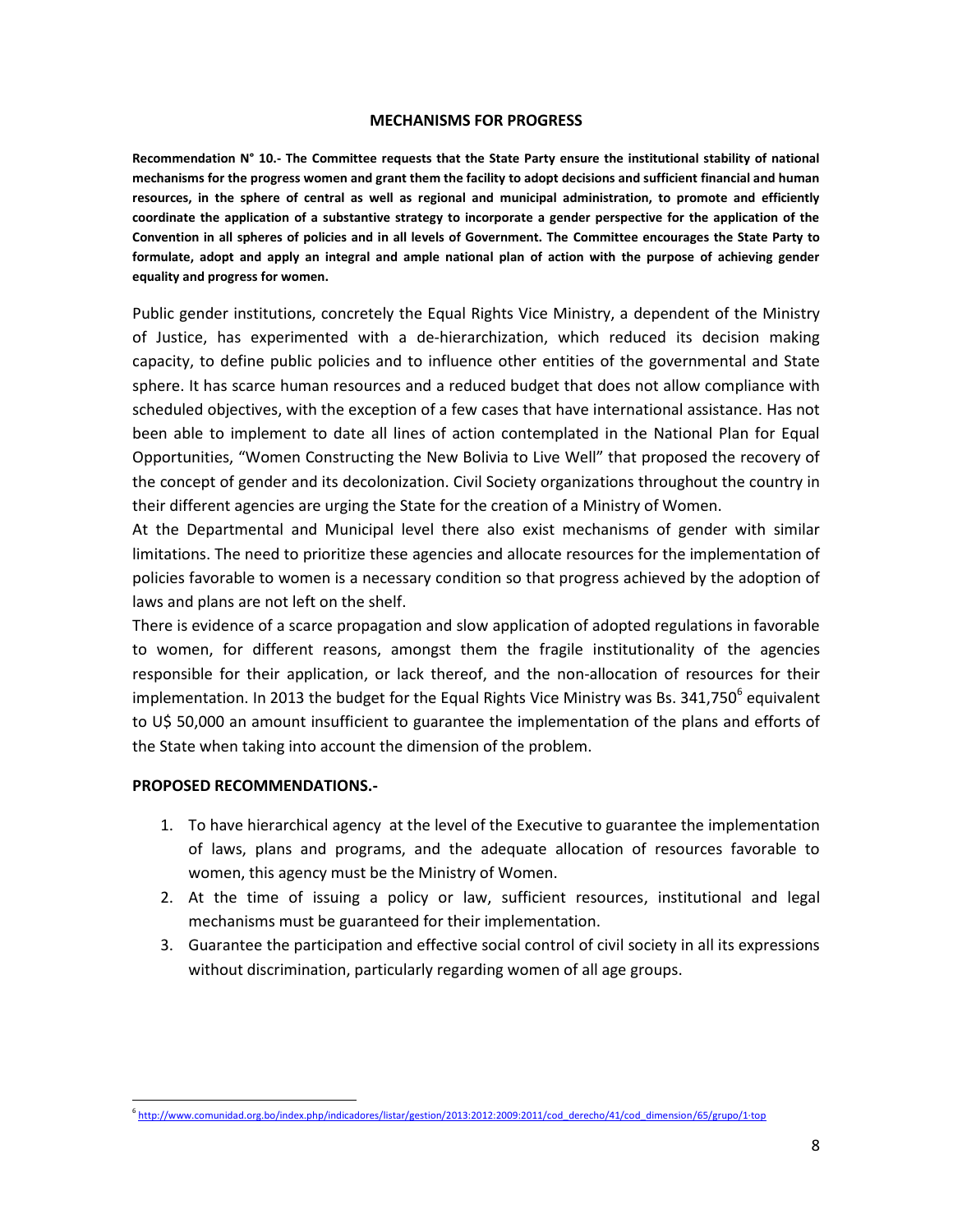## MECHANISMS FOR PROGRESS

**Recommendation N° 10.- The Committee requests that the State Party ensure the institutional stability of national mechanisms for the progress women and grant them the facility to adopt decisions and sufficient financial and human resources, in the sphere of central as well as regional and municipal administration, to promote and efficiently coordinate the application of a substantive strategy to incorporate a gender perspective for the application of the Convention in all spheres of policies and in all levels of Government. The Committee encourages the State Party to formulate, adopt and apply an integral and ample national plan of action with the purpose of achieving gender equality and progress for women.**

Public gender institutions, concretely the Equal Rights Vice Ministry, a dependent of the Ministry of Justice, has experimented with a de-hierarchization, which reduced its decision making capacity, to define public policies and to influence other entities of the governmental and State sphere. It has scarce human resources and a reduced budget that does not allow compliance with scheduled objectives, with the exception of a few cases that have international assistance. Has not been able to implement to date all lines of action contemplated in the National Plan for Equal Opportunities, "Women Constructing the New Bolivia to Live Well" that proposed the recovery of the concept of gender and its decolonization. Civil Society organizations throughout the country in their different agencies are urging the State for the creation of a Ministry of Women.

At the Departmental and Municipal level there also exist mechanisms of gender with similar limitations. The need to prioritize these agencies and allocate resources for the implementation of policies favorable to women is a necessary condition so that progress achieved by the adoption of laws and plans are not left on the shelf.

There is evidence of a scarce propagation and slow application of adopted regulations in favorable to women, for different reasons, amongst them the fragile institutionality of the agencies responsible for their application, or lack thereof, and the non-allocation of resources for their implementation. In 2013 the budget for the Equal Rights Vice Ministry was Bs. 341,750[6] equivalent to U$ 50,000 an amount insufficient to guarantee the implementation of the plans and efforts of the State when taking into account the dimension of the problem.

**PROPOSED RECOMMENDATIONS.-**

1. To have hierarchical agency at the level of the Executive to guarantee the implementation of laws, plans and programs, and the adequate allocation of resources favorable to women, this agency must be the Ministry of Women.
2. At the time of issuing a policy or law, sufficient resources, institutional and legal mechanisms must be guaranteed for their implementation.
3. Guarantee the participation and effective social control of civil society in all its expressions without discrimination, particularly regarding women of all age groups.

[6] http://www.comunidad.org.bo/index.php/indicadores/listar/gestion/2013:2012:2009:2011/cod_derecho/41/cod_dimension/65/grupo/1-top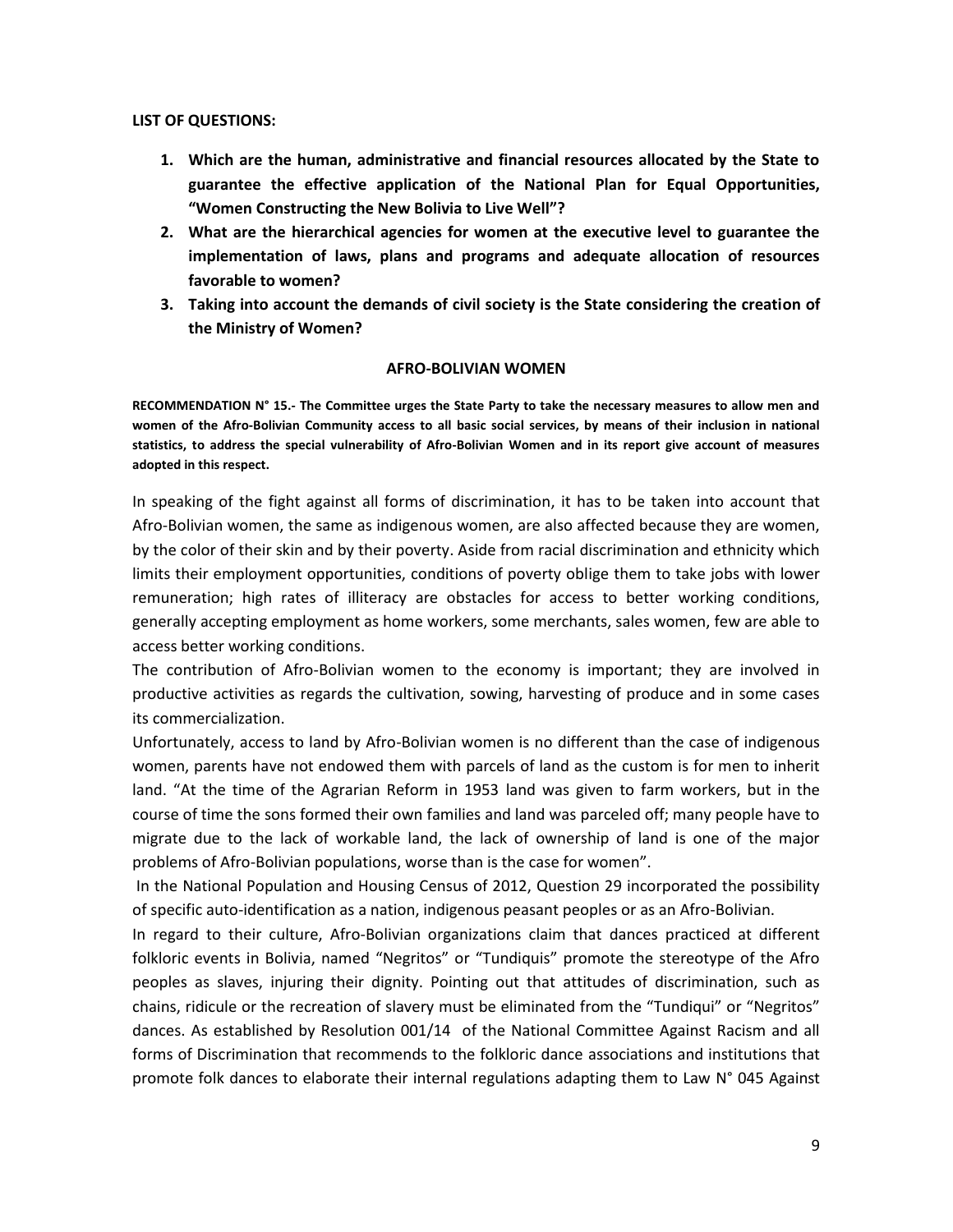**LIST OF QUESTIONS:**

1. **Which are the human, administrative and financial resources allocated by the State to guarantee the effective application of the National Plan for Equal Opportunities, "Women Constructing the New Bolivia to Live Well"?**
2. **What are the hierarchical agencies for women at the executive level to guarantee the implementation of laws, plans and programs and adequate allocation of resources favorable to women?**
3. **Taking into account the demands of civil society is the State considering the creation of the Ministry of Women?**

## AFRO-BOLIVIAN WOMEN

**RECOMMENDATION N° 15.- The Committee urges the State Party to take the necessary measures to allow men and women of the Afro-Bolivian Community access to all basic social services, by means of their inclusion in national statistics, to address the special vulnerability of Afro-Bolivian Women and in its report give account of measures adopted in this respect.**

In speaking of the fight against all forms of discrimination, it has to be taken into account that Afro-Bolivian women, the same as indigenous women, are also affected because they are women, by the color of their skin and by their poverty. Aside from racial discrimination and ethnicity which limits their employment opportunities, conditions of poverty oblige them to take jobs with lower remuneration; high rates of illiteracy are obstacles for access to better working conditions, generally accepting employment as home workers, some merchants, sales women, few are able to access better working conditions.

The contribution of Afro-Bolivian women to the economy is important; they are involved in productive activities as regards the cultivation, sowing, harvesting of produce and in some cases its commercialization.

Unfortunately, access to land by Afro-Bolivian women is no different than the case of indigenous women, parents have not endowed them with parcels of land as the custom is for men to inherit land. "At the time of the Agrarian Reform in 1953 land was given to farm workers, but in the course of time the sons formed their own families and land was parceled off; many people have to migrate due to the lack of workable land, the lack of ownership of land is one of the major problems of Afro-Bolivian populations, worse than is the case for women".

In the National Population and Housing Census of 2012, Question 29 incorporated the possibility of specific auto-identification as a nation, indigenous peasant peoples or as an Afro-Bolivian.

In regard to their culture, Afro-Bolivian organizations claim that dances practiced at different folkloric events in Bolivia, named "Negritos" or "Tundiquis" promote the stereotype of the Afro peoples as slaves, injuring their dignity. Pointing out that attitudes of discrimination, such as chains, ridicule or the recreation of slavery must be eliminated from the "Tundiqui" or "Negritos" dances. As established by Resolution 001/14 of the National Committee Against Racism and all forms of Discrimination that recommends to the folkloric dance associations and institutions that promote folk dances to elaborate their internal regulations adapting them to Law N° 045 Against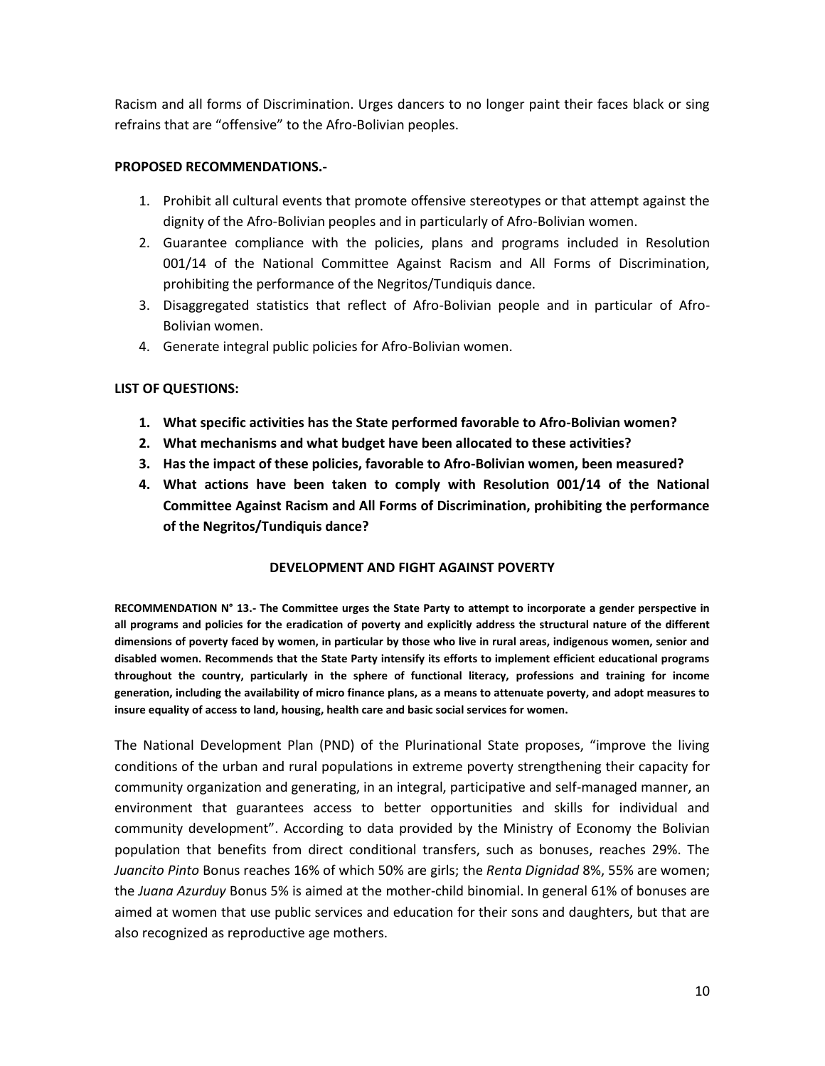Racism and all forms of Discrimination. Urges dancers to no longer paint their faces black or sing refrains that are "offensive" to the Afro-Bolivian peoples.

**PROPOSED RECOMMENDATIONS.-**

1. Prohibit all cultural events that promote offensive stereotypes or that attempt against the dignity of the Afro-Bolivian peoples and in particularly of Afro-Bolivian women.
2. Guarantee compliance with the policies, plans and programs included in Resolution 001/14 of the National Committee Against Racism and All Forms of Discrimination, prohibiting the performance of the Negritos/Tundiquis dance.
3. Disaggregated statistics that reflect of Afro-Bolivian people and in particular of Afro-Bolivian women.
4. Generate integral public policies for Afro-Bolivian women.

**LIST OF QUESTIONS:**

1. **What specific activities has the State performed favorable to Afro-Bolivian women?**
2. **What mechanisms and what budget have been allocated to these activities?**
3. **Has the impact of these policies, favorable to Afro-Bolivian women, been measured?**
4. **What actions have been taken to comply with Resolution 001/14 of the National Committee Against Racism and All Forms of Discrimination, prohibiting the performance of the Negritos/Tundiquis dance?**

## DEVELOPMENT AND FIGHT AGAINST POVERTY

**RECOMMENDATION N° 13.- The Committee urges the State Party to attempt to incorporate a gender perspective in all programs and policies for the eradication of poverty and explicitly address the structural nature of the different dimensions of poverty faced by women, in particular by those who live in rural areas, indigenous women, senior and disabled women. Recommends that the State Party intensify its efforts to implement efficient educational programs throughout the country, particularly in the sphere of functional literacy, professions and training for income generation, including the availability of micro finance plans, as a means to attenuate poverty, and adopt measures to insure equality of access to land, housing, health care and basic social services for women.**

The National Development Plan (PND) of the Plurinational State proposes, "improve the living conditions of the urban and rural populations in extreme poverty strengthening their capacity for community organization and generating, in an integral, participative and self-managed manner, an environment that guarantees access to better opportunities and skills for individual and community development". According to data provided by the Ministry of Economy the Bolivian population that benefits from direct conditional transfers, such as bonuses, reaches 29%. The *Juancito Pinto* Bonus reaches 16% of which 50% are girls; the *Renta Dignidad* 8%, 55% are women; the *Juana Azurduy* Bonus 5% is aimed at the mother-child binomial. In general 61% of bonuses are aimed at women that use public services and education for their sons and daughters, but that are also recognized as reproductive age mothers.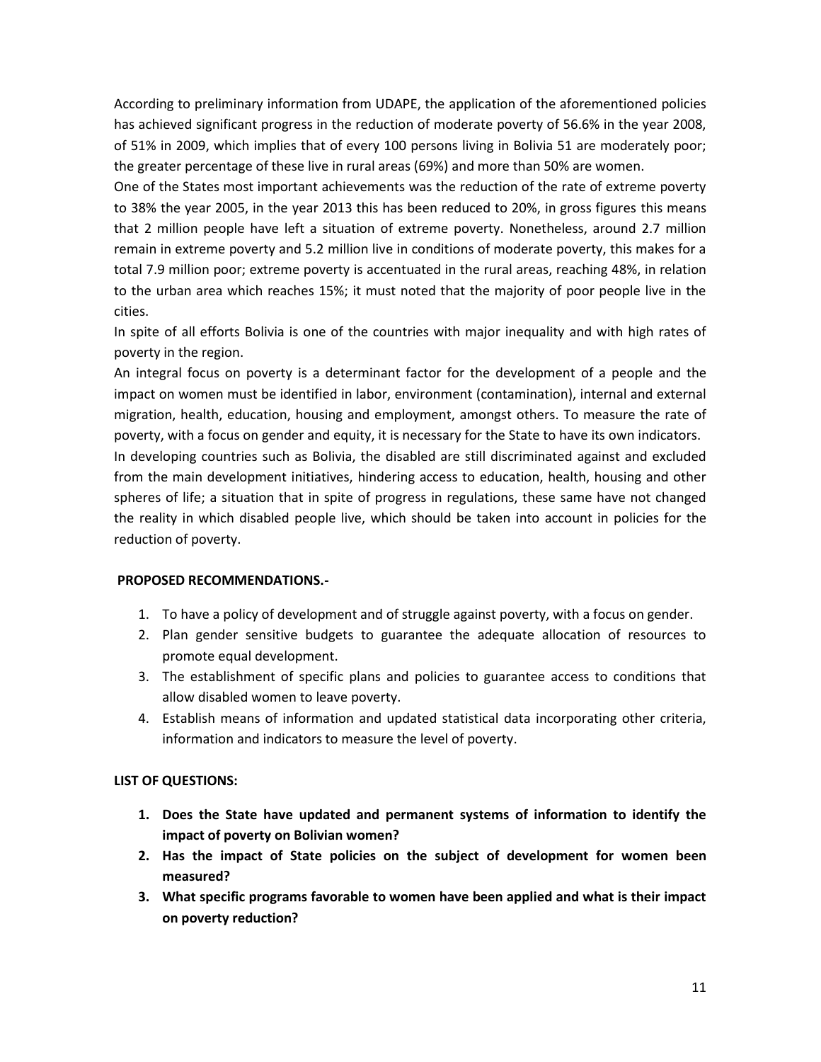According to preliminary information from UDAPE, the application of the aforementioned policies has achieved significant progress in the reduction of moderate poverty of 56.6% in the year 2008, of 51% in 2009, which implies that of every 100 persons living in Bolivia 51 are moderately poor; the greater percentage of these live in rural areas (69%) and more than 50% are women.

One of the States most important achievements was the reduction of the rate of extreme poverty to 38% the year 2005, in the year 2013 this has been reduced to 20%, in gross figures this means that 2 million people have left a situation of extreme poverty. Nonetheless, around 2.7 million remain in extreme poverty and 5.2 million live in conditions of moderate poverty, this makes for a total 7.9 million poor; extreme poverty is accentuated in the rural areas, reaching 48%, in relation to the urban area which reaches 15%; it must noted that the majority of poor people live in the cities.

In spite of all efforts Bolivia is one of the countries with major inequality and with high rates of poverty in the region.

An integral focus on poverty is a determinant factor for the development of a people and the impact on women must be identified in labor, environment (contamination), internal and external migration, health, education, housing and employment, amongst others. To measure the rate of poverty, with a focus on gender and equity, it is necessary for the State to have its own indicators.

In developing countries such as Bolivia, the disabled are still discriminated against and excluded from the main development initiatives, hindering access to education, health, housing and other spheres of life; a situation that in spite of progress in regulations, these same have not changed the reality in which disabled people live, which should be taken into account in policies for the reduction of poverty.

**PROPOSED RECOMMENDATIONS.-**

1. To have a policy of development and of struggle against poverty, with a focus on gender.
2. Plan gender sensitive budgets to guarantee the adequate allocation of resources to promote equal development.
3. The establishment of specific plans and policies to guarantee access to conditions that allow disabled women to leave poverty.
4. Establish means of information and updated statistical data incorporating other criteria, information and indicators to measure the level of poverty.

**LIST OF QUESTIONS:**

1. **Does the State have updated and permanent systems of information to identify the impact of poverty on Bolivian women?**
2. **Has the impact of State policies on the subject of development for women been measured?**
3. **What specific programs favorable to women have been applied and what is their impact on poverty reduction?**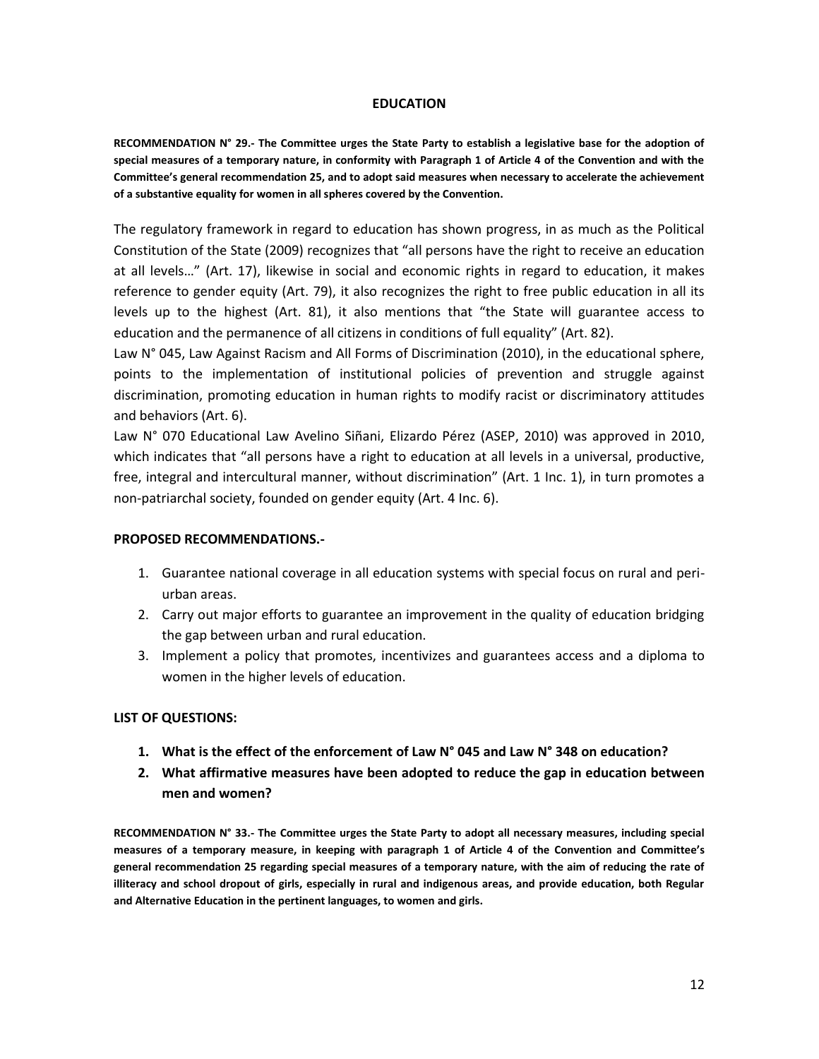## EDUCATION

**RECOMMENDATION N° 29.- The Committee urges the State Party to establish a legislative base for the adoption of special measures of a temporary nature, in conformity with Paragraph 1 of Article 4 of the Convention and with the Committee's general recommendation 25, and to adopt said measures when necessary to accelerate the achievement of a substantive equality for women in all spheres covered by the Convention.**

The regulatory framework in regard to education has shown progress, in as much as the Political Constitution of the State (2009) recognizes that "all persons have the right to receive an education at all levels…" (Art. 17), likewise in social and economic rights in regard to education, it makes reference to gender equity (Art. 79), it also recognizes the right to free public education in all its levels up to the highest (Art. 81), it also mentions that "the State will guarantee access to education and the permanence of all citizens in conditions of full equality" (Art. 82).

Law N° 045, Law Against Racism and All Forms of Discrimination (2010), in the educational sphere, points to the implementation of institutional policies of prevention and struggle against discrimination, promoting education in human rights to modify racist or discriminatory attitudes and behaviors (Art. 6).

Law N° 070 Educational Law Avelino Siñani, Elizardo Pérez (ASEP, 2010) was approved in 2010, which indicates that "all persons have a right to education at all levels in a universal, productive, free, integral and intercultural manner, without discrimination" (Art. 1 Inc. 1), in turn promotes a non-patriarchal society, founded on gender equity (Art. 4 Inc. 6).

**PROPOSED RECOMMENDATIONS.-**

1. Guarantee national coverage in all education systems with special focus on rural and peri-urban areas.
2. Carry out major efforts to guarantee an improvement in the quality of education bridging the gap between urban and rural education.
3. Implement a policy that promotes, incentivizes and guarantees access and a diploma to women in the higher levels of education.

**LIST OF QUESTIONS:**

1. **What is the effect of the enforcement of Law N° 045 and Law N° 348 on education?**
2. **What affirmative measures have been adopted to reduce the gap in education between men and women?**

**RECOMMENDATION N° 33.- The Committee urges the State Party to adopt all necessary measures, including special measures of a temporary measure, in keeping with paragraph 1 of Article 4 of the Convention and Committee's general recommendation 25 regarding special measures of a temporary nature, with the aim of reducing the rate of illiteracy and school dropout of girls, especially in rural and indigenous areas, and provide education, both Regular and Alternative Education in the pertinent languages, to women and girls.**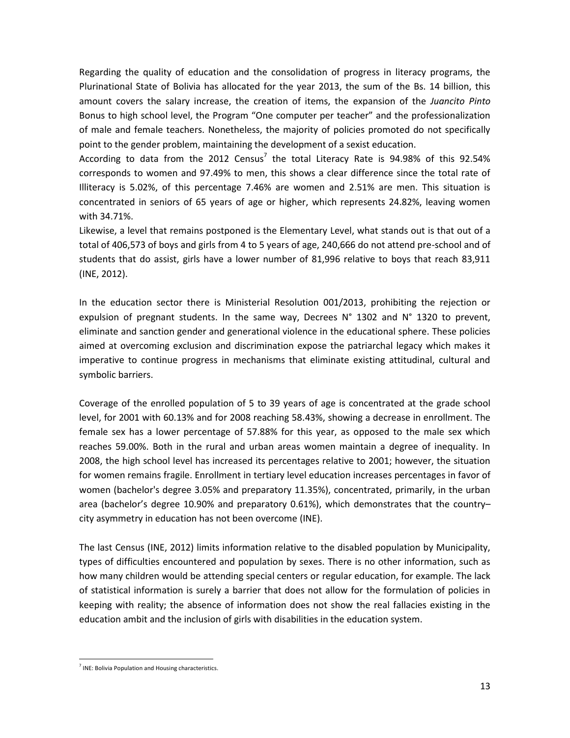Regarding the quality of education and the consolidation of progress in literacy programs, the Plurinational State of Bolivia has allocated for the year 2013, the sum of the Bs. 14 billion, this amount covers the salary increase, the creation of items, the expansion of the *Juancito Pinto* Bonus to high school level, the Program "One computer per teacher" and the professionalization of male and female teachers. Nonetheless, the majority of policies promoted do not specifically point to the gender problem, maintaining the development of a sexist education.

According to data from the 2012 Census[7] the total Literacy Rate is 94.98% of this 92.54% corresponds to women and 97.49% to men, this shows a clear difference since the total rate of Illiteracy is 5.02%, of this percentage 7.46% are women and 2.51% are men. This situation is concentrated in seniors of 65 years of age or higher, which represents 24.82%, leaving women with 34.71%.

Likewise, a level that remains postponed is the Elementary Level, what stands out is that out of a total of 406,573 of boys and girls from 4 to 5 years of age, 240,666 do not attend pre-school and of students that do assist, girls have a lower number of 81,996 relative to boys that reach 83,911 (INE, 2012).

In the education sector there is Ministerial Resolution 001/2013, prohibiting the rejection or expulsion of pregnant students. In the same way, Decrees N° 1302 and N° 1320 to prevent, eliminate and sanction gender and generational violence in the educational sphere. These policies aimed at overcoming exclusion and discrimination expose the patriarchal legacy which makes it imperative to continue progress in mechanisms that eliminate existing attitudinal, cultural and symbolic barriers.

Coverage of the enrolled population of 5 to 39 years of age is concentrated at the grade school level, for 2001 with 60.13% and for 2008 reaching 58.43%, showing a decrease in enrollment. The female sex has a lower percentage of 57.88% for this year, as opposed to the male sex which reaches 59.00%. Both in the rural and urban areas women maintain a degree of inequality. In 2008, the high school level has increased its percentages relative to 2001; however, the situation for women remains fragile. Enrollment in tertiary level education increases percentages in favor of women (bachelor's degree 3.05% and preparatory 11.35%), concentrated, primarily, in the urban area (bachelor's degree 10.90% and preparatory 0.61%), which demonstrates that the country–city asymmetry in education has not been overcome (INE).

The last Census (INE, 2012) limits information relative to the disabled population by Municipality, types of difficulties encountered and population by sexes. There is no other information, such as how many children would be attending special centers or regular education, for example. The lack of statistical information is surely a barrier that does not allow for the formulation of policies in keeping with reality; the absence of information does not show the real fallacies existing in the education ambit and the inclusion of girls with disabilities in the education system.

[7] INE: Bolivia Population and Housing characteristics.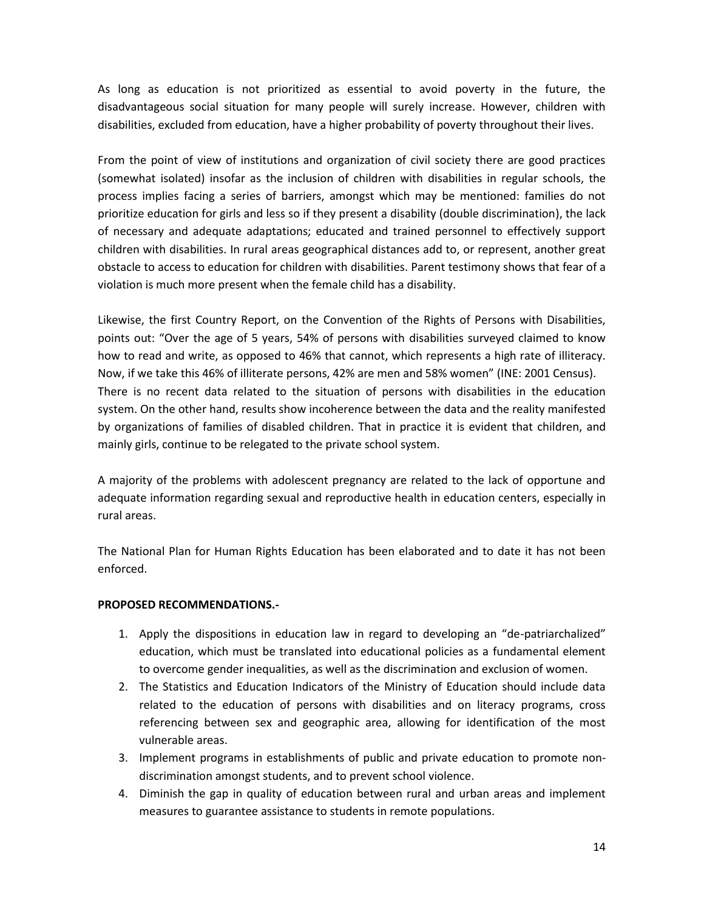As long as education is not prioritized as essential to avoid poverty in the future, the disadvantageous social situation for many people will surely increase. However, children with disabilities, excluded from education, have a higher probability of poverty throughout their lives.

From the point of view of institutions and organization of civil society there are good practices (somewhat isolated) insofar as the inclusion of children with disabilities in regular schools, the process implies facing a series of barriers, amongst which may be mentioned: families do not prioritize education for girls and less so if they present a disability (double discrimination), the lack of necessary and adequate adaptations; educated and trained personnel to effectively support children with disabilities. In rural areas geographical distances add to, or represent, another great obstacle to access to education for children with disabilities. Parent testimony shows that fear of a violation is much more present when the female child has a disability.

Likewise, the first Country Report, on the Convention of the Rights of Persons with Disabilities, points out: "Over the age of 5 years, 54% of persons with disabilities surveyed claimed to know how to read and write, as opposed to 46% that cannot, which represents a high rate of illiteracy. Now, if we take this 46% of illiterate persons, 42% are men and 58% women" (INE: 2001 Census).
There is no recent data related to the situation of persons with disabilities in the education system. On the other hand, results show incoherence between the data and the reality manifested by organizations of families of disabled children. That in practice it is evident that children, and mainly girls, continue to be relegated to the private school system.

A majority of the problems with adolescent pregnancy are related to the lack of opportune and adequate information regarding sexual and reproductive health in education centers, especially in rural areas.

The National Plan for Human Rights Education has been elaborated and to date it has not been enforced.

**PROPOSED RECOMMENDATIONS.-**

1. Apply the dispositions in education law in regard to developing an "de-patriarchalized" education, which must be translated into educational policies as a fundamental element to overcome gender inequalities, as well as the discrimination and exclusion of women.
2. The Statistics and Education Indicators of the Ministry of Education should include data related to the education of persons with disabilities and on literacy programs, cross referencing between sex and geographic area, allowing for identification of the most vulnerable areas.
3. Implement programs in establishments of public and private education to promote non-discrimination amongst students, and to prevent school violence.
4. Diminish the gap in quality of education between rural and urban areas and implement measures to guarantee assistance to students in remote populations.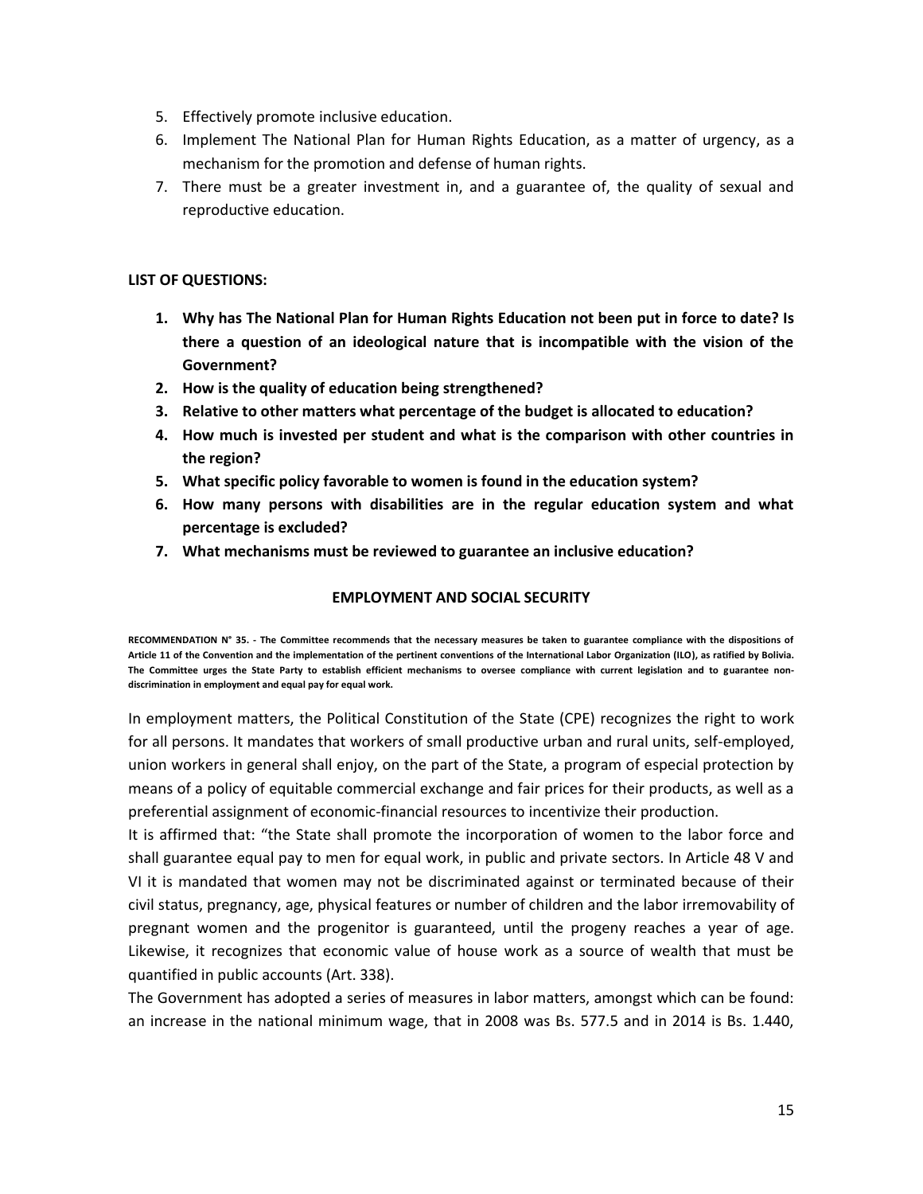5. Effectively promote inclusive education.
6. Implement The National Plan for Human Rights Education, as a matter of urgency, as a mechanism for the promotion and defense of human rights.
7. There must be a greater investment in, and a guarantee of, the quality of sexual and reproductive education.

**LIST OF QUESTIONS:**

1. **Why has The National Plan for Human Rights Education not been put in force to date? Is there a question of an ideological nature that is incompatible with the vision of the Government?**
2. **How is the quality of education being strengthened?**
3. **Relative to other matters what percentage of the budget is allocated to education?**
4. **How much is invested per student and what is the comparison with other countries in the region?**
5. **What specific policy favorable to women is found in the education system?**
6. **How many persons with disabilities are in the regular education system and what percentage is excluded?**
7. **What mechanisms must be reviewed to guarantee an inclusive education?**

## EMPLOYMENT AND SOCIAL SECURITY

**RECOMMENDATION N° 35. - The Committee recommends that the necessary measures be taken to guarantee compliance with the dispositions of Article 11 of the Convention and the implementation of the pertinent conventions of the International Labor Organization (ILO), as ratified by Bolivia. The Committee urges the State Party to establish efficient mechanisms to oversee compliance with current legislation and to guarantee non-discrimination in employment and equal pay for equal work.**

In employment matters, the Political Constitution of the State (CPE) recognizes the right to work for all persons. It mandates that workers of small productive urban and rural units, self-employed, union workers in general shall enjoy, on the part of the State, a program of especial protection by means of a policy of equitable commercial exchange and fair prices for their products, as well as a preferential assignment of economic-financial resources to incentivize their production.

It is affirmed that: "the State shall promote the incorporation of women to the labor force and shall guarantee equal pay to men for equal work, in public and private sectors. In Article 48 V and VI it is mandated that women may not be discriminated against or terminated because of their civil status, pregnancy, age, physical features or number of children and the labor irremovability of pregnant women and the progenitor is guaranteed, until the progeny reaches a year of age. Likewise, it recognizes that economic value of house work as a source of wealth that must be quantified in public accounts (Art. 338).

The Government has adopted a series of measures in labor matters, amongst which can be found: an increase in the national minimum wage, that in 2008 was Bs. 577.5 and in 2014 is Bs. 1.440,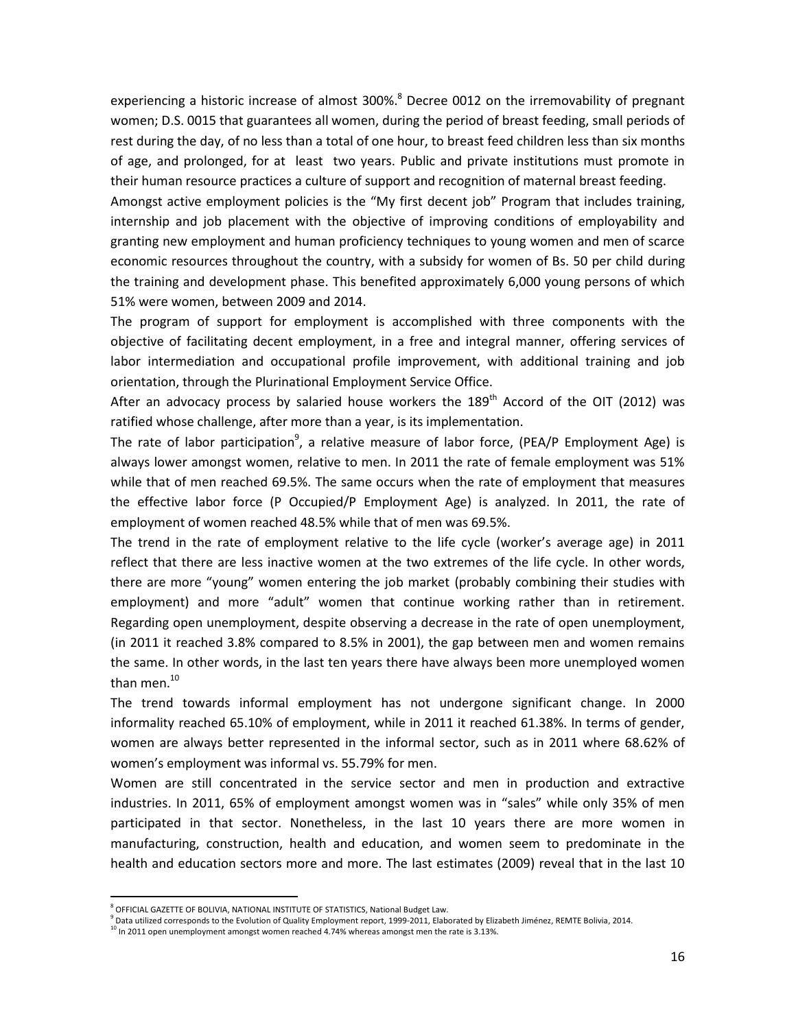experiencing a historic increase of almost 300%.[8] Decree 0012 on the irremovability of pregnant women; D.S. 0015 that guarantees all women, during the period of breast feeding, small periods of rest during the day, of no less than a total of one hour, to breast feed children less than six months of age, and prolonged, for at least two years. Public and private institutions must promote in their human resource practices a culture of support and recognition of maternal breast feeding.

Amongst active employment policies is the "My first decent job" Program that includes training, internship and job placement with the objective of improving conditions of employability and granting new employment and human proficiency techniques to young women and men of scarce economic resources throughout the country, with a subsidy for women of Bs. 50 per child during the training and development phase. This benefited approximately 6,000 young persons of which 51% were women, between 2009 and 2014.

The program of support for employment is accomplished with three components with the objective of facilitating decent employment, in a free and integral manner, offering services of labor intermediation and occupational profile improvement, with additional training and job orientation, through the Plurinational Employment Service Office.

After an advocacy process by salaried house workers the 189th Accord of the OIT (2012) was ratified whose challenge, after more than a year, is its implementation.

The rate of labor participation[9], a relative measure of labor force, (PEA/P Employment Age) is always lower amongst women, relative to men. In 2011 the rate of female employment was 51% while that of men reached 69.5%. The same occurs when the rate of employment that measures the effective labor force (P Occupied/P Employment Age) is analyzed. In 2011, the rate of employment of women reached 48.5% while that of men was 69.5%.

The trend in the rate of employment relative to the life cycle (worker's average age) in 2011 reflect that there are less inactive women at the two extremes of the life cycle. In other words, there are more "young" women entering the job market (probably combining their studies with employment) and more "adult" women that continue working rather than in retirement. Regarding open unemployment, despite observing a decrease in the rate of open unemployment, (in 2011 it reached 3.8% compared to 8.5% in 2001), the gap between men and women remains the same. In other words, in the last ten years there have always been more unemployed women than men.[10]

The trend towards informal employment has not undergone significant change. In 2000 informality reached 65.10% of employment, while in 2011 it reached 61.38%. In terms of gender, women are always better represented in the informal sector, such as in 2011 where 68.62% of women's employment was informal vs. 55.79% for men.

Women are still concentrated in the service sector and men in production and extractive industries. In 2011, 65% of employment amongst women was in "sales" while only 35% of men participated in that sector. Nonetheless, in the last 10 years there are more women in manufacturing, construction, health and education, and women seem to predominate in the health and education sectors more and more. The last estimates (2009) reveal that in the last 10

---

[8] OFFICIAL GAZETTE OF BOLIVIA, NATIONAL INSTITUTE OF STATISTICS, National Budget Law.

[9] Data utilized corresponds to the Evolution of Quality Employment report, 1999-2011, Elaborated by Elizabeth Jiménez, REMTE Bolivia, 2014.

[10] In 2011 open unemployment amongst women reached 4.74% whereas amongst men the rate is 3.13%.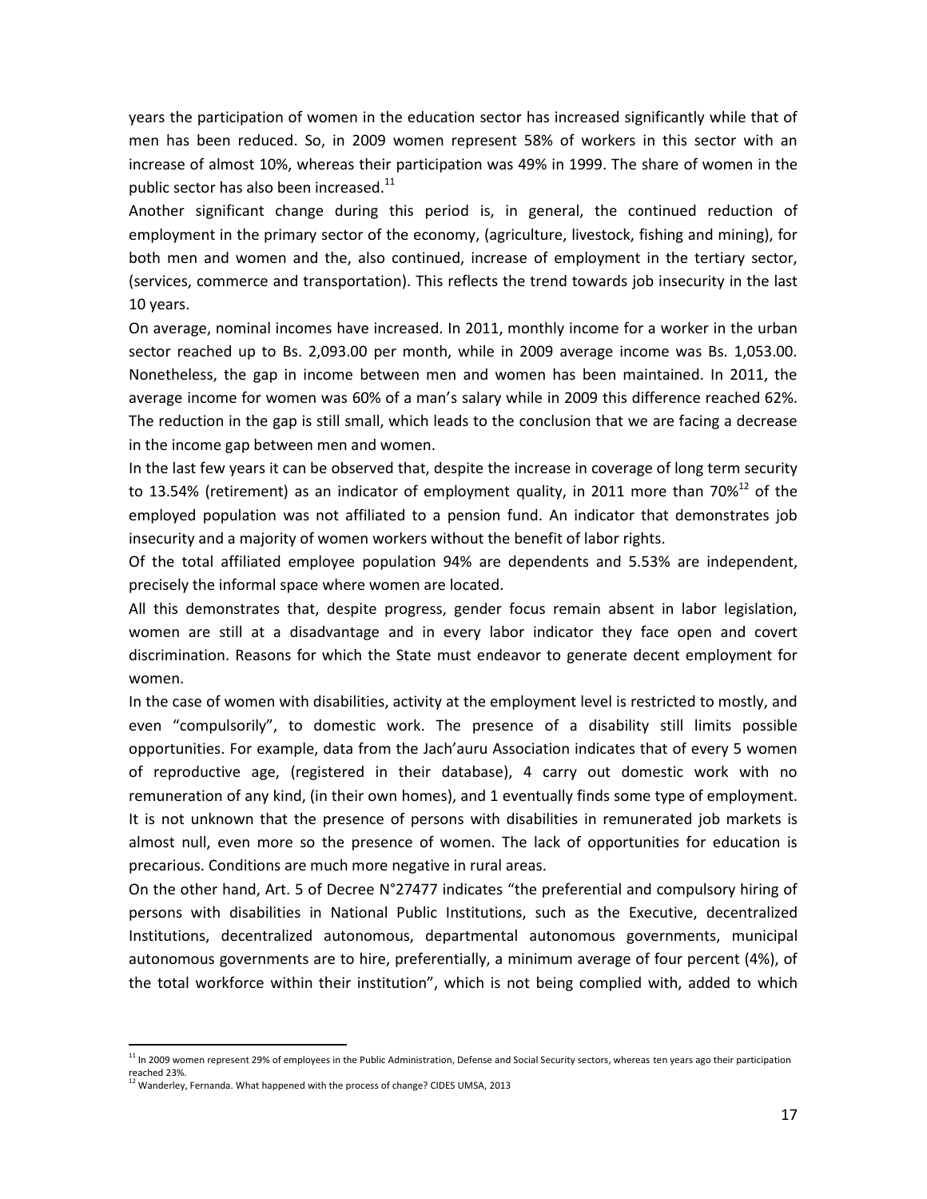years the participation of women in the education sector has increased significantly while that of men has been reduced. So, in 2009 women represent 58% of workers in this sector with an increase of almost 10%, whereas their participation was 49% in 1999. The share of women in the public sector has also been increased.[11]

Another significant change during this period is, in general, the continued reduction of employment in the primary sector of the economy, (agriculture, livestock, fishing and mining), for both men and women and the, also continued, increase of employment in the tertiary sector, (services, commerce and transportation). This reflects the trend towards job insecurity in the last 10 years.

On average, nominal incomes have increased. In 2011, monthly income for a worker in the urban sector reached up to Bs. 2,093.00 per month, while in 2009 average income was Bs. 1,053.00. Nonetheless, the gap in income between men and women has been maintained. In 2011, the average income for women was 60% of a man's salary while in 2009 this difference reached 62%. The reduction in the gap is still small, which leads to the conclusion that we are facing a decrease in the income gap between men and women.

In the last few years it can be observed that, despite the increase in coverage of long term security to 13.54% (retirement) as an indicator of employment quality, in 2011 more than 70%[12] of the employed population was not affiliated to a pension fund. An indicator that demonstrates job insecurity and a majority of women workers without the benefit of labor rights.

Of the total affiliated employee population 94% are dependents and 5.53% are independent, precisely the informal space where women are located.

All this demonstrates that, despite progress, gender focus remain absent in labor legislation, women are still at a disadvantage and in every labor indicator they face open and covert discrimination. Reasons for which the State must endeavor to generate decent employment for women.

In the case of women with disabilities, activity at the employment level is restricted to mostly, and even "compulsorily", to domestic work. The presence of a disability still limits possible opportunities. For example, data from the Jach'auru Association indicates that of every 5 women of reproductive age, (registered in their database), 4 carry out domestic work with no remuneration of any kind, (in their own homes), and 1 eventually finds some type of employment. It is not unknown that the presence of persons with disabilities in remunerated job markets is almost null, even more so the presence of women. The lack of opportunities for education is precarious. Conditions are much more negative in rural areas.

On the other hand, Art. 5 of Decree N°27477 indicates "the preferential and compulsory hiring of persons with disabilities in National Public Institutions, such as the Executive, decentralized Institutions, decentralized autonomous, departmental autonomous governments, municipal autonomous governments are to hire, preferentially, a minimum average of four percent (4%), of the total workforce within their institution", which is not being complied with, added to which

---

[11] In 2009 women represent 29% of employees in the Public Administration, Defense and Social Security sectors, whereas ten years ago their participation reached 23%.

[12] Wanderley, Fernanda. What happened with the process of change? CIDES UMSA, 2013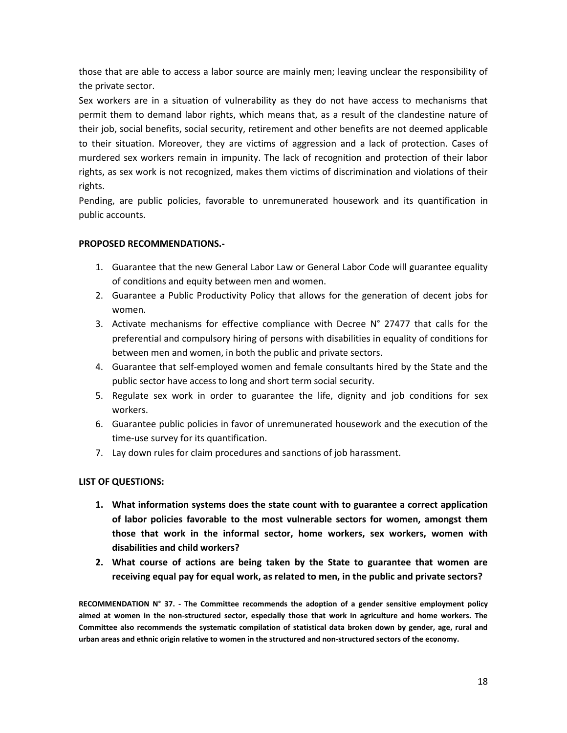those that are able to access a labor source are mainly men; leaving unclear the responsibility of the private sector.

Sex workers are in a situation of vulnerability as they do not have access to mechanisms that permit them to demand labor rights, which means that, as a result of the clandestine nature of their job, social benefits, social security, retirement and other benefits are not deemed applicable to their situation. Moreover, they are victims of aggression and a lack of protection. Cases of murdered sex workers remain in impunity. The lack of recognition and protection of their labor rights, as sex work is not recognized, makes them victims of discrimination and violations of their rights.

Pending, are public policies, favorable to unremunerated housework and its quantification in public accounts.

**PROPOSED RECOMMENDATIONS.-**

1. Guarantee that the new General Labor Law or General Labor Code will guarantee equality of conditions and equity between men and women.
2. Guarantee a Public Productivity Policy that allows for the generation of decent jobs for women.
3. Activate mechanisms for effective compliance with Decree N° 27477 that calls for the preferential and compulsory hiring of persons with disabilities in equality of conditions for between men and women, in both the public and private sectors.
4. Guarantee that self-employed women and female consultants hired by the State and the public sector have access to long and short term social security.
5. Regulate sex work in order to guarantee the life, dignity and job conditions for sex workers.
6. Guarantee public policies in favor of unremunerated housework and the execution of the time-use survey for its quantification.
7. Lay down rules for claim procedures and sanctions of job harassment.

**LIST OF QUESTIONS:**

1. **What information systems does the state count with to guarantee a correct application of labor policies favorable to the most vulnerable sectors for women, amongst them those that work in the informal sector, home workers, sex workers, women with disabilities and child workers?**
2. **What course of actions are being taken by the State to guarantee that women are receiving equal pay for equal work, as related to men, in the public and private sectors?**

**RECOMMENDATION N° 37. - The Committee recommends the adoption of a gender sensitive employment policy aimed at women in the non-structured sector, especially those that work in agriculture and home workers. The Committee also recommends the systematic compilation of statistical data broken down by gender, age, rural and urban areas and ethnic origin relative to women in the structured and non-structured sectors of the economy.**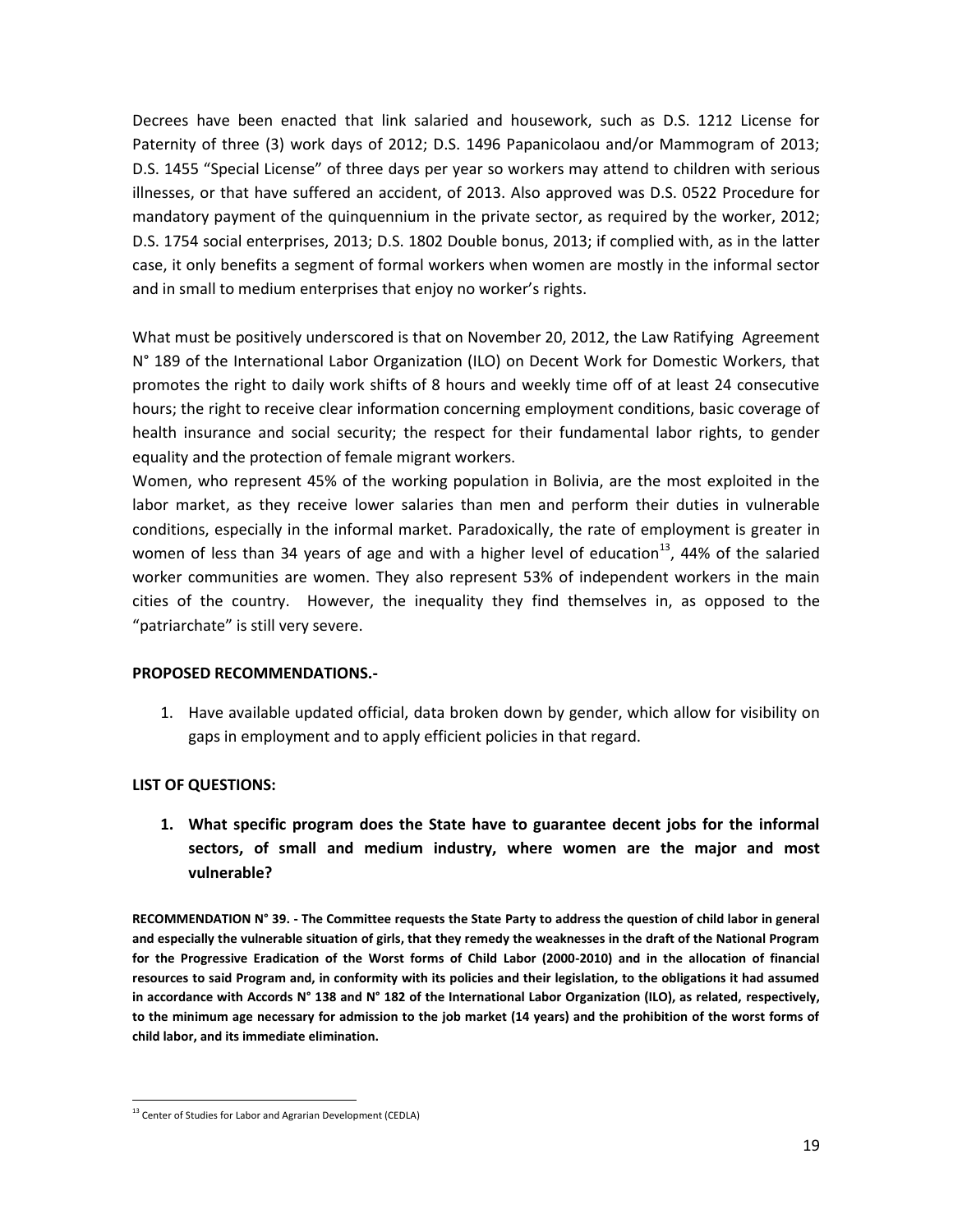Decrees have been enacted that link salaried and housework, such as D.S. 1212 License for Paternity of three (3) work days of 2012; D.S. 1496 Papanicolaou and/or Mammogram of 2013; D.S. 1455 "Special License" of three days per year so workers may attend to children with serious illnesses, or that have suffered an accident, of 2013. Also approved was D.S. 0522 Procedure for mandatory payment of the quinquennium in the private sector, as required by the worker, 2012; D.S. 1754 social enterprises, 2013; D.S. 1802 Double bonus, 2013; if complied with, as in the latter case, it only benefits a segment of formal workers when women are mostly in the informal sector and in small to medium enterprises that enjoy no worker's rights.

What must be positively underscored is that on November 20, 2012, the Law Ratifying Agreement N° 189 of the International Labor Organization (ILO) on Decent Work for Domestic Workers, that promotes the right to daily work shifts of 8 hours and weekly time off of at least 24 consecutive hours; the right to receive clear information concerning employment conditions, basic coverage of health insurance and social security; the respect for their fundamental labor rights, to gender equality and the protection of female migrant workers.

Women, who represent 45% of the working population in Bolivia, are the most exploited in the labor market, as they receive lower salaries than men and perform their duties in vulnerable conditions, especially in the informal market. Paradoxically, the rate of employment is greater in women of less than 34 years of age and with a higher level of education[13], 44% of the salaried worker communities are women. They also represent 53% of independent workers in the main cities of the country. However, the inequality they find themselves in, as opposed to the "patriarchate" is still very severe.

**PROPOSED RECOMMENDATIONS.-**

1. Have available updated official, data broken down by gender, which allow for visibility on gaps in employment and to apply efficient policies in that regard.

**LIST OF QUESTIONS:**

1. **What specific program does the State have to guarantee decent jobs for the informal sectors, of small and medium industry, where women are the major and most vulnerable?**

**RECOMMENDATION N° 39. - The Committee requests the State Party to address the question of child labor in general and especially the vulnerable situation of girls, that they remedy the weaknesses in the draft of the National Program for the Progressive Eradication of the Worst forms of Child Labor (2000-2010) and in the allocation of financial resources to said Program and, in conformity with its policies and their legislation, to the obligations it had assumed in accordance with Accords N° 138 and N° 182 of the International Labor Organization (ILO), as related, respectively, to the minimum age necessary for admission to the job market (14 years) and the prohibition of the worst forms of child labor, and its immediate elimination.**

[13] Center of Studies for Labor and Agrarian Development (CEDLA)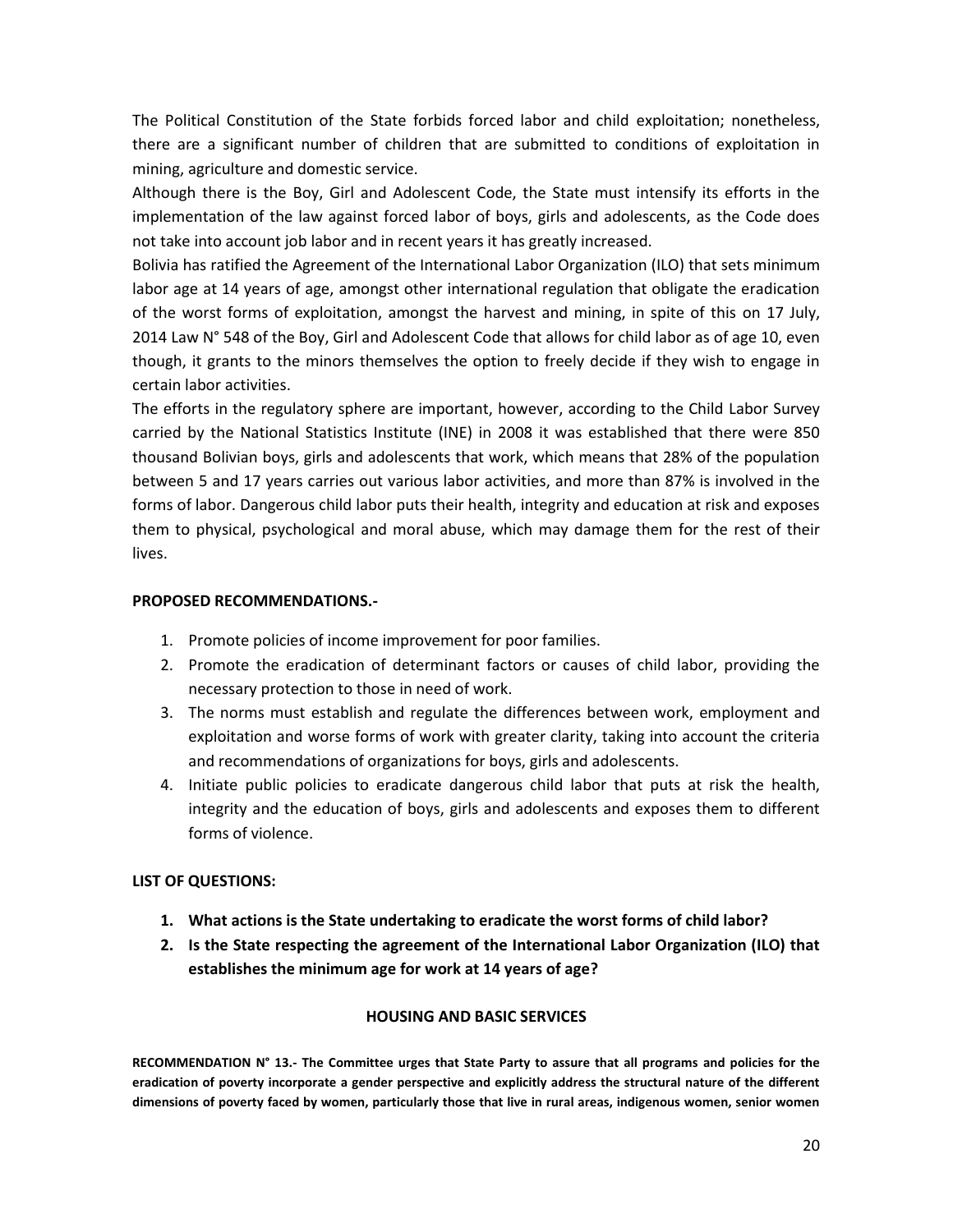The Political Constitution of the State forbids forced labor and child exploitation; nonetheless, there are a significant number of children that are submitted to conditions of exploitation in mining, agriculture and domestic service.

Although there is the Boy, Girl and Adolescent Code, the State must intensify its efforts in the implementation of the law against forced labor of boys, girls and adolescents, as the Code does not take into account job labor and in recent years it has greatly increased.

Bolivia has ratified the Agreement of the International Labor Organization (ILO) that sets minimum labor age at 14 years of age, amongst other international regulation that obligate the eradication of the worst forms of exploitation, amongst the harvest and mining, in spite of this on 17 July, 2014 Law N° 548 of the Boy, Girl and Adolescent Code that allows for child labor as of age 10, even though, it grants to the minors themselves the option to freely decide if they wish to engage in certain labor activities.

The efforts in the regulatory sphere are important, however, according to the Child Labor Survey carried by the National Statistics Institute (INE) in 2008 it was established that there were 850 thousand Bolivian boys, girls and adolescents that work, which means that 28% of the population between 5 and 17 years carries out various labor activities, and more than 87% is involved in the forms of labor. Dangerous child labor puts their health, integrity and education at risk and exposes them to physical, psychological and moral abuse, which may damage them for the rest of their lives.

**PROPOSED RECOMMENDATIONS.-**

1. Promote policies of income improvement for poor families.
2. Promote the eradication of determinant factors or causes of child labor, providing the necessary protection to those in need of work.
3. The norms must establish and regulate the differences between work, employment and exploitation and worse forms of work with greater clarity, taking into account the criteria and recommendations of organizations for boys, girls and adolescents.
4. Initiate public policies to eradicate dangerous child labor that puts at risk the health, integrity and the education of boys, girls and adolescents and exposes them to different forms of violence.

**LIST OF QUESTIONS:**

1. **What actions is the State undertaking to eradicate the worst forms of child labor?**
2. **Is the State respecting the agreement of the International Labor Organization (ILO) that establishes the minimum age for work at 14 years of age?**

## HOUSING AND BASIC SERVICES

**RECOMMENDATION N° 13.- The Committee urges that State Party to assure that all programs and policies for the eradication of poverty incorporate a gender perspective and explicitly address the structural nature of the different dimensions of poverty faced by women, particularly those that live in rural areas, indigenous women, senior women**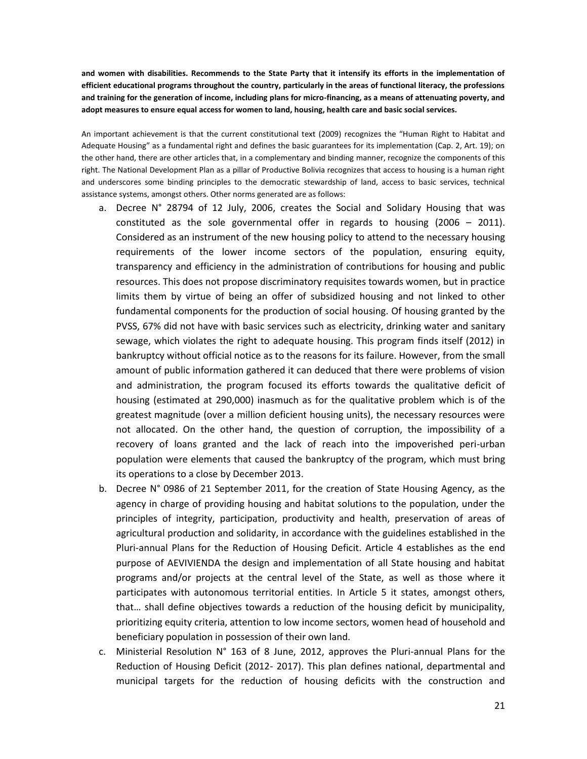**and women with disabilities. Recommends to the State Party that it intensify its efforts in the implementation of efficient educational programs throughout the country, particularly in the areas of functional literacy, the professions and training for the generation of income, including plans for micro-financing, as a means of attenuating poverty, and adopt measures to ensure equal access for women to land, housing, health care and basic social services.**

An important achievement is that the current constitutional text (2009) recognizes the "Human Right to Habitat and Adequate Housing" as a fundamental right and defines the basic guarantees for its implementation (Cap. 2, Art. 19); on the other hand, there are other articles that, in a complementary and binding manner, recognize the components of this right. The National Development Plan as a pillar of Productive Bolivia recognizes that access to housing is a human right and underscores some binding principles to the democratic stewardship of land, access to basic services, technical assistance systems, amongst others. Other norms generated are as follows:

a. Decree N° 28794 of 12 July, 2006, creates the Social and Solidary Housing that was constituted as the sole governmental offer in regards to housing (2006 – 2011). Considered as an instrument of the new housing policy to attend to the necessary housing requirements of the lower income sectors of the population, ensuring equity, transparency and efficiency in the administration of contributions for housing and public resources. This does not propose discriminatory requisites towards women, but in practice limits them by virtue of being an offer of subsidized housing and not linked to other fundamental components for the production of social housing. Of housing granted by the PVSS, 67% did not have with basic services such as electricity, drinking water and sanitary sewage, which violates the right to adequate housing. This program finds itself (2012) in bankruptcy without official notice as to the reasons for its failure. However, from the small amount of public information gathered it can deduced that there were problems of vision and administration, the program focused its efforts towards the qualitative deficit of housing (estimated at 290,000) inasmuch as for the qualitative problem which is of the greatest magnitude (over a million deficient housing units), the necessary resources were not allocated. On the other hand, the question of corruption, the impossibility of a recovery of loans granted and the lack of reach into the impoverished peri-urban population were elements that caused the bankruptcy of the program, which must bring its operations to a close by December 2013.

b. Decree N° 0986 of 21 September 2011, for the creation of State Housing Agency, as the agency in charge of providing housing and habitat solutions to the population, under the principles of integrity, participation, productivity and health, preservation of areas of agricultural production and solidarity, in accordance with the guidelines established in the Pluri-annual Plans for the Reduction of Housing Deficit. Article 4 establishes as the end purpose of AEVIVIENDA the design and implementation of all State housing and habitat programs and/or projects at the central level of the State, as well as those where it participates with autonomous territorial entities. In Article 5 it states, amongst others, that… shall define objectives towards a reduction of the housing deficit by municipality, prioritizing equity criteria, attention to low income sectors, women head of household and beneficiary population in possession of their own land.

c. Ministerial Resolution N° 163 of 8 June, 2012, approves the Pluri-annual Plans for the Reduction of Housing Deficit (2012- 2017). This plan defines national, departmental and municipal targets for the reduction of housing deficits with the construction and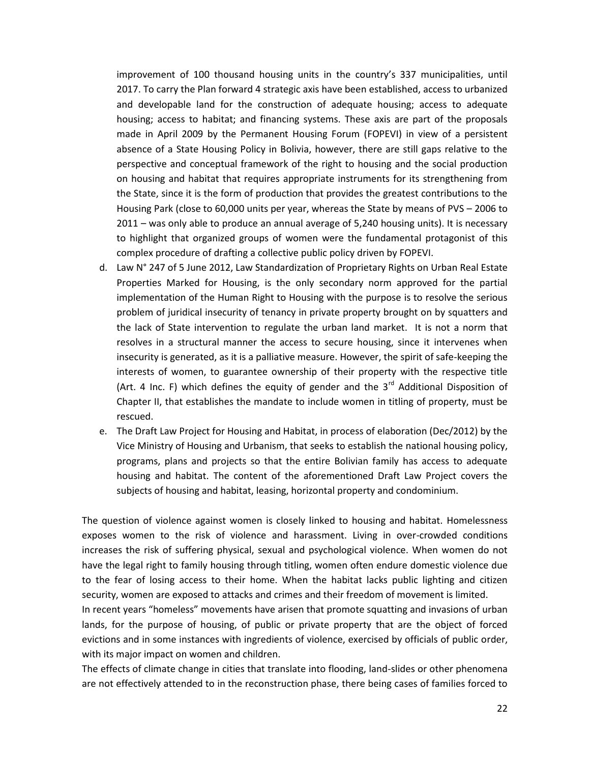improvement of 100 thousand housing units in the country's 337 municipalities, until 2017. To carry the Plan forward 4 strategic axis have been established, access to urbanized and developable land for the construction of adequate housing; access to adequate housing; access to habitat; and financing systems. These axis are part of the proposals made in April 2009 by the Permanent Housing Forum (FOPEVI) in view of a persistent absence of a State Housing Policy in Bolivia, however, there are still gaps relative to the perspective and conceptual framework of the right to housing and the social production on housing and habitat that requires appropriate instruments for its strengthening from the State, since it is the form of production that provides the greatest contributions to the Housing Park (close to 60,000 units per year, whereas the State by means of PVS – 2006 to 2011 – was only able to produce an annual average of 5,240 housing units). It is necessary to highlight that organized groups of women were the fundamental protagonist of this complex procedure of drafting a collective public policy driven by FOPEVI.

d. Law N° 247 of 5 June 2012, Law Standardization of Proprietary Rights on Urban Real Estate Properties Marked for Housing, is the only secondary norm approved for the partial implementation of the Human Right to Housing with the purpose is to resolve the serious problem of juridical insecurity of tenancy in private property brought on by squatters and the lack of State intervention to regulate the urban land market. It is not a norm that resolves in a structural manner the access to secure housing, since it intervenes when insecurity is generated, as it is a palliative measure. However, the spirit of safe-keeping the interests of women, to guarantee ownership of their property with the respective title (Art. 4 Inc. F) which defines the equity of gender and the 3rd Additional Disposition of Chapter II, that establishes the mandate to include women in titling of property, must be rescued.

e. The Draft Law Project for Housing and Habitat, in process of elaboration (Dec/2012) by the Vice Ministry of Housing and Urbanism, that seeks to establish the national housing policy, programs, plans and projects so that the entire Bolivian family has access to adequate housing and habitat. The content of the aforementioned Draft Law Project covers the subjects of housing and habitat, leasing, horizontal property and condominium.

The question of violence against women is closely linked to housing and habitat. Homelessness exposes women to the risk of violence and harassment. Living in over-crowded conditions increases the risk of suffering physical, sexual and psychological violence. When women do not have the legal right to family housing through titling, women often endure domestic violence due to the fear of losing access to their home. When the habitat lacks public lighting and citizen security, women are exposed to attacks and crimes and their freedom of movement is limited.

In recent years "homeless" movements have arisen that promote squatting and invasions of urban lands, for the purpose of housing, of public or private property that are the object of forced evictions and in some instances with ingredients of violence, exercised by officials of public order, with its major impact on women and children.

The effects of climate change in cities that translate into flooding, land-slides or other phenomena are not effectively attended to in the reconstruction phase, there being cases of families forced to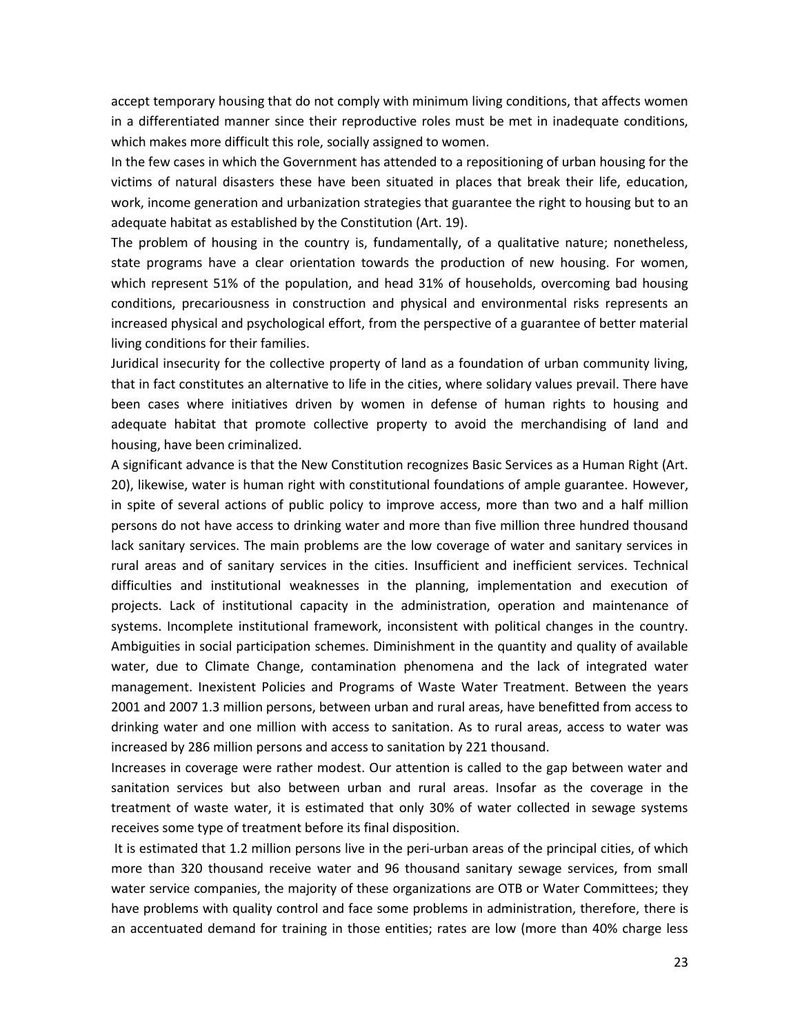accept temporary housing that do not comply with minimum living conditions, that affects women in a differentiated manner since their reproductive roles must be met in inadequate conditions, which makes more difficult this role, socially assigned to women.

In the few cases in which the Government has attended to a repositioning of urban housing for the victims of natural disasters these have been situated in places that break their life, education, work, income generation and urbanization strategies that guarantee the right to housing but to an adequate habitat as established by the Constitution (Art. 19).

The problem of housing in the country is, fundamentally, of a qualitative nature; nonetheless, state programs have a clear orientation towards the production of new housing. For women, which represent 51% of the population, and head 31% of households, overcoming bad housing conditions, precariousness in construction and physical and environmental risks represents an increased physical and psychological effort, from the perspective of a guarantee of better material living conditions for their families.

Juridical insecurity for the collective property of land as a foundation of urban community living, that in fact constitutes an alternative to life in the cities, where solidary values prevail. There have been cases where initiatives driven by women in defense of human rights to housing and adequate habitat that promote collective property to avoid the merchandising of land and housing, have been criminalized.

A significant advance is that the New Constitution recognizes Basic Services as a Human Right (Art. 20), likewise, water is human right with constitutional foundations of ample guarantee. However, in spite of several actions of public policy to improve access, more than two and a half million persons do not have access to drinking water and more than five million three hundred thousand lack sanitary services. The main problems are the low coverage of water and sanitary services in rural areas and of sanitary services in the cities. Insufficient and inefficient services. Technical difficulties and institutional weaknesses in the planning, implementation and execution of projects. Lack of institutional capacity in the administration, operation and maintenance of systems. Incomplete institutional framework, inconsistent with political changes in the country. Ambiguities in social participation schemes. Diminishment in the quantity and quality of available water, due to Climate Change, contamination phenomena and the lack of integrated water management. Inexistent Policies and Programs of Waste Water Treatment. Between the years 2001 and 2007 1.3 million persons, between urban and rural areas, have benefitted from access to drinking water and one million with access to sanitation. As to rural areas, access to water was increased by 286 million persons and access to sanitation by 221 thousand.

Increases in coverage were rather modest. Our attention is called to the gap between water and sanitation services but also between urban and rural areas. Insofar as the coverage in the treatment of waste water, it is estimated that only 30% of water collected in sewage systems receives some type of treatment before its final disposition.

It is estimated that 1.2 million persons live in the peri-urban areas of the principal cities, of which more than 320 thousand receive water and 96 thousand sanitary sewage services, from small water service companies, the majority of these organizations are OTB or Water Committees; they have problems with quality control and face some problems in administration, therefore, there is an accentuated demand for training in those entities; rates are low (more than 40% charge less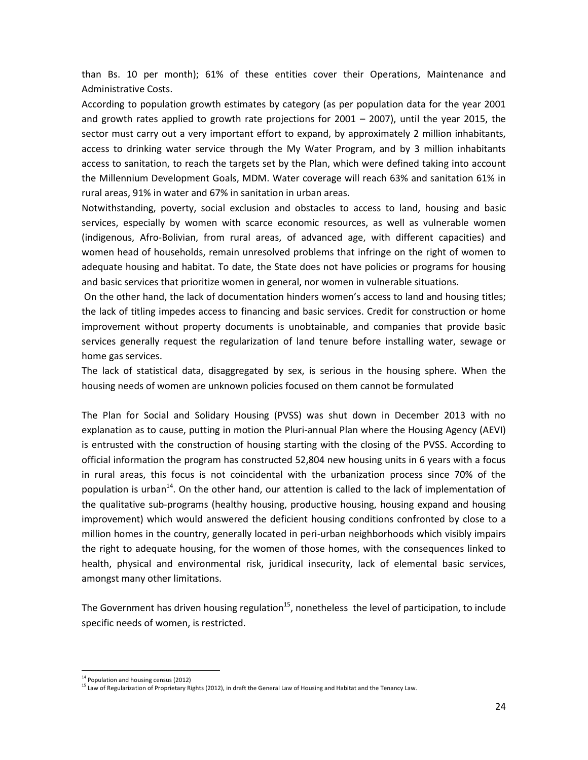than Bs. 10 per month); 61% of these entities cover their Operations, Maintenance and Administrative Costs.

According to population growth estimates by category (as per population data for the year 2001 and growth rates applied to growth rate projections for 2001 – 2007), until the year 2015, the sector must carry out a very important effort to expand, by approximately 2 million inhabitants, access to drinking water service through the My Water Program, and by 3 million inhabitants access to sanitation, to reach the targets set by the Plan, which were defined taking into account the Millennium Development Goals, MDM. Water coverage will reach 63% and sanitation 61% in rural areas, 91% in water and 67% in sanitation in urban areas.

Notwithstanding, poverty, social exclusion and obstacles to access to land, housing and basic services, especially by women with scarce economic resources, as well as vulnerable women (indigenous, Afro-Bolivian, from rural areas, of advanced age, with different capacities) and women head of households, remain unresolved problems that infringe on the right of women to adequate housing and habitat. To date, the State does not have policies or programs for housing and basic services that prioritize women in general, nor women in vulnerable situations.

On the other hand, the lack of documentation hinders women's access to land and housing titles; the lack of titling impedes access to financing and basic services. Credit for construction or home improvement without property documents is unobtainable, and companies that provide basic services generally request the regularization of land tenure before installing water, sewage or home gas services.

The lack of statistical data, disaggregated by sex, is serious in the housing sphere. When the housing needs of women are unknown policies focused on them cannot be formulated

The Plan for Social and Solidary Housing (PVSS) was shut down in December 2013 with no explanation as to cause, putting in motion the Pluri-annual Plan where the Housing Agency (AEVI) is entrusted with the construction of housing starting with the closing of the PVSS. According to official information the program has constructed 52,804 new housing units in 6 years with a focus in rural areas, this focus is not coincidental with the urbanization process since 70% of the population is urban[14]. On the other hand, our attention is called to the lack of implementation of the qualitative sub-programs (healthy housing, productive housing, housing expand and housing improvement) which would answered the deficient housing conditions confronted by close to a million homes in the country, generally located in peri-urban neighborhoods which visibly impairs the right to adequate housing, for the women of those homes, with the consequences linked to health, physical and environmental risk, juridical insecurity, lack of elemental basic services, amongst many other limitations.

The Government has driven housing regulation[15], nonetheless the level of participation, to include specific needs of women, is restricted.

[14] Population and housing census (2012)

[15] Law of Regularization of Proprietary Rights (2012), in draft the General Law of Housing and Habitat and the Tenancy Law.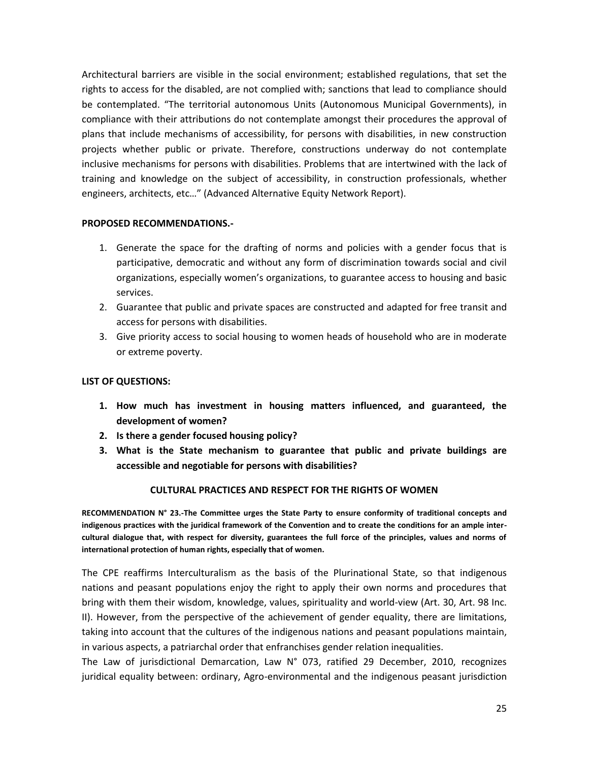Architectural barriers are visible in the social environment; established regulations, that set the rights to access for the disabled, are not complied with; sanctions that lead to compliance should be contemplated. "The territorial autonomous Units (Autonomous Municipal Governments), in compliance with their attributions do not contemplate amongst their procedures the approval of plans that include mechanisms of accessibility, for persons with disabilities, in new construction projects whether public or private. Therefore, constructions underway do not contemplate inclusive mechanisms for persons with disabilities. Problems that are intertwined with the lack of training and knowledge on the subject of accessibility, in construction professionals, whether engineers, architects, etc…" (Advanced Alternative Equity Network Report).

**PROPOSED RECOMMENDATIONS.-**

1. Generate the space for the drafting of norms and policies with a gender focus that is participative, democratic and without any form of discrimination towards social and civil organizations, especially women's organizations, to guarantee access to housing and basic services.
2. Guarantee that public and private spaces are constructed and adapted for free transit and access for persons with disabilities.
3. Give priority access to social housing to women heads of household who are in moderate or extreme poverty.

**LIST OF QUESTIONS:**

1. **How much has investment in housing matters influenced, and guaranteed, the development of women?**
2. **Is there a gender focused housing policy?**
3. **What is the State mechanism to guarantee that public and private buildings are accessible and negotiable for persons with disabilities?**

## CULTURAL PRACTICES AND RESPECT FOR THE RIGHTS OF WOMEN

**RECOMMENDATION N° 23.-The Committee urges the State Party to ensure conformity of traditional concepts and indigenous practices with the juridical framework of the Convention and to create the conditions for an ample inter-cultural dialogue that, with respect for diversity, guarantees the full force of the principles, values and norms of international protection of human rights, especially that of women.**

The CPE reaffirms Interculturalism as the basis of the Plurinational State, so that indigenous nations and peasant populations enjoy the right to apply their own norms and procedures that bring with them their wisdom, knowledge, values, spirituality and world-view (Art. 30, Art. 98 Inc. II). However, from the perspective of the achievement of gender equality, there are limitations, taking into account that the cultures of the indigenous nations and peasant populations maintain, in various aspects, a patriarchal order that enfranchises gender relation inequalities.

The Law of jurisdictional Demarcation, Law N° 073, ratified 29 December, 2010, recognizes juridical equality between: ordinary, Agro-environmental and the indigenous peasant jurisdiction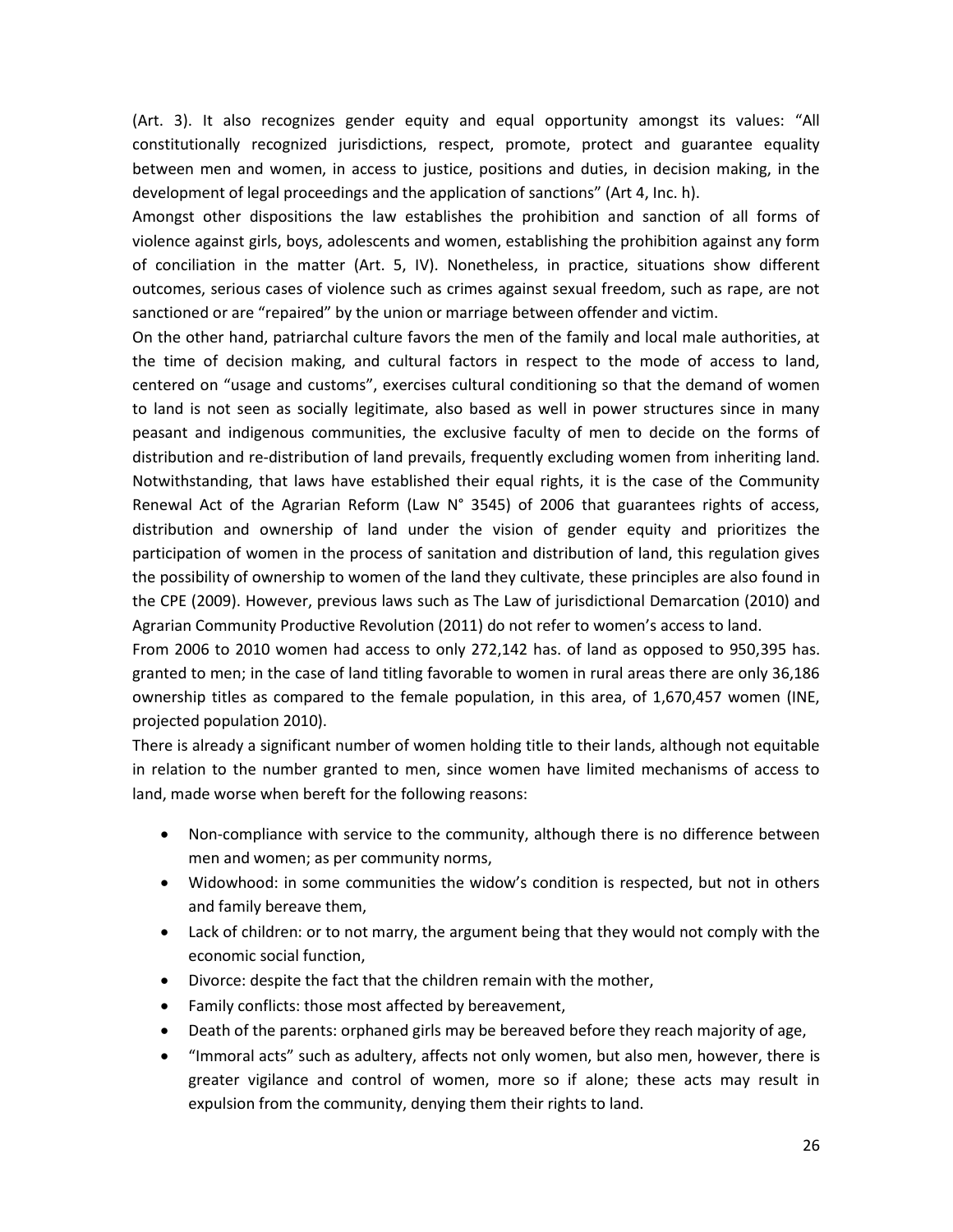(Art. 3). It also recognizes gender equity and equal opportunity amongst its values: "All constitutionally recognized jurisdictions, respect, promote, protect and guarantee equality between men and women, in access to justice, positions and duties, in decision making, in the development of legal proceedings and the application of sanctions" (Art 4, Inc. h).

Amongst other dispositions the law establishes the prohibition and sanction of all forms of violence against girls, boys, adolescents and women, establishing the prohibition against any form of conciliation in the matter (Art. 5, IV). Nonetheless, in practice, situations show different outcomes, serious cases of violence such as crimes against sexual freedom, such as rape, are not sanctioned or are "repaired" by the union or marriage between offender and victim.

On the other hand, patriarchal culture favors the men of the family and local male authorities, at the time of decision making, and cultural factors in respect to the mode of access to land, centered on "usage and customs", exercises cultural conditioning so that the demand of women to land is not seen as socially legitimate, also based as well in power structures since in many peasant and indigenous communities, the exclusive faculty of men to decide on the forms of distribution and re-distribution of land prevails, frequently excluding women from inheriting land. Notwithstanding, that laws have established their equal rights, it is the case of the Community Renewal Act of the Agrarian Reform (Law N° 3545) of 2006 that guarantees rights of access, distribution and ownership of land under the vision of gender equity and prioritizes the participation of women in the process of sanitation and distribution of land, this regulation gives the possibility of ownership to women of the land they cultivate, these principles are also found in the CPE (2009). However, previous laws such as The Law of jurisdictional Demarcation (2010) and Agrarian Community Productive Revolution (2011) do not refer to women's access to land.

From 2006 to 2010 women had access to only 272,142 has. of land as opposed to 950,395 has. granted to men; in the case of land titling favorable to women in rural areas there are only 36,186 ownership titles as compared to the female population, in this area, of 1,670,457 women (INE, projected population 2010).

There is already a significant number of women holding title to their lands, although not equitable in relation to the number granted to men, since women have limited mechanisms of access to land, made worse when bereft for the following reasons:

- Non-compliance with service to the community, although there is no difference between men and women; as per community norms,
- Widowhood: in some communities the widow's condition is respected, but not in others and family bereave them,
- Lack of children: or to not marry, the argument being that they would not comply with the economic social function,
- Divorce: despite the fact that the children remain with the mother,
- Family conflicts: those most affected by bereavement,
- Death of the parents: orphaned girls may be bereaved before they reach majority of age,
- "Immoral acts" such as adultery, affects not only women, but also men, however, there is greater vigilance and control of women, more so if alone; these acts may result in expulsion from the community, denying them their rights to land.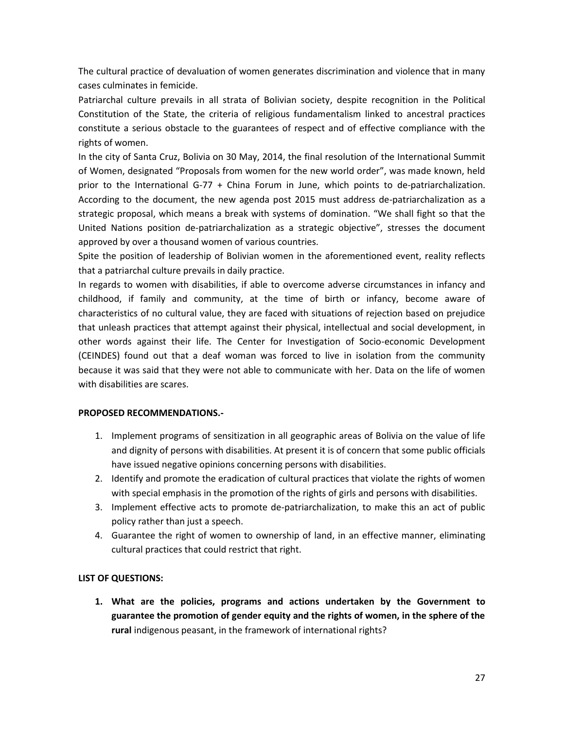The cultural practice of devaluation of women generates discrimination and violence that in many cases culminates in femicide.

Patriarchal culture prevails in all strata of Bolivian society, despite recognition in the Political Constitution of the State, the criteria of religious fundamentalism linked to ancestral practices constitute a serious obstacle to the guarantees of respect and of effective compliance with the rights of women.

In the city of Santa Cruz, Bolivia on 30 May, 2014, the final resolution of the International Summit of Women, designated "Proposals from women for the new world order", was made known, held prior to the International G-77 + China Forum in June, which points to de-patriarchalization. According to the document, the new agenda post 2015 must address de-patriarchalization as a strategic proposal, which means a break with systems of domination. "We shall fight so that the United Nations position de-patriarchalization as a strategic objective", stresses the document approved by over a thousand women of various countries.

Spite the position of leadership of Bolivian women in the aforementioned event, reality reflects that a patriarchal culture prevails in daily practice.

In regards to women with disabilities, if able to overcome adverse circumstances in infancy and childhood, if family and community, at the time of birth or infancy, become aware of characteristics of no cultural value, they are faced with situations of rejection based on prejudice that unleash practices that attempt against their physical, intellectual and social development, in other words against their life. The Center for Investigation of Socio-economic Development (CEINDES) found out that a deaf woman was forced to live in isolation from the community because it was said that they were not able to communicate with her. Data on the life of women with disabilities are scares.

**PROPOSED RECOMMENDATIONS.-**

1. Implement programs of sensitization in all geographic areas of Bolivia on the value of life and dignity of persons with disabilities. At present it is of concern that some public officials have issued negative opinions concerning persons with disabilities.
2. Identify and promote the eradication of cultural practices that violate the rights of women with special emphasis in the promotion of the rights of girls and persons with disabilities.
3. Implement effective acts to promote de-patriarchalization, to make this an act of public policy rather than just a speech.
4. Guarantee the right of women to ownership of land, in an effective manner, eliminating cultural practices that could restrict that right.

**LIST OF QUESTIONS:**

1. **What are the policies, programs and actions undertaken by the Government to guarantee the promotion of gender equity and the rights of women, in the sphere of the rural** indigenous peasant, in the framework of international rights?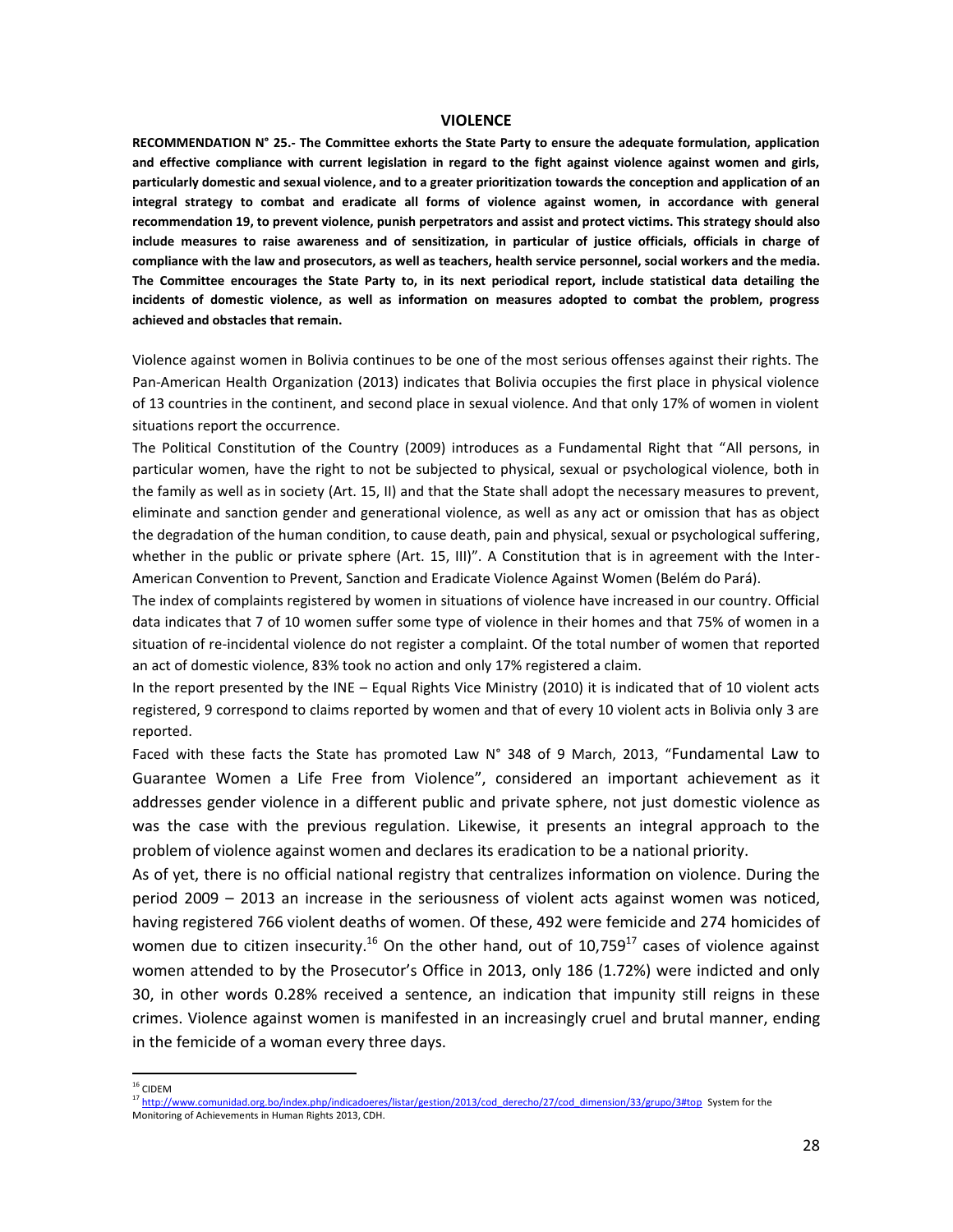## VIOLENCE

**RECOMMENDATION N° 25.- The Committee exhorts the State Party to ensure the adequate formulation, application and effective compliance with current legislation in regard to the fight against violence against women and girls, particularly domestic and sexual violence, and to a greater prioritization towards the conception and application of an integral strategy to combat and eradicate all forms of violence against women, in accordance with general recommendation 19, to prevent violence, punish perpetrators and assist and protect victims. This strategy should also include measures to raise awareness and of sensitization, in particular of justice officials, officials in charge of compliance with the law and prosecutors, as well as teachers, health service personnel, social workers and the media. The Committee encourages the State Party to, in its next periodical report, include statistical data detailing the incidents of domestic violence, as well as information on measures adopted to combat the problem, progress achieved and obstacles that remain.**

Violence against women in Bolivia continues to be one of the most serious offenses against their rights. The Pan-American Health Organization (2013) indicates that Bolivia occupies the first place in physical violence of 13 countries in the continent, and second place in sexual violence. And that only 17% of women in violent situations report the occurrence.

The Political Constitution of the Country (2009) introduces as a Fundamental Right that "All persons, in particular women, have the right to not be subjected to physical, sexual or psychological violence, both in the family as well as in society (Art. 15, II) and that the State shall adopt the necessary measures to prevent, eliminate and sanction gender and generational violence, as well as any act or omission that has as object the degradation of the human condition, to cause death, pain and physical, sexual or psychological suffering, whether in the public or private sphere (Art. 15, III)". A Constitution that is in agreement with the Inter-American Convention to Prevent, Sanction and Eradicate Violence Against Women (Belém do Pará).

The index of complaints registered by women in situations of violence have increased in our country. Official data indicates that 7 of 10 women suffer some type of violence in their homes and that 75% of women in a situation of re-incidental violence do not register a complaint. Of the total number of women that reported an act of domestic violence, 83% took no action and only 17% registered a claim.

In the report presented by the INE – Equal Rights Vice Ministry (2010) it is indicated that of 10 violent acts registered, 9 correspond to claims reported by women and that of every 10 violent acts in Bolivia only 3 are reported.

Faced with these facts the State has promoted Law N° 348 of 9 March, 2013, "Fundamental Law to Guarantee Women a Life Free from Violence", considered an important achievement as it addresses gender violence in a different public and private sphere, not just domestic violence as was the case with the previous regulation. Likewise, it presents an integral approach to the problem of violence against women and declares its eradication to be a national priority.

As of yet, there is no official national registry that centralizes information on violence. During the period 2009 – 2013 an increase in the seriousness of violent acts against women was noticed, having registered 766 violent deaths of women. Of these, 492 were femicide and 274 homicides of women due to citizen insecurity.[16] On the other hand, out of 10,759[17] cases of violence against women attended to by the Prosecutor's Office in 2013, only 186 (1.72%) were indicted and only 30, in other words 0.28% received a sentence, an indication that impunity still reigns in these crimes. Violence against women is manifested in an increasingly cruel and brutal manner, ending in the femicide of a woman every three days.

[16] CIDEM

[17] http://www.comunidad.org.bo/index.php/indicadoeres/listar/gestion/2013/cod_derecho/27/cod_dimension/33/grupo/3#top System for the Monitoring of Achievements in Human Rights 2013, CDH.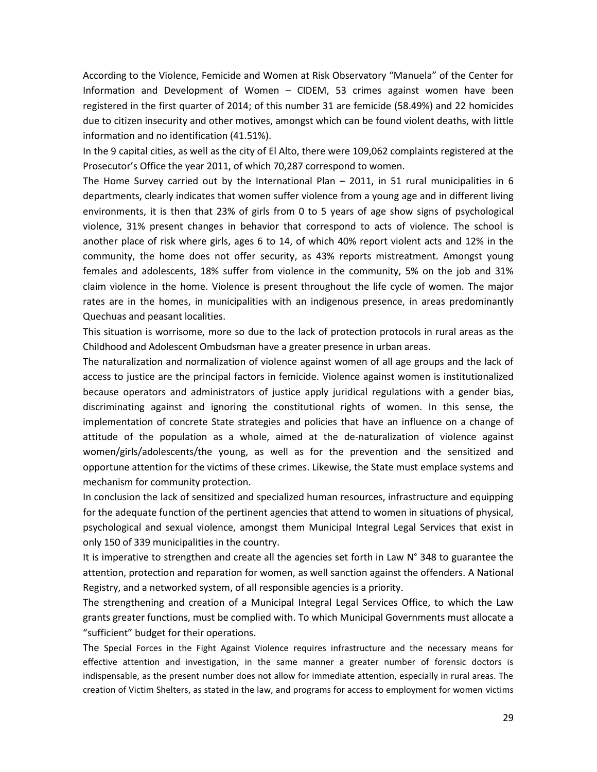According to the Violence, Femicide and Women at Risk Observatory "Manuela" of the Center for Information and Development of Women – CIDEM, 53 crimes against women have been registered in the first quarter of 2014; of this number 31 are femicide (58.49%) and 22 homicides due to citizen insecurity and other motives, amongst which can be found violent deaths, with little information and no identification (41.51%).

In the 9 capital cities, as well as the city of El Alto, there were 109,062 complaints registered at the Prosecutor's Office the year 2011, of which 70,287 correspond to women.

The Home Survey carried out by the International Plan – 2011, in 51 rural municipalities in 6 departments, clearly indicates that women suffer violence from a young age and in different living environments, it is then that 23% of girls from 0 to 5 years of age show signs of psychological violence, 31% present changes in behavior that correspond to acts of violence. The school is another place of risk where girls, ages 6 to 14, of which 40% report violent acts and 12% in the community, the home does not offer security, as 43% reports mistreatment. Amongst young females and adolescents, 18% suffer from violence in the community, 5% on the job and 31% claim violence in the home. Violence is present throughout the life cycle of women. The major rates are in the homes, in municipalities with an indigenous presence, in areas predominantly Quechuas and peasant localities.

This situation is worrisome, more so due to the lack of protection protocols in rural areas as the Childhood and Adolescent Ombudsman have a greater presence in urban areas.

The naturalization and normalization of violence against women of all age groups and the lack of access to justice are the principal factors in femicide. Violence against women is institutionalized because operators and administrators of justice apply juridical regulations with a gender bias, discriminating against and ignoring the constitutional rights of women. In this sense, the implementation of concrete State strategies and policies that have an influence on a change of attitude of the population as a whole, aimed at the de-naturalization of violence against women/girls/adolescents/the young, as well as for the prevention and the sensitized and opportune attention for the victims of these crimes. Likewise, the State must emplace systems and mechanism for community protection.

In conclusion the lack of sensitized and specialized human resources, infrastructure and equipping for the adequate function of the pertinent agencies that attend to women in situations of physical, psychological and sexual violence, amongst them Municipal Integral Legal Services that exist in only 150 of 339 municipalities in the country.

It is imperative to strengthen and create all the agencies set forth in Law N° 348 to guarantee the attention, protection and reparation for women, as well sanction against the offenders. A National Registry, and a networked system, of all responsible agencies is a priority.

The strengthening and creation of a Municipal Integral Legal Services Office, to which the Law grants greater functions, must be complied with. To which Municipal Governments must allocate a "sufficient" budget for their operations.

The Special Forces in the Fight Against Violence requires infrastructure and the necessary means for effective attention and investigation, in the same manner a greater number of forensic doctors is indispensable, as the present number does not allow for immediate attention, especially in rural areas. The creation of Victim Shelters, as stated in the law, and programs for access to employment for women victims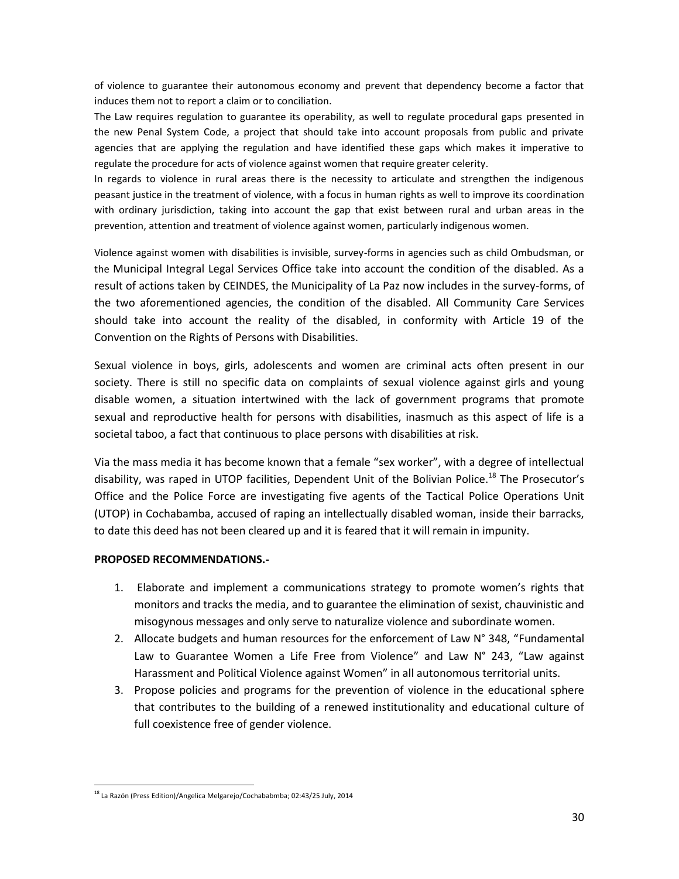of violence to guarantee their autonomous economy and prevent that dependency become a factor that induces them not to report a claim or to conciliation.

The Law requires regulation to guarantee its operability, as well to regulate procedural gaps presented in the new Penal System Code, a project that should take into account proposals from public and private agencies that are applying the regulation and have identified these gaps which makes it imperative to regulate the procedure for acts of violence against women that require greater celerity.

In regards to violence in rural areas there is the necessity to articulate and strengthen the indigenous peasant justice in the treatment of violence, with a focus in human rights as well to improve its coordination with ordinary jurisdiction, taking into account the gap that exist between rural and urban areas in the prevention, attention and treatment of violence against women, particularly indigenous women.

Violence against women with disabilities is invisible, survey-forms in agencies such as child Ombudsman, or the Municipal Integral Legal Services Office take into account the condition of the disabled. As a result of actions taken by CEINDES, the Municipality of La Paz now includes in the survey-forms, of the two aforementioned agencies, the condition of the disabled. All Community Care Services should take into account the reality of the disabled, in conformity with Article 19 of the Convention on the Rights of Persons with Disabilities.

Sexual violence in boys, girls, adolescents and women are criminal acts often present in our society. There is still no specific data on complaints of sexual violence against girls and young disable women, a situation intertwined with the lack of government programs that promote sexual and reproductive health for persons with disabilities, inasmuch as this aspect of life is a societal taboo, a fact that continuous to place persons with disabilities at risk.

Via the mass media it has become known that a female "sex worker", with a degree of intellectual disability, was raped in UTOP facilities, Dependent Unit of the Bolivian Police.[18] The Prosecutor's Office and the Police Force are investigating five agents of the Tactical Police Operations Unit (UTOP) in Cochabamba, accused of raping an intellectually disabled woman, inside their barracks, to date this deed has not been cleared up and it is feared that it will remain in impunity.

**PROPOSED RECOMMENDATIONS.-**

1. Elaborate and implement a communications strategy to promote women's rights that monitors and tracks the media, and to guarantee the elimination of sexist, chauvinistic and misogynous messages and only serve to naturalize violence and subordinate women.
2. Allocate budgets and human resources for the enforcement of Law N° 348, "Fundamental Law to Guarantee Women a Life Free from Violence" and Law N° 243, "Law against Harassment and Political Violence against Women" in all autonomous territorial units.
3. Propose policies and programs for the prevention of violence in the educational sphere that contributes to the building of a renewed institutionality and educational culture of full coexistence free of gender violence.

[18] La Razón (Press Edition)/Angelica Melgarejo/Cochababmba; 02:43/25 July, 2014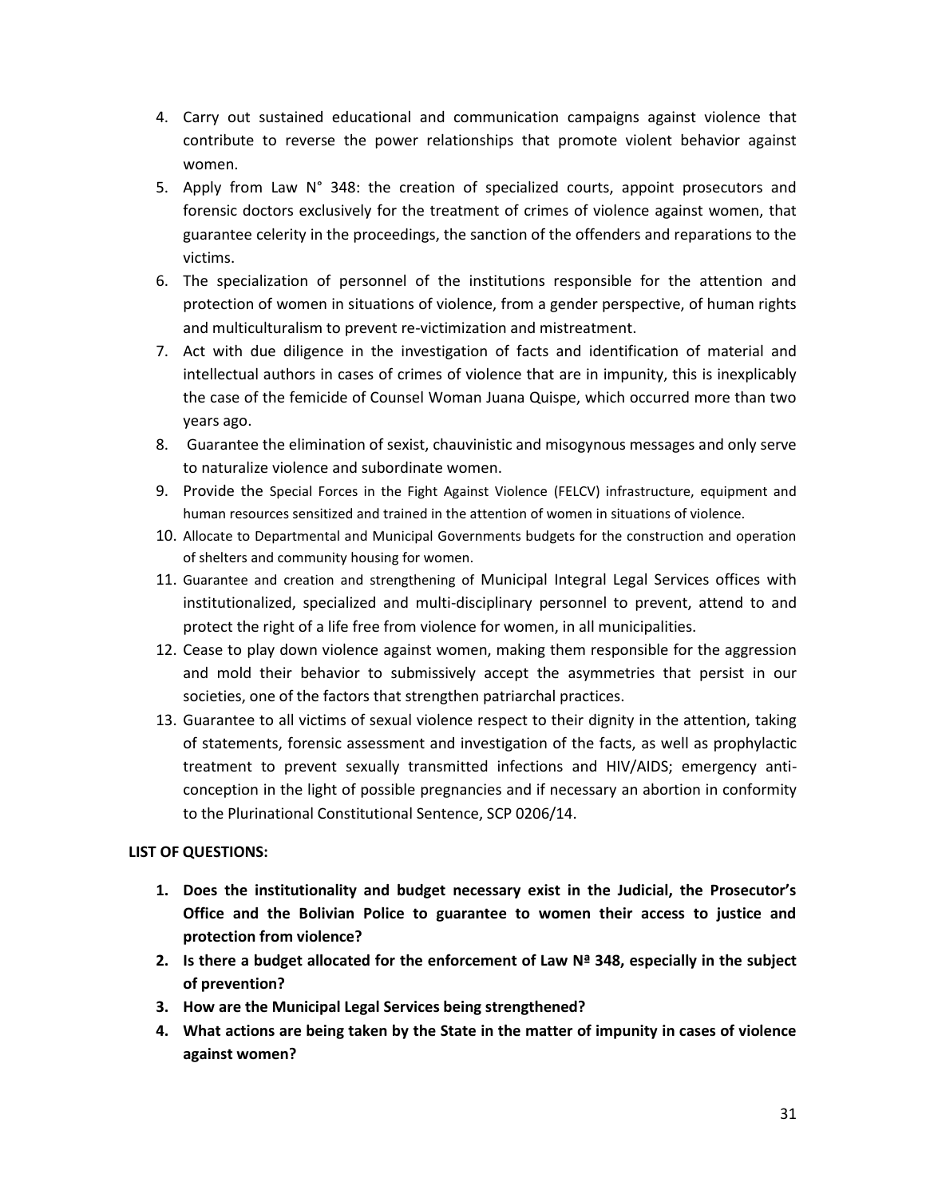4. Carry out sustained educational and communication campaigns against violence that contribute to reverse the power relationships that promote violent behavior against women.
5. Apply from Law N° 348: the creation of specialized courts, appoint prosecutors and forensic doctors exclusively for the treatment of crimes of violence against women, that guarantee celerity in the proceedings, the sanction of the offenders and reparations to the victims.
6. The specialization of personnel of the institutions responsible for the attention and protection of women in situations of violence, from a gender perspective, of human rights and multiculturalism to prevent re-victimization and mistreatment.
7. Act with due diligence in the investigation of facts and identification of material and intellectual authors in cases of crimes of violence that are in impunity, this is inexplicably the case of the femicide of Counsel Woman Juana Quispe, which occurred more than two years ago.
8. Guarantee the elimination of sexist, chauvinistic and misogynous messages and only serve to naturalize violence and subordinate women.
9. Provide the Special Forces in the Fight Against Violence (FELCV) infrastructure, equipment and human resources sensitized and trained in the attention of women in situations of violence.
10. Allocate to Departmental and Municipal Governments budgets for the construction and operation of shelters and community housing for women.
11. Guarantee and creation and strengthening of Municipal Integral Legal Services offices with institutionalized, specialized and multi-disciplinary personnel to prevent, attend to and protect the right of a life free from violence for women, in all municipalities.
12. Cease to play down violence against women, making them responsible for the aggression and mold their behavior to submissively accept the asymmetries that persist in our societies, one of the factors that strengthen patriarchal practices.
13. Guarantee to all victims of sexual violence respect to their dignity in the attention, taking of statements, forensic assessment and investigation of the facts, as well as prophylactic treatment to prevent sexually transmitted infections and HIV/AIDS; emergency anti-conception in the light of possible pregnancies and if necessary an abortion in conformity to the Plurinational Constitutional Sentence, SCP 0206/14.

**LIST OF QUESTIONS:**

1. **Does the institutionality and budget necessary exist in the Judicial, the Prosecutor's Office and the Bolivian Police to guarantee to women their access to justice and protection from violence?**
2. **Is there a budget allocated for the enforcement of Law Nª 348, especially in the subject of prevention?**
3. **How are the Municipal Legal Services being strengthened?**
4. **What actions are being taken by the State in the matter of impunity in cases of violence against women?**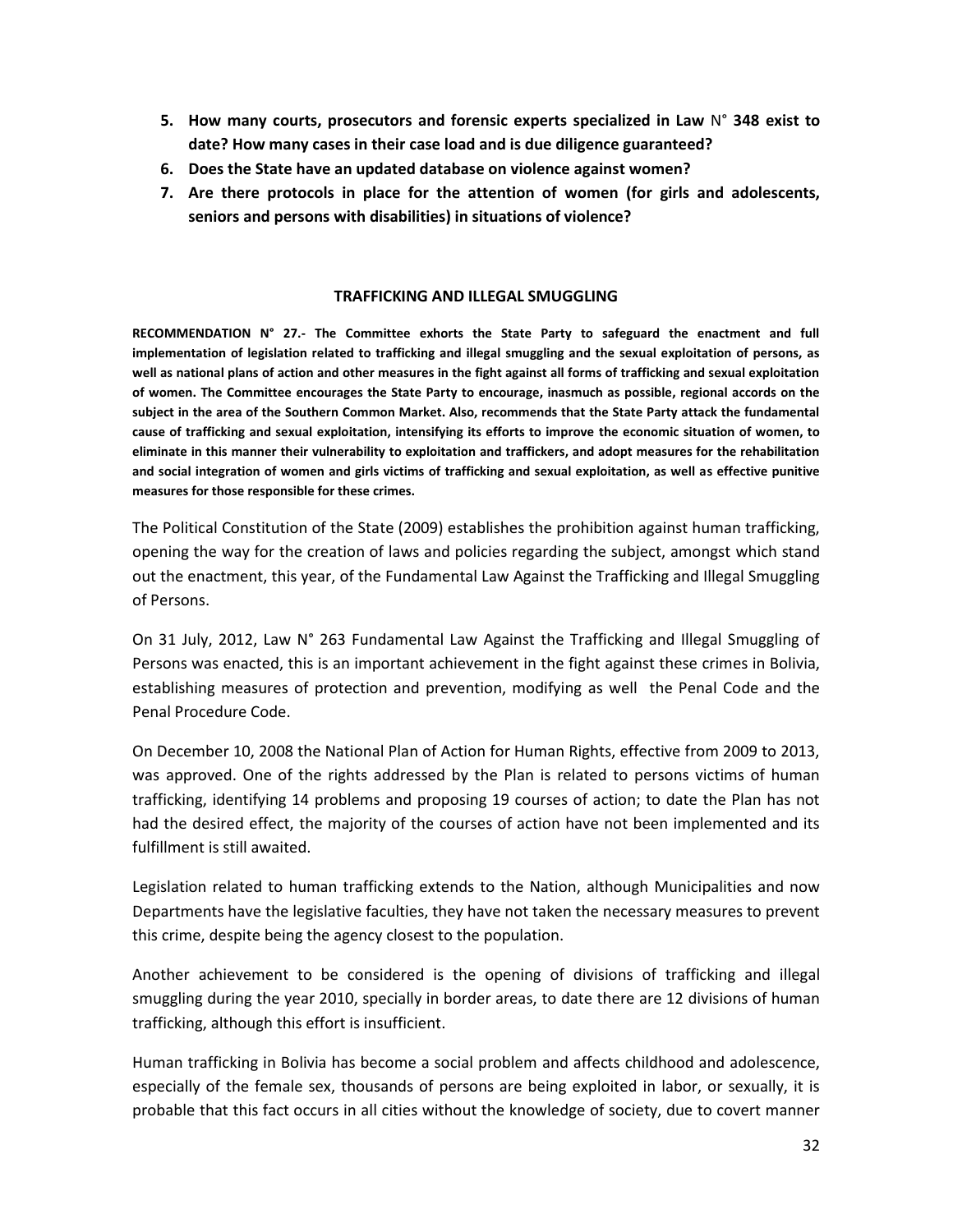5. **How many courts, prosecutors and forensic experts specialized in Law** N° **348 exist to date? How many cases in their case load and is due diligence guaranteed?**
6. **Does the State have an updated database on violence against women?**
7. **Are there protocols in place for the attention of women (for girls and adolescents, seniors and persons with disabilities) in situations of violence?**

## TRAFFICKING AND ILLEGAL SMUGGLING

**RECOMMENDATION N° 27.- The Committee exhorts the State Party to safeguard the enactment and full implementation of legislation related to trafficking and illegal smuggling and the sexual exploitation of persons, as well as national plans of action and other measures in the fight against all forms of trafficking and sexual exploitation of women. The Committee encourages the State Party to encourage, inasmuch as possible, regional accords on the subject in the area of the Southern Common Market. Also, recommends that the State Party attack the fundamental cause of trafficking and sexual exploitation, intensifying its efforts to improve the economic situation of women, to eliminate in this manner their vulnerability to exploitation and traffickers, and adopt measures for the rehabilitation and social integration of women and girls victims of trafficking and sexual exploitation, as well as effective punitive measures for those responsible for these crimes.**

The Political Constitution of the State (2009) establishes the prohibition against human trafficking, opening the way for the creation of laws and policies regarding the subject, amongst which stand out the enactment, this year, of the Fundamental Law Against the Trafficking and Illegal Smuggling of Persons.

On 31 July, 2012, Law N° 263 Fundamental Law Against the Trafficking and Illegal Smuggling of Persons was enacted, this is an important achievement in the fight against these crimes in Bolivia, establishing measures of protection and prevention, modifying as well the Penal Code and the Penal Procedure Code.

On December 10, 2008 the National Plan of Action for Human Rights, effective from 2009 to 2013, was approved. One of the rights addressed by the Plan is related to persons victims of human trafficking, identifying 14 problems and proposing 19 courses of action; to date the Plan has not had the desired effect, the majority of the courses of action have not been implemented and its fulfillment is still awaited.

Legislation related to human trafficking extends to the Nation, although Municipalities and now Departments have the legislative faculties, they have not taken the necessary measures to prevent this crime, despite being the agency closest to the population.

Another achievement to be considered is the opening of divisions of trafficking and illegal smuggling during the year 2010, specially in border areas, to date there are 12 divisions of human trafficking, although this effort is insufficient.

Human trafficking in Bolivia has become a social problem and affects childhood and adolescence, especially of the female sex, thousands of persons are being exploited in labor, or sexually, it is probable that this fact occurs in all cities without the knowledge of society, due to covert manner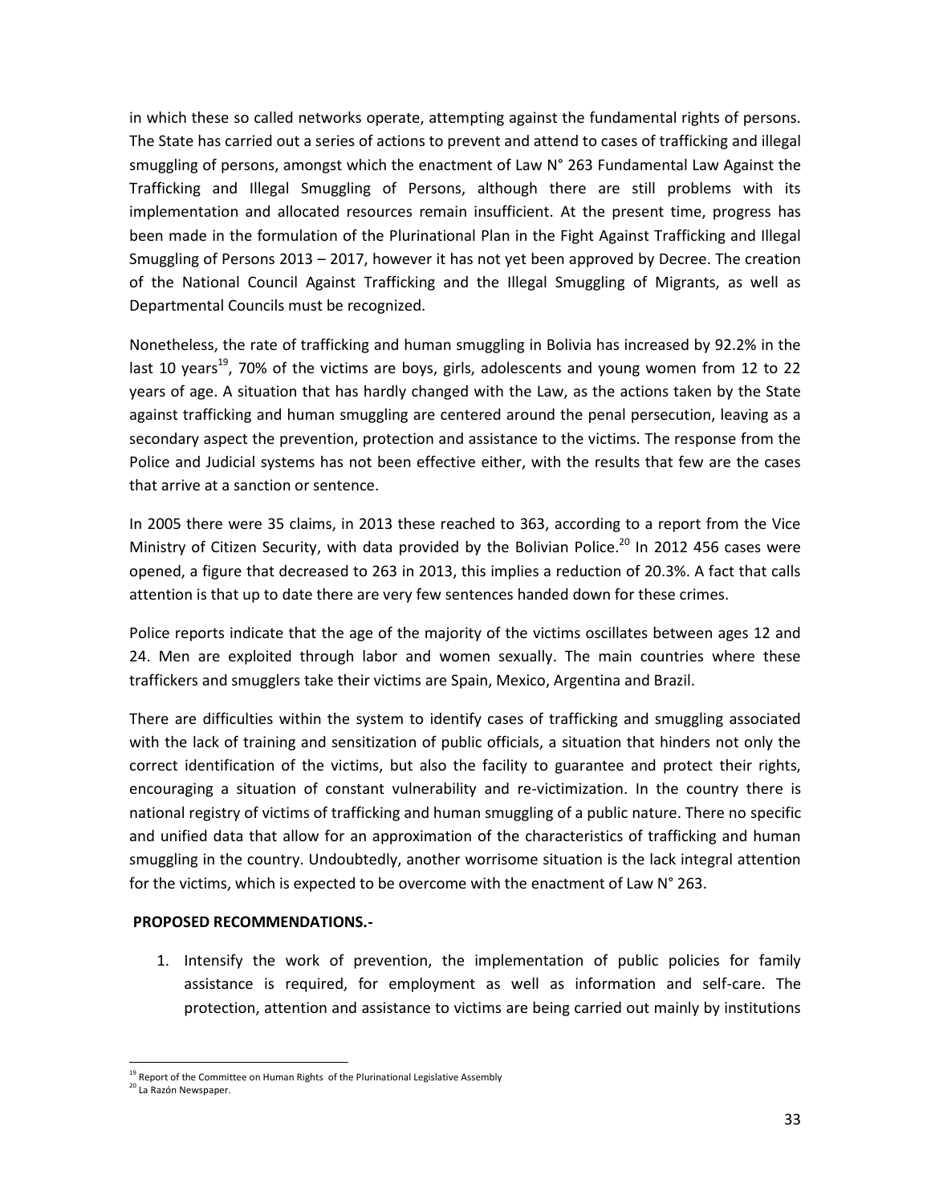in which these so called networks operate, attempting against the fundamental rights of persons. The State has carried out a series of actions to prevent and attend to cases of trafficking and illegal smuggling of persons, amongst which the enactment of Law N° 263 Fundamental Law Against the Trafficking and Illegal Smuggling of Persons, although there are still problems with its implementation and allocated resources remain insufficient. At the present time, progress has been made in the formulation of the Plurinational Plan in the Fight Against Trafficking and Illegal Smuggling of Persons 2013 – 2017, however it has not yet been approved by Decree. The creation of the National Council Against Trafficking and the Illegal Smuggling of Migrants, as well as Departmental Councils must be recognized.

Nonetheless, the rate of trafficking and human smuggling in Bolivia has increased by 92.2% in the last 10 years[19], 70% of the victims are boys, girls, adolescents and young women from 12 to 22 years of age. A situation that has hardly changed with the Law, as the actions taken by the State against trafficking and human smuggling are centered around the penal persecution, leaving as a secondary aspect the prevention, protection and assistance to the victims. The response from the Police and Judicial systems has not been effective either, with the results that few are the cases that arrive at a sanction or sentence.

In 2005 there were 35 claims, in 2013 these reached to 363, according to a report from the Vice Ministry of Citizen Security, with data provided by the Bolivian Police.[20] In 2012 456 cases were opened, a figure that decreased to 263 in 2013, this implies a reduction of 20.3%. A fact that calls attention is that up to date there are very few sentences handed down for these crimes.

Police reports indicate that the age of the majority of the victims oscillates between ages 12 and 24. Men are exploited through labor and women sexually. The main countries where these traffickers and smugglers take their victims are Spain, Mexico, Argentina and Brazil.

There are difficulties within the system to identify cases of trafficking and smuggling associated with the lack of training and sensitization of public officials, a situation that hinders not only the correct identification of the victims, but also the facility to guarantee and protect their rights, encouraging a situation of constant vulnerability and re-victimization. In the country there is national registry of victims of trafficking and human smuggling of a public nature. There no specific and unified data that allow for an approximation of the characteristics of trafficking and human smuggling in the country. Undoubtedly, another worrisome situation is the lack integral attention for the victims, which is expected to be overcome with the enactment of Law N° 263.

**PROPOSED RECOMMENDATIONS.-**

1. Intensify the work of prevention, the implementation of public policies for family assistance is required, for employment as well as information and self-care. The protection, attention and assistance to victims are being carried out mainly by institutions

[19] Report of the Committee on Human Rights of the Plurinational Legislative Assembly

[20] La Razón Newspaper.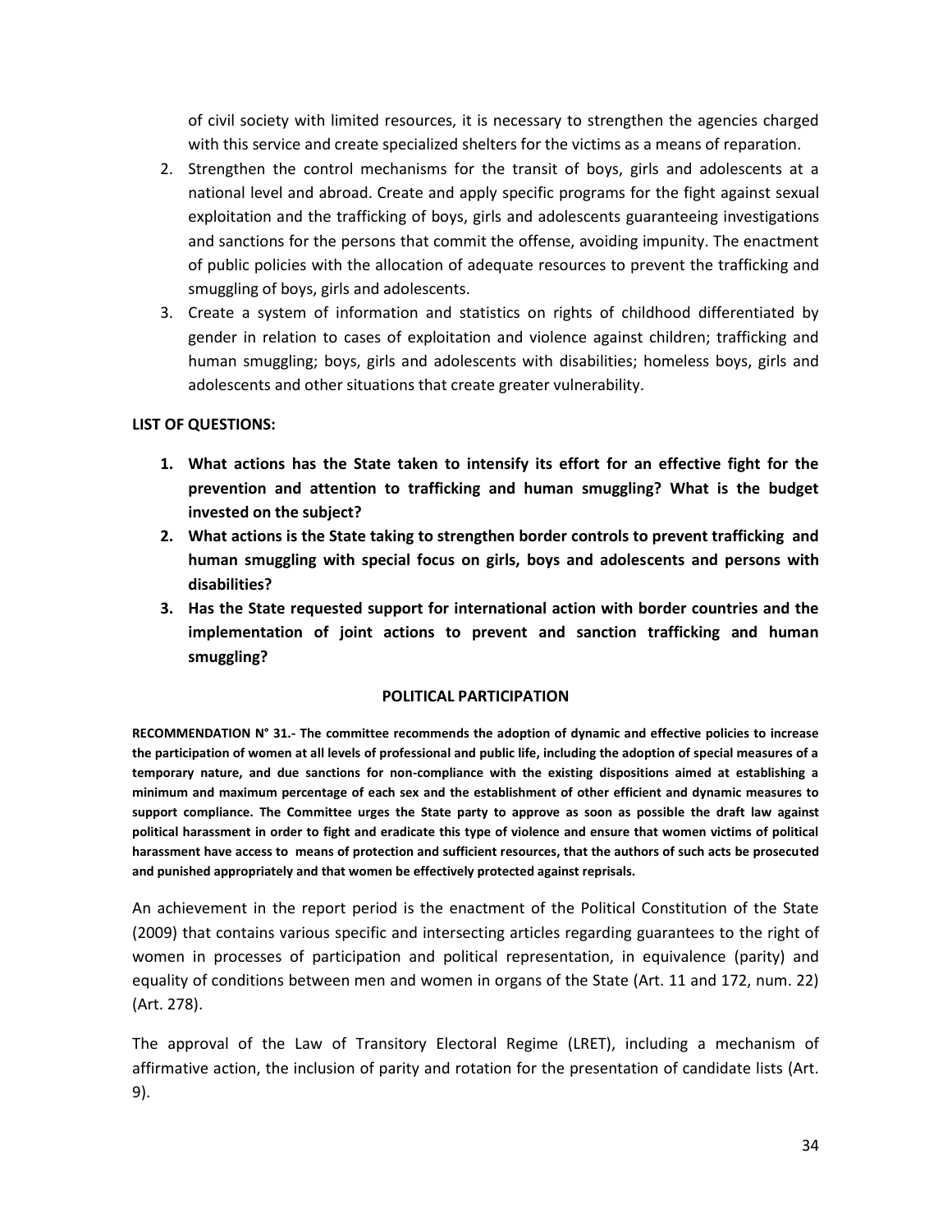of civil society with limited resources, it is necessary to strengthen the agencies charged with this service and create specialized shelters for the victims as a means of reparation.

2. Strengthen the control mechanisms for the transit of boys, girls and adolescents at a national level and abroad. Create and apply specific programs for the fight against sexual exploitation and the trafficking of boys, girls and adolescents guaranteeing investigations and sanctions for the persons that commit the offense, avoiding impunity. The enactment of public policies with the allocation of adequate resources to prevent the trafficking and smuggling of boys, girls and adolescents.
3. Create a system of information and statistics on rights of childhood differentiated by gender in relation to cases of exploitation and violence against children; trafficking and human smuggling; boys, girls and adolescents with disabilities; homeless boys, girls and adolescents and other situations that create greater vulnerability.

**LIST OF QUESTIONS:**

1. **What actions has the State taken to intensify its effort for an effective fight for the prevention and attention to trafficking and human smuggling? What is the budget invested on the subject?**
2. **What actions is the State taking to strengthen border controls to prevent trafficking and human smuggling with special focus on girls, boys and adolescents and persons with disabilities?**
3. **Has the State requested support for international action with border countries and the implementation of joint actions to prevent and sanction trafficking and human smuggling?**

## POLITICAL PARTICIPATION

**RECOMMENDATION N° 31.- The committee recommends the adoption of dynamic and effective policies to increase the participation of women at all levels of professional and public life, including the adoption of special measures of a temporary nature, and due sanctions for non-compliance with the existing dispositions aimed at establishing a minimum and maximum percentage of each sex and the establishment of other efficient and dynamic measures to support compliance. The Committee urges the State party to approve as soon as possible the draft law against political harassment in order to fight and eradicate this type of violence and ensure that women victims of political harassment have access to means of protection and sufficient resources, that the authors of such acts be prosecuted and punished appropriately and that women be effectively protected against reprisals.**

An achievement in the report period is the enactment of the Political Constitution of the State (2009) that contains various specific and intersecting articles regarding guarantees to the right of women in processes of participation and political representation, in equivalence (parity) and equality of conditions between men and women in organs of the State (Art. 11 and 172, num. 22) (Art. 278).

The approval of the Law of Transitory Electoral Regime (LRET), including a mechanism of affirmative action, the inclusion of parity and rotation for the presentation of candidate lists (Art. 9).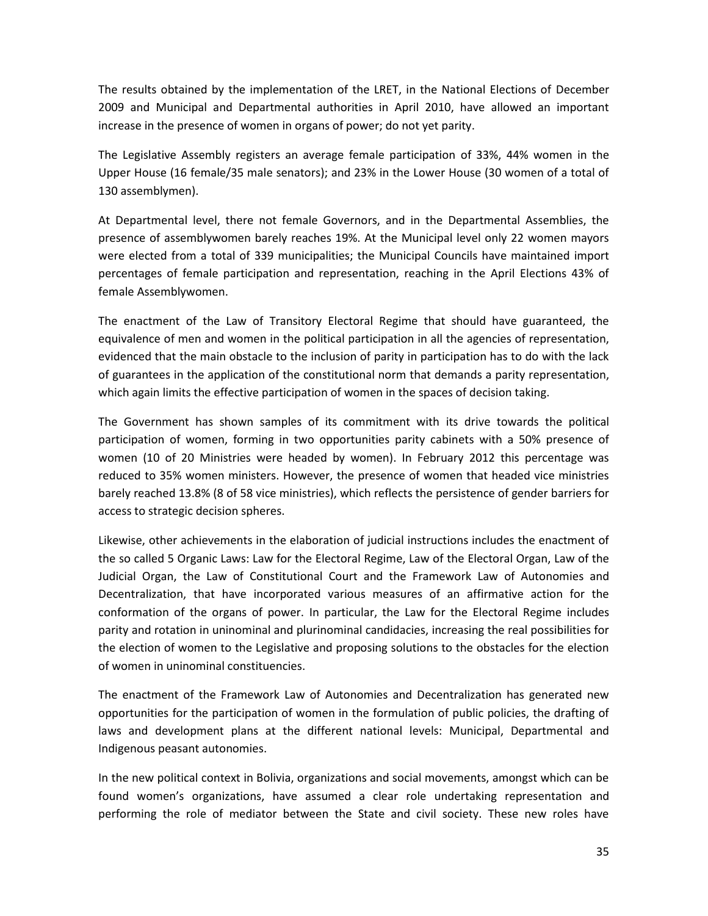The results obtained by the implementation of the LRET, in the National Elections of December 2009 and Municipal and Departmental authorities in April 2010, have allowed an important increase in the presence of women in organs of power; do not yet parity.

The Legislative Assembly registers an average female participation of 33%, 44% women in the Upper House (16 female/35 male senators); and 23% in the Lower House (30 women of a total of 130 assemblymen).

At Departmental level, there not female Governors, and in the Departmental Assemblies, the presence of assemblywomen barely reaches 19%. At the Municipal level only 22 women mayors were elected from a total of 339 municipalities; the Municipal Councils have maintained import percentages of female participation and representation, reaching in the April Elections 43% of female Assemblywomen.

The enactment of the Law of Transitory Electoral Regime that should have guaranteed, the equivalence of men and women in the political participation in all the agencies of representation, evidenced that the main obstacle to the inclusion of parity in participation has to do with the lack of guarantees in the application of the constitutional norm that demands a parity representation, which again limits the effective participation of women in the spaces of decision taking.

The Government has shown samples of its commitment with its drive towards the political participation of women, forming in two opportunities parity cabinets with a 50% presence of women (10 of 20 Ministries were headed by women). In February 2012 this percentage was reduced to 35% women ministers. However, the presence of women that headed vice ministries barely reached 13.8% (8 of 58 vice ministries), which reflects the persistence of gender barriers for access to strategic decision spheres.

Likewise, other achievements in the elaboration of judicial instructions includes the enactment of the so called 5 Organic Laws: Law for the Electoral Regime, Law of the Electoral Organ, Law of the Judicial Organ, the Law of Constitutional Court and the Framework Law of Autonomies and Decentralization, that have incorporated various measures of an affirmative action for the conformation of the organs of power. In particular, the Law for the Electoral Regime includes parity and rotation in uninominal and plurinominal candidacies, increasing the real possibilities for the election of women to the Legislative and proposing solutions to the obstacles for the election of women in uninominal constituencies.

The enactment of the Framework Law of Autonomies and Decentralization has generated new opportunities for the participation of women in the formulation of public policies, the drafting of laws and development plans at the different national levels: Municipal, Departmental and Indigenous peasant autonomies.

In the new political context in Bolivia, organizations and social movements, amongst which can be found women's organizations, have assumed a clear role undertaking representation and performing the role of mediator between the State and civil society. These new roles have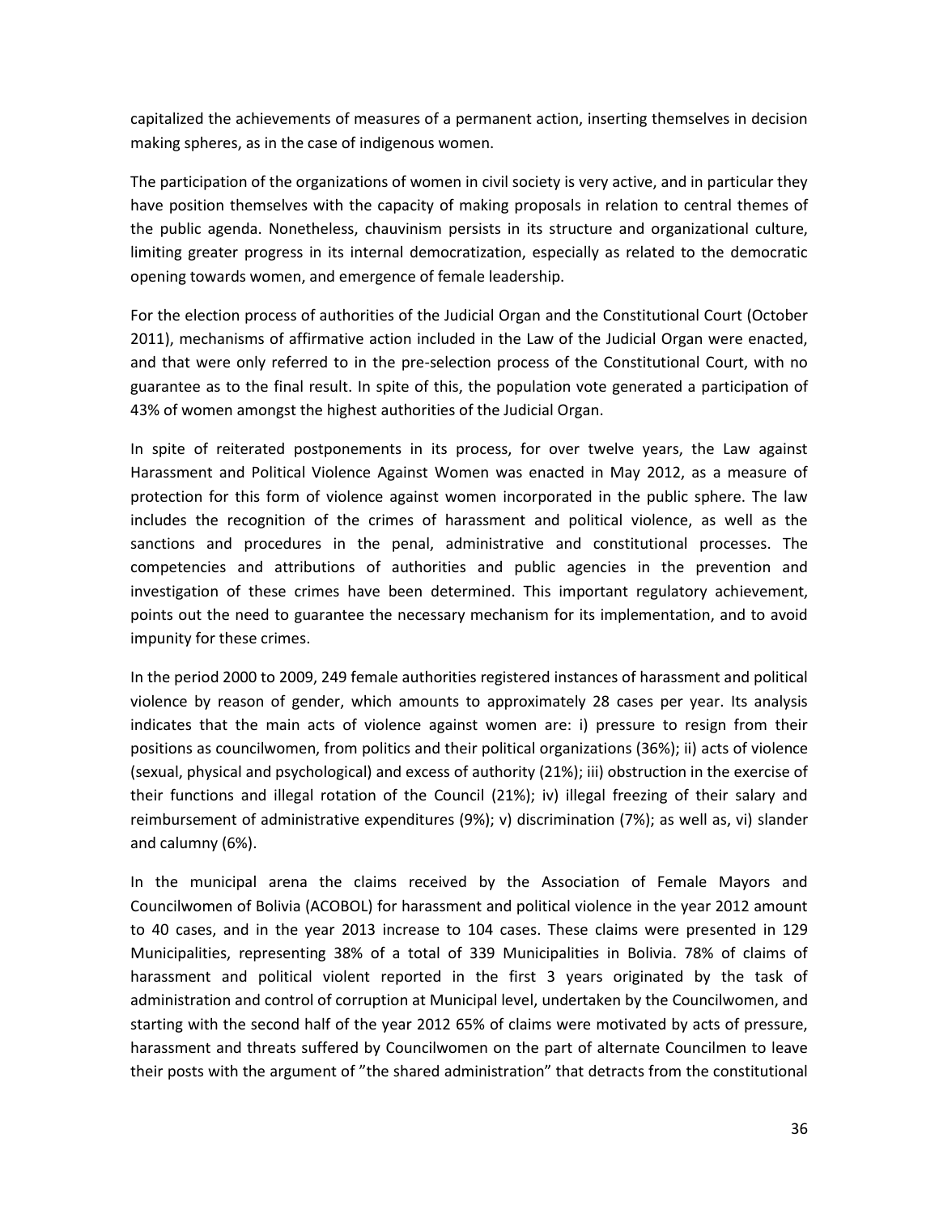capitalized the achievements of measures of a permanent action, inserting themselves in decision making spheres, as in the case of indigenous women.

The participation of the organizations of women in civil society is very active, and in particular they have position themselves with the capacity of making proposals in relation to central themes of the public agenda. Nonetheless, chauvinism persists in its structure and organizational culture, limiting greater progress in its internal democratization, especially as related to the democratic opening towards women, and emergence of female leadership.

For the election process of authorities of the Judicial Organ and the Constitutional Court (October 2011), mechanisms of affirmative action included in the Law of the Judicial Organ were enacted, and that were only referred to in the pre-selection process of the Constitutional Court, with no guarantee as to the final result. In spite of this, the population vote generated a participation of 43% of women amongst the highest authorities of the Judicial Organ.

In spite of reiterated postponements in its process, for over twelve years, the Law against Harassment and Political Violence Against Women was enacted in May 2012, as a measure of protection for this form of violence against women incorporated in the public sphere. The law includes the recognition of the crimes of harassment and political violence, as well as the sanctions and procedures in the penal, administrative and constitutional processes. The competencies and attributions of authorities and public agencies in the prevention and investigation of these crimes have been determined. This important regulatory achievement, points out the need to guarantee the necessary mechanism for its implementation, and to avoid impunity for these crimes.

In the period 2000 to 2009, 249 female authorities registered instances of harassment and political violence by reason of gender, which amounts to approximately 28 cases per year. Its analysis indicates that the main acts of violence against women are: i) pressure to resign from their positions as councilwomen, from politics and their political organizations (36%); ii) acts of violence (sexual, physical and psychological) and excess of authority (21%); iii) obstruction in the exercise of their functions and illegal rotation of the Council (21%); iv) illegal freezing of their salary and reimbursement of administrative expenditures (9%); v) discrimination (7%); as well as, vi) slander and calumny (6%).

In the municipal arena the claims received by the Association of Female Mayors and Councilwomen of Bolivia (ACOBOL) for harassment and political violence in the year 2012 amount to 40 cases, and in the year 2013 increase to 104 cases. These claims were presented in 129 Municipalities, representing 38% of a total of 339 Municipalities in Bolivia. 78% of claims of harassment and political violent reported in the first 3 years originated by the task of administration and control of corruption at Municipal level, undertaken by the Councilwomen, and starting with the second half of the year 2012 65% of claims were motivated by acts of pressure, harassment and threats suffered by Councilwomen on the part of alternate Councilmen to leave their posts with the argument of "the shared administration" that detracts from the constitutional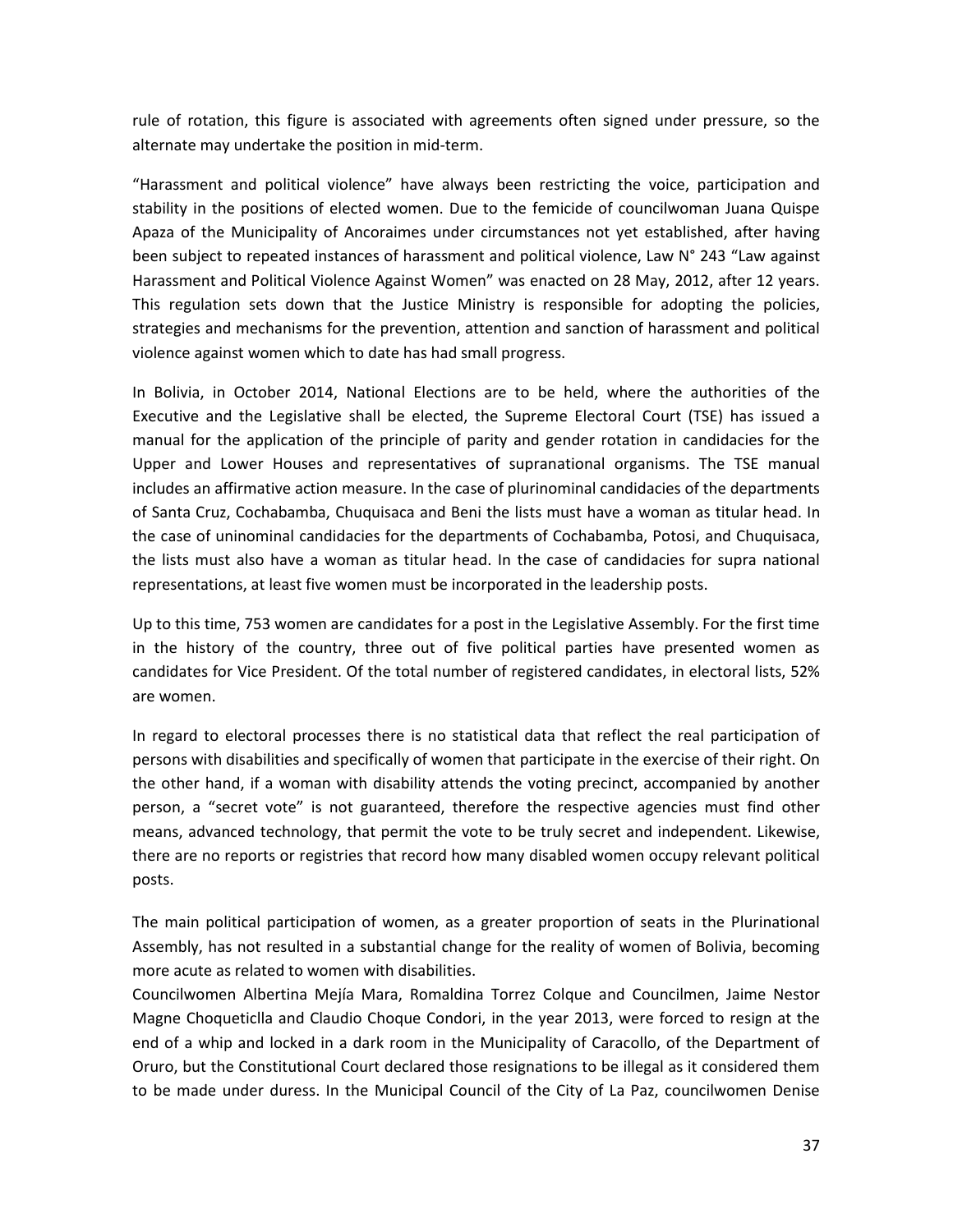rule of rotation, this figure is associated with agreements often signed under pressure, so the alternate may undertake the position in mid-term.

"Harassment and political violence" have always been restricting the voice, participation and stability in the positions of elected women. Due to the femicide of councilwoman Juana Quispe Apaza of the Municipality of Ancoraimes under circumstances not yet established, after having been subject to repeated instances of harassment and political violence, Law N° 243 "Law against Harassment and Political Violence Against Women" was enacted on 28 May, 2012, after 12 years. This regulation sets down that the Justice Ministry is responsible for adopting the policies, strategies and mechanisms for the prevention, attention and sanction of harassment and political violence against women which to date has had small progress.

In Bolivia, in October 2014, National Elections are to be held, where the authorities of the Executive and the Legislative shall be elected, the Supreme Electoral Court (TSE) has issued a manual for the application of the principle of parity and gender rotation in candidacies for the Upper and Lower Houses and representatives of supranational organisms. The TSE manual includes an affirmative action measure. In the case of plurinominal candidacies of the departments of Santa Cruz, Cochabamba, Chuquisaca and Beni the lists must have a woman as titular head. In the case of uninominal candidacies for the departments of Cochabamba, Potosi, and Chuquisaca, the lists must also have a woman as titular head. In the case of candidacies for supra national representations, at least five women must be incorporated in the leadership posts.

Up to this time, 753 women are candidates for a post in the Legislative Assembly. For the first time in the history of the country, three out of five political parties have presented women as candidates for Vice President. Of the total number of registered candidates, in electoral lists, 52% are women.

In regard to electoral processes there is no statistical data that reflect the real participation of persons with disabilities and specifically of women that participate in the exercise of their right. On the other hand, if a woman with disability attends the voting precinct, accompanied by another person, a "secret vote" is not guaranteed, therefore the respective agencies must find other means, advanced technology, that permit the vote to be truly secret and independent. Likewise, there are no reports or registries that record how many disabled women occupy relevant political posts.

The main political participation of women, as a greater proportion of seats in the Plurinational Assembly, has not resulted in a substantial change for the reality of women of Bolivia, becoming more acute as related to women with disabilities.

Councilwomen Albertina Mejía Mara, Romaldina Torrez Colque and Councilmen, Jaime Nestor Magne Choqueticlla and Claudio Choque Condori, in the year 2013, were forced to resign at the end of a whip and locked in a dark room in the Municipality of Caracollo, of the Department of Oruro, but the Constitutional Court declared those resignations to be illegal as it considered them to be made under duress. In the Municipal Council of the City of La Paz, councilwomen Denise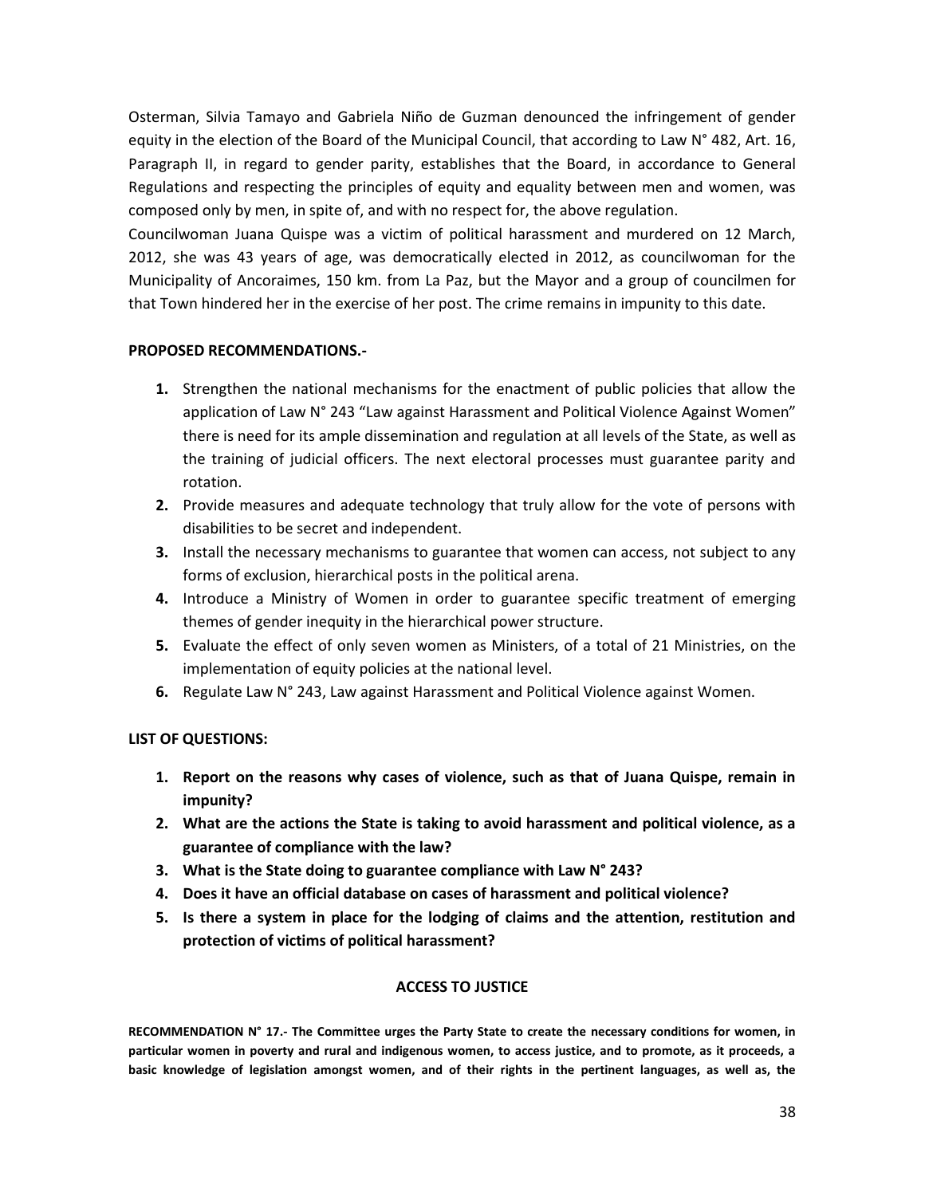Osterman, Silvia Tamayo and Gabriela Niño de Guzman denounced the infringement of gender equity in the election of the Board of the Municipal Council, that according to Law N° 482, Art. 16, Paragraph II, in regard to gender parity, establishes that the Board, in accordance to General Regulations and respecting the principles of equity and equality between men and women, was composed only by men, in spite of, and with no respect for, the above regulation.

Councilwoman Juana Quispe was a victim of political harassment and murdered on 12 March, 2012, she was 43 years of age, was democratically elected in 2012, as councilwoman for the Municipality of Ancoraimes, 150 km. from La Paz, but the Mayor and a group of councilmen for that Town hindered her in the exercise of her post. The crime remains in impunity to this date.

**PROPOSED RECOMMENDATIONS.-**

1. Strengthen the national mechanisms for the enactment of public policies that allow the application of Law N° 243 "Law against Harassment and Political Violence Against Women" there is need for its ample dissemination and regulation at all levels of the State, as well as the training of judicial officers. The next electoral processes must guarantee parity and rotation.
2. Provide measures and adequate technology that truly allow for the vote of persons with disabilities to be secret and independent.
3. Install the necessary mechanisms to guarantee that women can access, not subject to any forms of exclusion, hierarchical posts in the political arena.
4. Introduce a Ministry of Women in order to guarantee specific treatment of emerging themes of gender inequity in the hierarchical power structure.
5. Evaluate the effect of only seven women as Ministers, of a total of 21 Ministries, on the implementation of equity policies at the national level.
6. Regulate Law N° 243, Law against Harassment and Political Violence against Women.

**LIST OF QUESTIONS:**

1. **Report on the reasons why cases of violence, such as that of Juana Quispe, remain in impunity?**
2. **What are the actions the State is taking to avoid harassment and political violence, as a guarantee of compliance with the law?**
3. **What is the State doing to guarantee compliance with Law N° 243?**
4. **Does it have an official database on cases of harassment and political violence?**
5. **Is there a system in place for the lodging of claims and the attention, restitution and protection of victims of political harassment?**

## ACCESS TO JUSTICE

**RECOMMENDATION N° 17.- The Committee urges the Party State to create the necessary conditions for women, in particular women in poverty and rural and indigenous women, to access justice, and to promote, as it proceeds, a basic knowledge of legislation amongst women, and of their rights in the pertinent languages, as well as, the**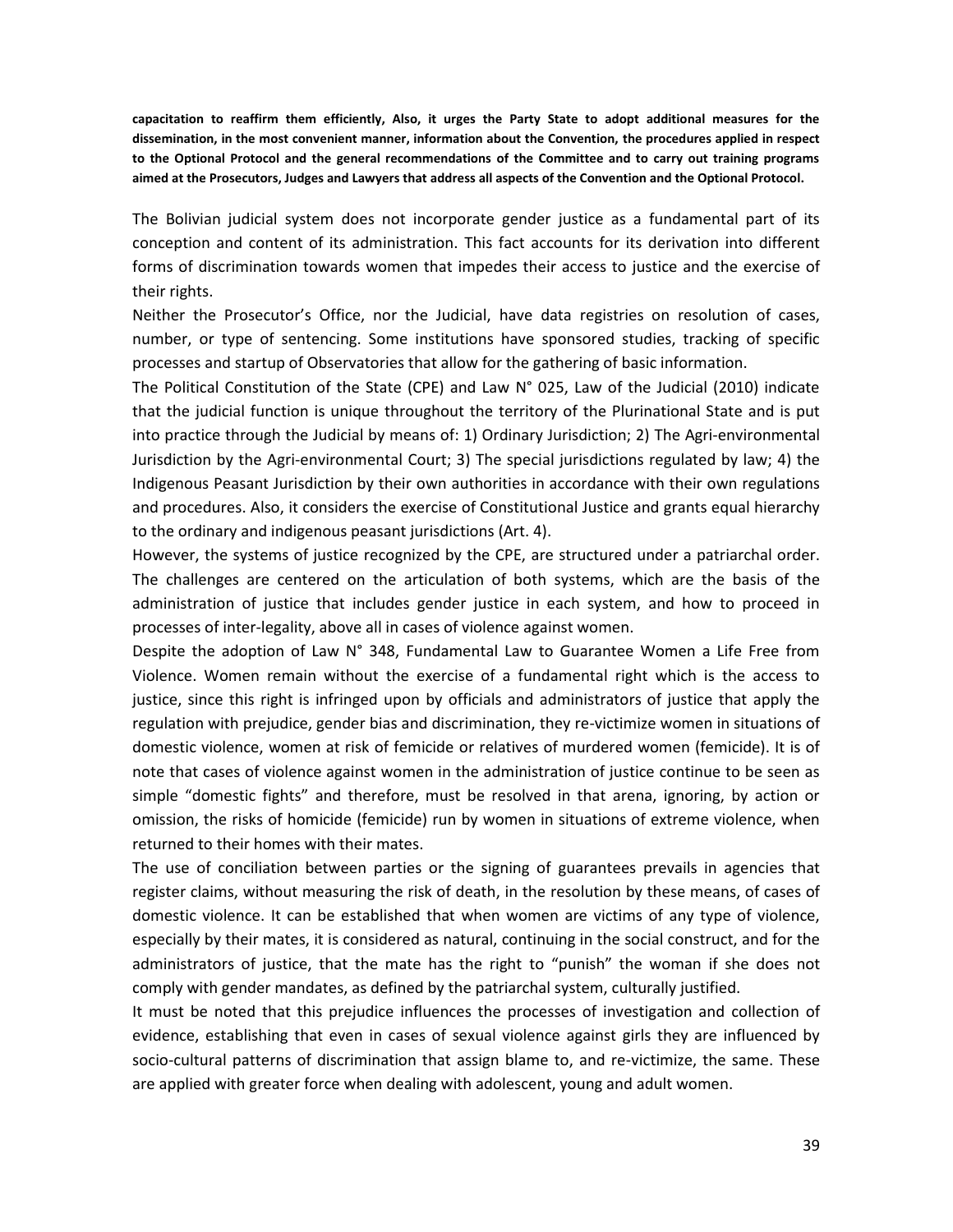**capacitation to reaffirm them efficiently, Also, it urges the Party State to adopt additional measures for the dissemination, in the most convenient manner, information about the Convention, the procedures applied in respect to the Optional Protocol and the general recommendations of the Committee and to carry out training programs aimed at the Prosecutors, Judges and Lawyers that address all aspects of the Convention and the Optional Protocol.**

The Bolivian judicial system does not incorporate gender justice as a fundamental part of its conception and content of its administration. This fact accounts for its derivation into different forms of discrimination towards women that impedes their access to justice and the exercise of their rights.

Neither the Prosecutor's Office, nor the Judicial, have data registries on resolution of cases, number, or type of sentencing. Some institutions have sponsored studies, tracking of specific processes and startup of Observatories that allow for the gathering of basic information.

The Political Constitution of the State (CPE) and Law N° 025, Law of the Judicial (2010) indicate that the judicial function is unique throughout the territory of the Plurinational State and is put into practice through the Judicial by means of: 1) Ordinary Jurisdiction; 2) The Agri-environmental Jurisdiction by the Agri-environmental Court; 3) The special jurisdictions regulated by law; 4) the Indigenous Peasant Jurisdiction by their own authorities in accordance with their own regulations and procedures. Also, it considers the exercise of Constitutional Justice and grants equal hierarchy to the ordinary and indigenous peasant jurisdictions (Art. 4).

However, the systems of justice recognized by the CPE, are structured under a patriarchal order. The challenges are centered on the articulation of both systems, which are the basis of the administration of justice that includes gender justice in each system, and how to proceed in processes of inter-legality, above all in cases of violence against women.

Despite the adoption of Law N° 348, Fundamental Law to Guarantee Women a Life Free from Violence. Women remain without the exercise of a fundamental right which is the access to justice, since this right is infringed upon by officials and administrators of justice that apply the regulation with prejudice, gender bias and discrimination, they re-victimize women in situations of domestic violence, women at risk of femicide or relatives of murdered women (femicide). It is of note that cases of violence against women in the administration of justice continue to be seen as simple "domestic fights" and therefore, must be resolved in that arena, ignoring, by action or omission, the risks of homicide (femicide) run by women in situations of extreme violence, when returned to their homes with their mates.

The use of conciliation between parties or the signing of guarantees prevails in agencies that register claims, without measuring the risk of death, in the resolution by these means, of cases of domestic violence. It can be established that when women are victims of any type of violence, especially by their mates, it is considered as natural, continuing in the social construct, and for the administrators of justice, that the mate has the right to "punish" the woman if she does not comply with gender mandates, as defined by the patriarchal system, culturally justified.

It must be noted that this prejudice influences the processes of investigation and collection of evidence, establishing that even in cases of sexual violence against girls they are influenced by socio-cultural patterns of discrimination that assign blame to, and re-victimize, the same. These are applied with greater force when dealing with adolescent, young and adult women.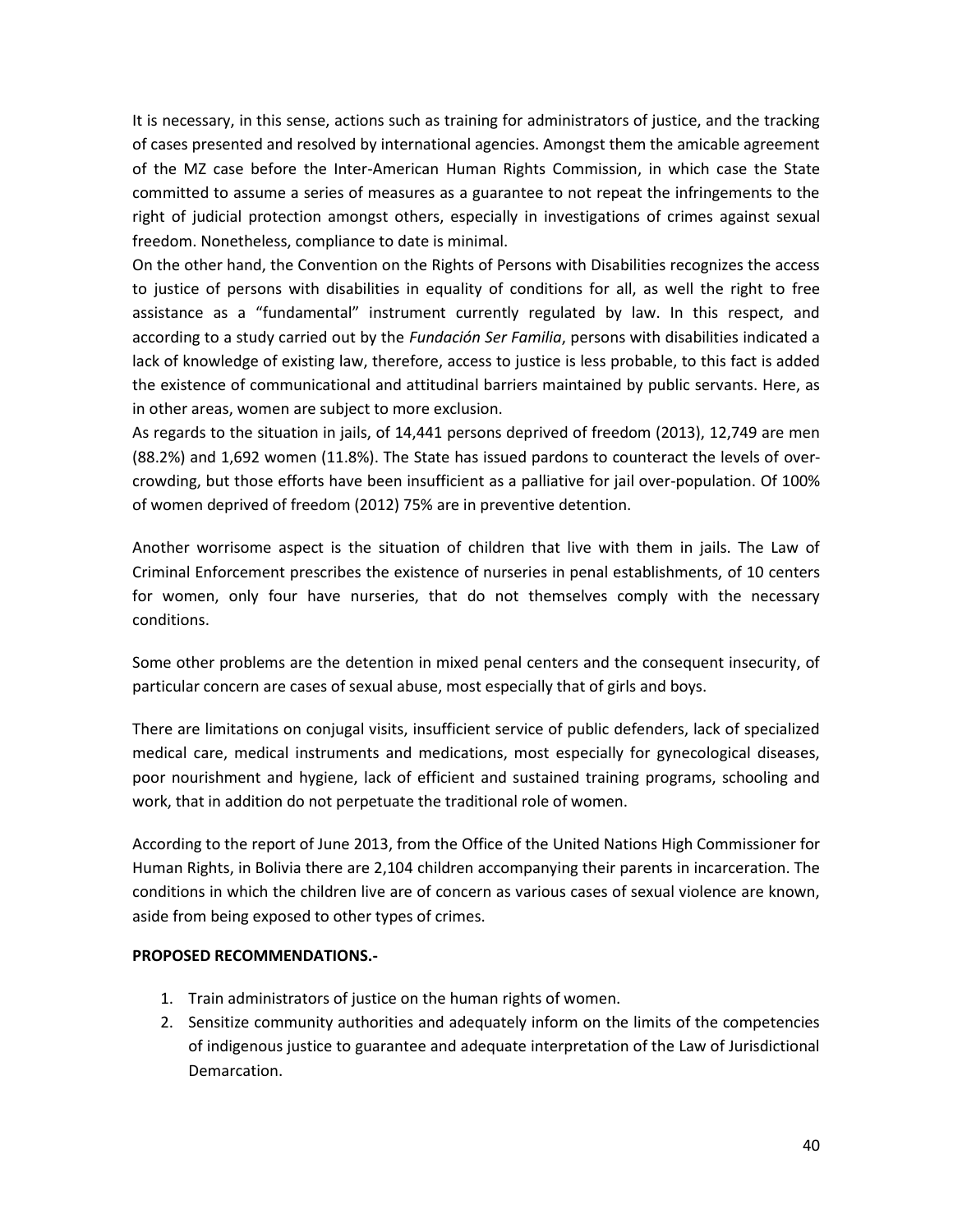It is necessary, in this sense, actions such as training for administrators of justice, and the tracking of cases presented and resolved by international agencies. Amongst them the amicable agreement of the MZ case before the Inter-American Human Rights Commission, in which case the State committed to assume a series of measures as a guarantee to not repeat the infringements to the right of judicial protection amongst others, especially in investigations of crimes against sexual freedom. Nonetheless, compliance to date is minimal.

On the other hand, the Convention on the Rights of Persons with Disabilities recognizes the access to justice of persons with disabilities in equality of conditions for all, as well the right to free assistance as a "fundamental" instrument currently regulated by law. In this respect, and according to a study carried out by the *Fundación Ser Familia*, persons with disabilities indicated a lack of knowledge of existing law, therefore, access to justice is less probable, to this fact is added the existence of communicational and attitudinal barriers maintained by public servants. Here, as in other areas, women are subject to more exclusion.

As regards to the situation in jails, of 14,441 persons deprived of freedom (2013), 12,749 are men (88.2%) and 1,692 women (11.8%). The State has issued pardons to counteract the levels of over-crowding, but those efforts have been insufficient as a palliative for jail over-population. Of 100% of women deprived of freedom (2012) 75% are in preventive detention.

Another worrisome aspect is the situation of children that live with them in jails. The Law of Criminal Enforcement prescribes the existence of nurseries in penal establishments, of 10 centers for women, only four have nurseries, that do not themselves comply with the necessary conditions.

Some other problems are the detention in mixed penal centers and the consequent insecurity, of particular concern are cases of sexual abuse, most especially that of girls and boys.

There are limitations on conjugal visits, insufficient service of public defenders, lack of specialized medical care, medical instruments and medications, most especially for gynecological diseases, poor nourishment and hygiene, lack of efficient and sustained training programs, schooling and work, that in addition do not perpetuate the traditional role of women.

According to the report of June 2013, from the Office of the United Nations High Commissioner for Human Rights, in Bolivia there are 2,104 children accompanying their parents in incarceration. The conditions in which the children live are of concern as various cases of sexual violence are known, aside from being exposed to other types of crimes.

**PROPOSED RECOMMENDATIONS.-**

1. Train administrators of justice on the human rights of women.
2. Sensitize community authorities and adequately inform on the limits of the competencies of indigenous justice to guarantee and adequate interpretation of the Law of Jurisdictional Demarcation.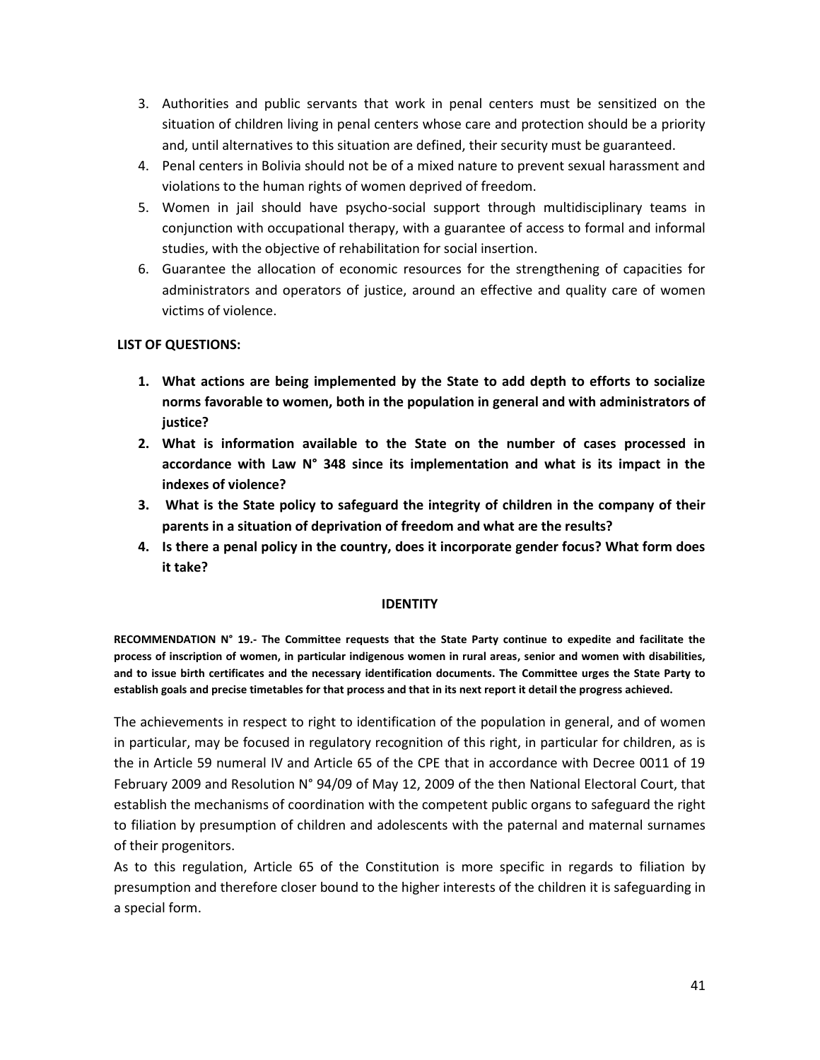3. Authorities and public servants that work in penal centers must be sensitized on the situation of children living in penal centers whose care and protection should be a priority and, until alternatives to this situation are defined, their security must be guaranteed.
4. Penal centers in Bolivia should not be of a mixed nature to prevent sexual harassment and violations to the human rights of women deprived of freedom.
5. Women in jail should have psycho-social support through multidisciplinary teams in conjunction with occupational therapy, with a guarantee of access to formal and informal studies, with the objective of rehabilitation for social insertion.
6. Guarantee the allocation of economic resources for the strengthening of capacities for administrators and operators of justice, around an effective and quality care of women victims of violence.

**LIST OF QUESTIONS:**

1. **What actions are being implemented by the State to add depth to efforts to socialize norms favorable to women, both in the population in general and with administrators of justice?**
2. **What is information available to the State on the number of cases processed in accordance with Law N° 348 since its implementation and what is its impact in the indexes of violence?**
3. **What is the State policy to safeguard the integrity of children in the company of their parents in a situation of deprivation of freedom and what are the results?**
4. **Is there a penal policy in the country, does it incorporate gender focus? What form does it take?**

## IDENTITY

**RECOMMENDATION N° 19.- The Committee requests that the State Party continue to expedite and facilitate the process of inscription of women, in particular indigenous women in rural areas, senior and women with disabilities, and to issue birth certificates and the necessary identification documents. The Committee urges the State Party to establish goals and precise timetables for that process and that in its next report it detail the progress achieved.**

The achievements in respect to right to identification of the population in general, and of women in particular, may be focused in regulatory recognition of this right, in particular for children, as is the in Article 59 numeral IV and Article 65 of the CPE that in accordance with Decree 0011 of 19 February 2009 and Resolution N° 94/09 of May 12, 2009 of the then National Electoral Court, that establish the mechanisms of coordination with the competent public organs to safeguard the right to filiation by presumption of children and adolescents with the paternal and maternal surnames of their progenitors.

As to this regulation, Article 65 of the Constitution is more specific in regards to filiation by presumption and therefore closer bound to the higher interests of the children it is safeguarding in a special form.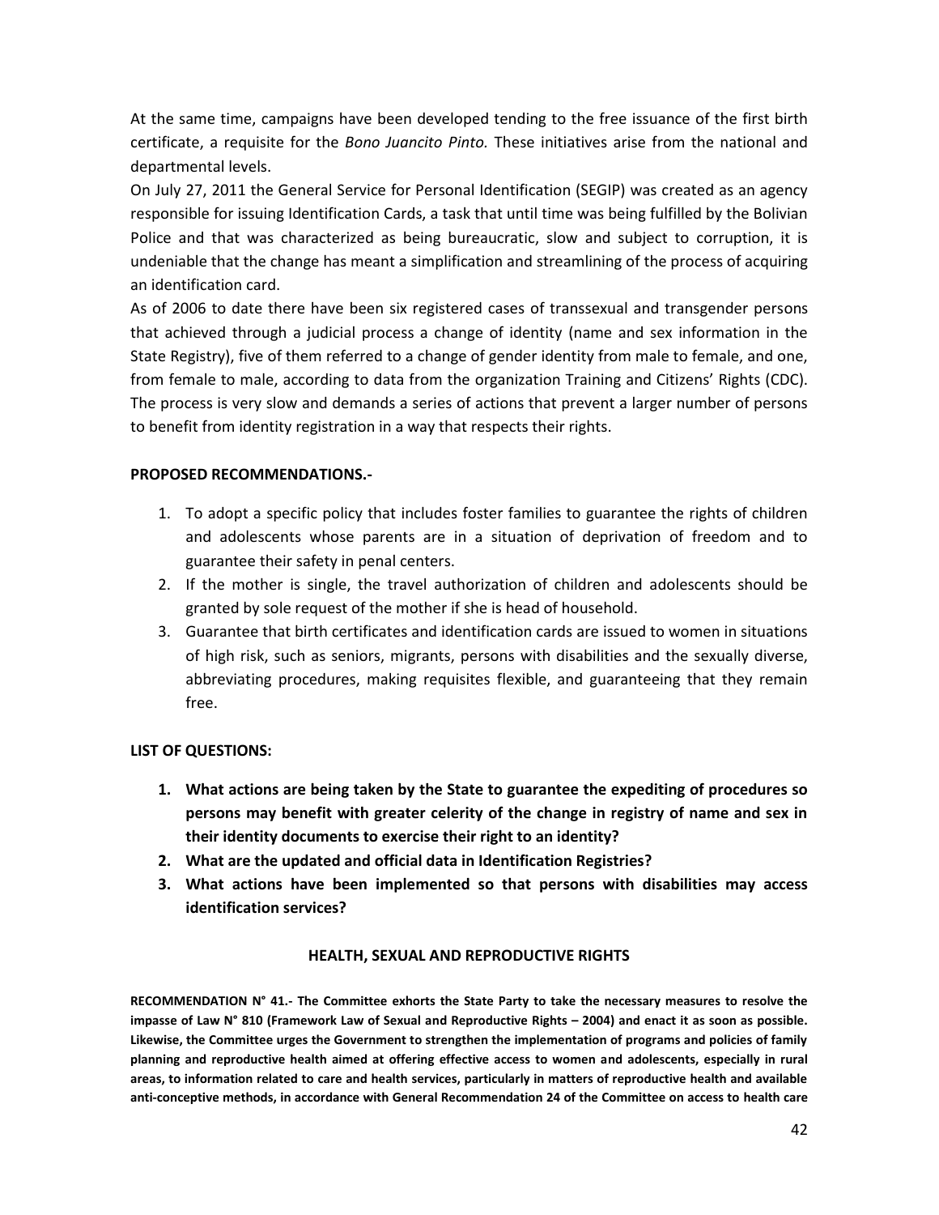At the same time, campaigns have been developed tending to the free issuance of the first birth certificate, a requisite for the *Bono Juancito Pinto.* These initiatives arise from the national and departmental levels.

On July 27, 2011 the General Service for Personal Identification (SEGIP) was created as an agency responsible for issuing Identification Cards, a task that until time was being fulfilled by the Bolivian Police and that was characterized as being bureaucratic, slow and subject to corruption, it is undeniable that the change has meant a simplification and streamlining of the process of acquiring an identification card.

As of 2006 to date there have been six registered cases of transsexual and transgender persons that achieved through a judicial process a change of identity (name and sex information in the State Registry), five of them referred to a change of gender identity from male to female, and one, from female to male, according to data from the organization Training and Citizens' Rights (CDC). The process is very slow and demands a series of actions that prevent a larger number of persons to benefit from identity registration in a way that respects their rights.

**PROPOSED RECOMMENDATIONS.-**

1. To adopt a specific policy that includes foster families to guarantee the rights of children and adolescents whose parents are in a situation of deprivation of freedom and to guarantee their safety in penal centers.
2. If the mother is single, the travel authorization of children and adolescents should be granted by sole request of the mother if she is head of household.
3. Guarantee that birth certificates and identification cards are issued to women in situations of high risk, such as seniors, migrants, persons with disabilities and the sexually diverse, abbreviating procedures, making requisites flexible, and guaranteeing that they remain free.

**LIST OF QUESTIONS:**

1. **What actions are being taken by the State to guarantee the expediting of procedures so persons may benefit with greater celerity of the change in registry of name and sex in their identity documents to exercise their right to an identity?**
2. **What are the updated and official data in Identification Registries?**
3. **What actions have been implemented so that persons with disabilities may access identification services?**

## HEALTH, SEXUAL AND REPRODUCTIVE RIGHTS

**RECOMMENDATION N° 41.- The Committee exhorts the State Party to take the necessary measures to resolve the impasse of Law N° 810 (Framework Law of Sexual and Reproductive Rights – 2004) and enact it as soon as possible. Likewise, the Committee urges the Government to strengthen the implementation of programs and policies of family planning and reproductive health aimed at offering effective access to women and adolescents, especially in rural areas, to information related to care and health services, particularly in matters of reproductive health and available anti-conceptive methods, in accordance with General Recommendation 24 of the Committee on access to health care**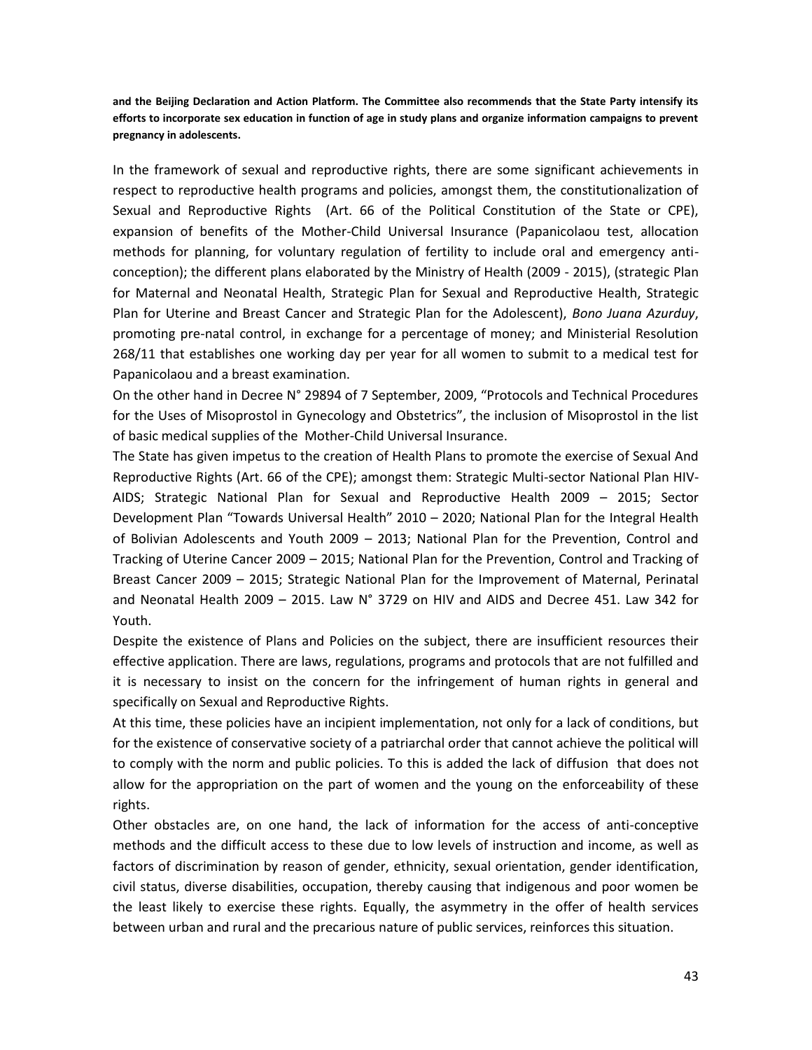**and the Beijing Declaration and Action Platform. The Committee also recommends that the State Party intensify its efforts to incorporate sex education in function of age in study plans and organize information campaigns to prevent pregnancy in adolescents.**

In the framework of sexual and reproductive rights, there are some significant achievements in respect to reproductive health programs and policies, amongst them, the constitutionalization of Sexual and Reproductive Rights (Art. 66 of the Political Constitution of the State or CPE), expansion of benefits of the Mother-Child Universal Insurance (Papanicolaou test, allocation methods for planning, for voluntary regulation of fertility to include oral and emergency anti-conception); the different plans elaborated by the Ministry of Health (2009 - 2015), (strategic Plan for Maternal and Neonatal Health, Strategic Plan for Sexual and Reproductive Health, Strategic Plan for Uterine and Breast Cancer and Strategic Plan for the Adolescent), *Bono Juana Azurduy*, promoting pre-natal control, in exchange for a percentage of money; and Ministerial Resolution 268/11 that establishes one working day per year for all women to submit to a medical test for Papanicolaou and a breast examination.

On the other hand in Decree N° 29894 of 7 September, 2009, "Protocols and Technical Procedures for the Uses of Misoprostol in Gynecology and Obstetrics", the inclusion of Misoprostol in the list of basic medical supplies of the Mother-Child Universal Insurance.

The State has given impetus to the creation of Health Plans to promote the exercise of Sexual And Reproductive Rights (Art. 66 of the CPE); amongst them: Strategic Multi-sector National Plan HIV-AIDS; Strategic National Plan for Sexual and Reproductive Health 2009 – 2015; Sector Development Plan "Towards Universal Health" 2010 – 2020; National Plan for the Integral Health of Bolivian Adolescents and Youth 2009 – 2013; National Plan for the Prevention, Control and Tracking of Uterine Cancer 2009 – 2015; National Plan for the Prevention, Control and Tracking of Breast Cancer 2009 – 2015; Strategic National Plan for the Improvement of Maternal, Perinatal and Neonatal Health 2009 – 2015. Law N° 3729 on HIV and AIDS and Decree 451. Law 342 for Youth.

Despite the existence of Plans and Policies on the subject, there are insufficient resources their effective application. There are laws, regulations, programs and protocols that are not fulfilled and it is necessary to insist on the concern for the infringement of human rights in general and specifically on Sexual and Reproductive Rights.

At this time, these policies have an incipient implementation, not only for a lack of conditions, but for the existence of conservative society of a patriarchal order that cannot achieve the political will to comply with the norm and public policies. To this is added the lack of diffusion that does not allow for the appropriation on the part of women and the young on the enforceability of these rights.

Other obstacles are, on one hand, the lack of information for the access of anti-conceptive methods and the difficult access to these due to low levels of instruction and income, as well as factors of discrimination by reason of gender, ethnicity, sexual orientation, gender identification, civil status, diverse disabilities, occupation, thereby causing that indigenous and poor women be the least likely to exercise these rights. Equally, the asymmetry in the offer of health services between urban and rural and the precarious nature of public services, reinforces this situation.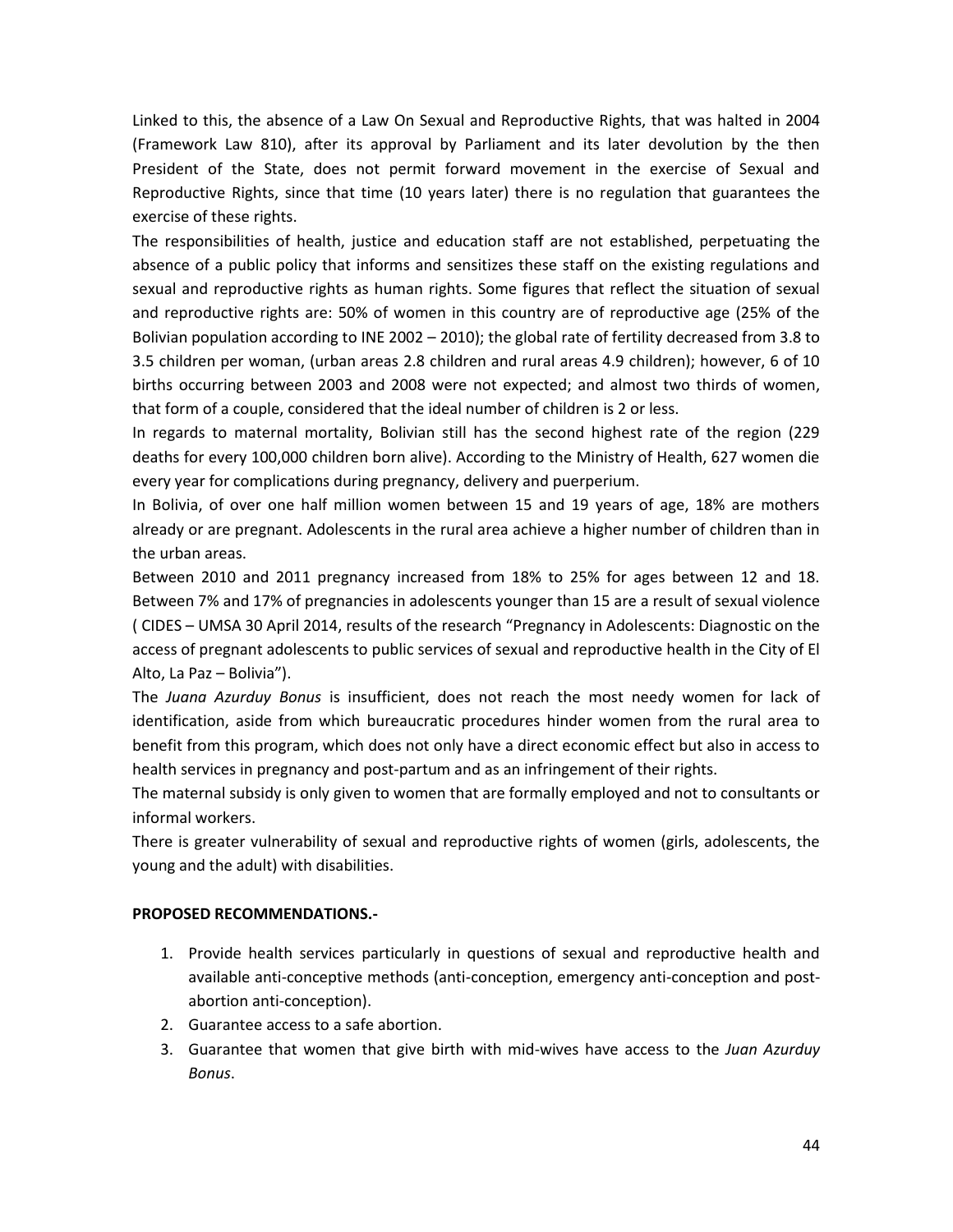Linked to this, the absence of a Law On Sexual and Reproductive Rights, that was halted in 2004 (Framework Law 810), after its approval by Parliament and its later devolution by the then President of the State, does not permit forward movement in the exercise of Sexual and Reproductive Rights, since that time (10 years later) there is no regulation that guarantees the exercise of these rights.

The responsibilities of health, justice and education staff are not established, perpetuating the absence of a public policy that informs and sensitizes these staff on the existing regulations and sexual and reproductive rights as human rights. Some figures that reflect the situation of sexual and reproductive rights are: 50% of women in this country are of reproductive age (25% of the Bolivian population according to INE 2002 – 2010); the global rate of fertility decreased from 3.8 to 3.5 children per woman, (urban areas 2.8 children and rural areas 4.9 children); however, 6 of 10 births occurring between 2003 and 2008 were not expected; and almost two thirds of women, that form of a couple, considered that the ideal number of children is 2 or less.

In regards to maternal mortality, Bolivian still has the second highest rate of the region (229 deaths for every 100,000 children born alive). According to the Ministry of Health, 627 women die every year for complications during pregnancy, delivery and puerperium.

In Bolivia, of over one half million women between 15 and 19 years of age, 18% are mothers already or are pregnant. Adolescents in the rural area achieve a higher number of children than in the urban areas.

Between 2010 and 2011 pregnancy increased from 18% to 25% for ages between 12 and 18. Between 7% and 17% of pregnancies in adolescents younger than 15 are a result of sexual violence ( CIDES – UMSA 30 April 2014, results of the research "Pregnancy in Adolescents: Diagnostic on the access of pregnant adolescents to public services of sexual and reproductive health in the City of El Alto, La Paz – Bolivia").

The *Juana Azurduy Bonus* is insufficient, does not reach the most needy women for lack of identification, aside from which bureaucratic procedures hinder women from the rural area to benefit from this program, which does not only have a direct economic effect but also in access to health services in pregnancy and post-partum and as an infringement of their rights.

The maternal subsidy is only given to women that are formally employed and not to consultants or informal workers.

There is greater vulnerability of sexual and reproductive rights of women (girls, adolescents, the young and the adult) with disabilities.

**PROPOSED RECOMMENDATIONS.-**

1. Provide health services particularly in questions of sexual and reproductive health and available anti-conceptive methods (anti-conception, emergency anti-conception and post-abortion anti-conception).
2. Guarantee access to a safe abortion.
3. Guarantee that women that give birth with mid-wives have access to the *Juan Azurduy Bonus*.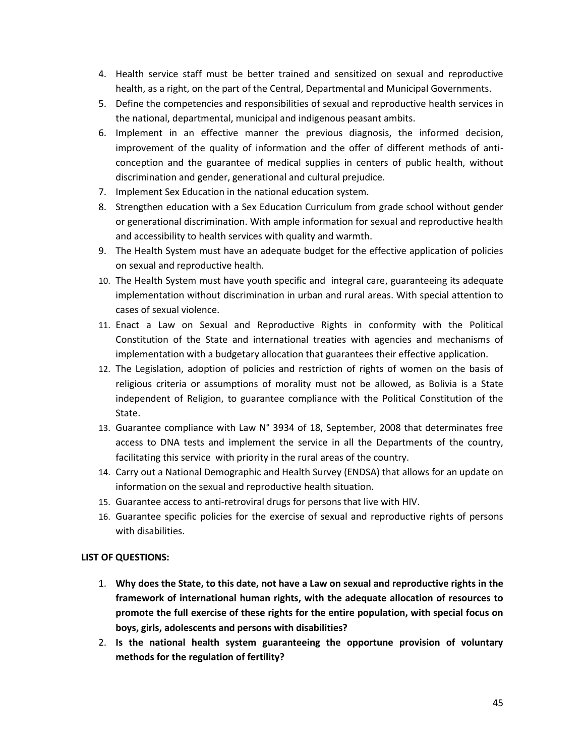4. Health service staff must be better trained and sensitized on sexual and reproductive health, as a right, on the part of the Central, Departmental and Municipal Governments.
5. Define the competencies and responsibilities of sexual and reproductive health services in the national, departmental, municipal and indigenous peasant ambits.
6. Implement in an effective manner the previous diagnosis, the informed decision, improvement of the quality of information and the offer of different methods of anti-conception and the guarantee of medical supplies in centers of public health, without discrimination and gender, generational and cultural prejudice.
7. Implement Sex Education in the national education system.
8. Strengthen education with a Sex Education Curriculum from grade school without gender or generational discrimination. With ample information for sexual and reproductive health and accessibility to health services with quality and warmth.
9. The Health System must have an adequate budget for the effective application of policies on sexual and reproductive health.
10. The Health System must have youth specific and integral care, guaranteeing its adequate implementation without discrimination in urban and rural areas. With special attention to cases of sexual violence.
11. Enact a Law on Sexual and Reproductive Rights in conformity with the Political Constitution of the State and international treaties with agencies and mechanisms of implementation with a budgetary allocation that guarantees their effective application.
12. The Legislation, adoption of policies and restriction of rights of women on the basis of religious criteria or assumptions of morality must not be allowed, as Bolivia is a State independent of Religion, to guarantee compliance with the Political Constitution of the State.
13. Guarantee compliance with Law N° 3934 of 18, September, 2008 that determinates free access to DNA tests and implement the service in all the Departments of the country, facilitating this service with priority in the rural areas of the country.
14. Carry out a National Demographic and Health Survey (ENDSA) that allows for an update on information on the sexual and reproductive health situation.
15. Guarantee access to anti-retroviral drugs for persons that live with HIV.
16. Guarantee specific policies for the exercise of sexual and reproductive rights of persons with disabilities.

**LIST OF QUESTIONS:**

1. **Why does the State, to this date, not have a Law on sexual and reproductive rights in the framework of international human rights, with the adequate allocation of resources to promote the full exercise of these rights for the entire population, with special focus on boys, girls, adolescents and persons with disabilities?**
2. **Is the national health system guaranteeing the opportune provision of voluntary methods for the regulation of fertility?**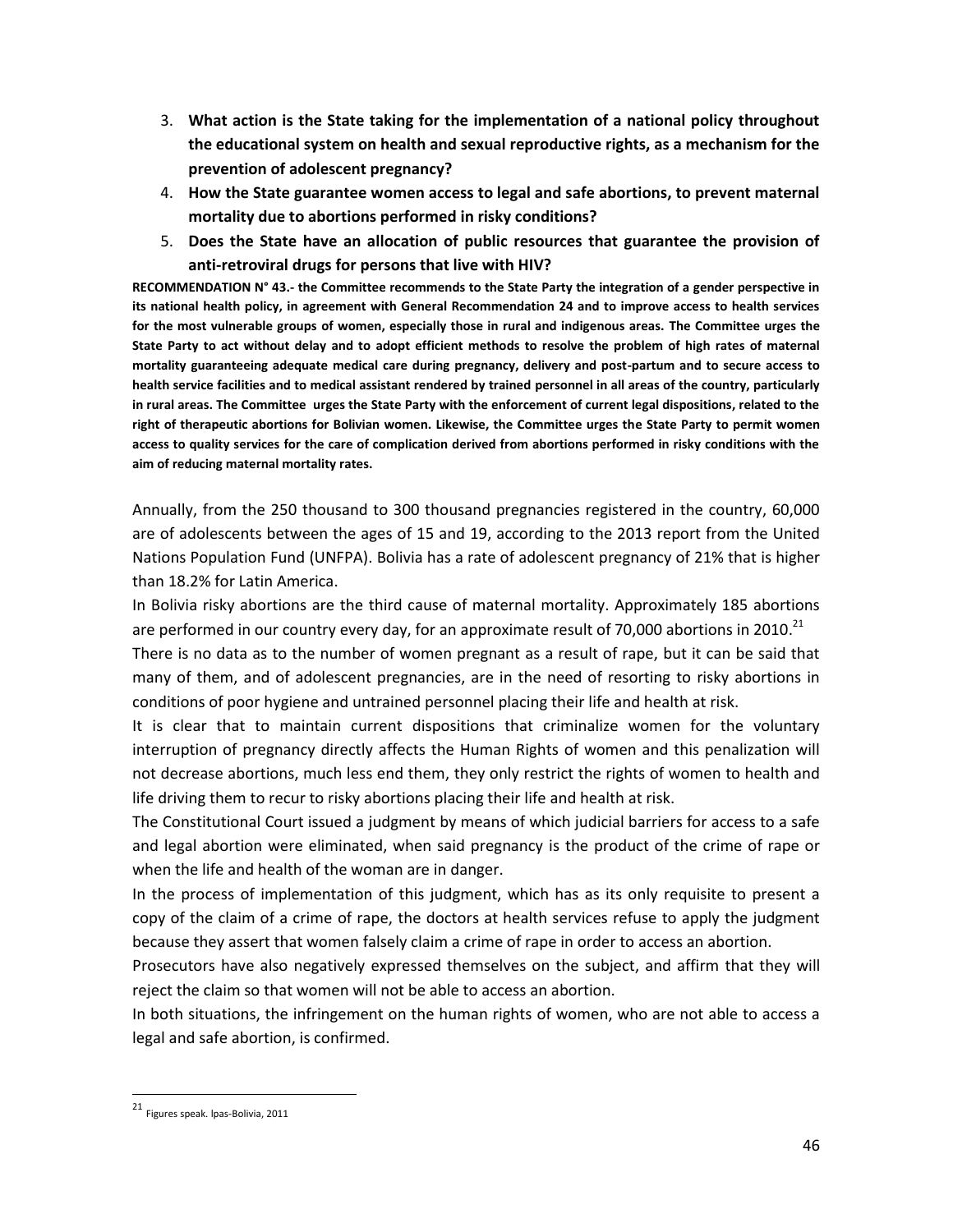3. **What action is the State taking for the implementation of a national policy throughout the educational system on health and sexual reproductive rights, as a mechanism for the prevention of adolescent pregnancy?**
4. **How the State guarantee women access to legal and safe abortions, to prevent maternal mortality due to abortions performed in risky conditions?**
5. **Does the State have an allocation of public resources that guarantee the provision of anti-retroviral drugs for persons that live with HIV?**

**RECOMMENDATION N° 43.- the Committee recommends to the State Party the integration of a gender perspective in its national health policy, in agreement with General Recommendation 24 and to improve access to health services for the most vulnerable groups of women, especially those in rural and indigenous areas. The Committee urges the State Party to act without delay and to adopt efficient methods to resolve the problem of high rates of maternal mortality guaranteeing adequate medical care during pregnancy, delivery and post-partum and to secure access to health service facilities and to medical assistant rendered by trained personnel in all areas of the country, particularly in rural areas. The Committee urges the State Party with the enforcement of current legal dispositions, related to the right of therapeutic abortions for Bolivian women. Likewise, the Committee urges the State Party to permit women access to quality services for the care of complication derived from abortions performed in risky conditions with the aim of reducing maternal mortality rates.**

Annually, from the 250 thousand to 300 thousand pregnancies registered in the country, 60,000 are of adolescents between the ages of 15 and 19, according to the 2013 report from the United Nations Population Fund (UNFPA). Bolivia has a rate of adolescent pregnancy of 21% that is higher than 18.2% for Latin America.

In Bolivia risky abortions are the third cause of maternal mortality. Approximately 185 abortions are performed in our country every day, for an approximate result of 70,000 abortions in 2010.[21]

There is no data as to the number of women pregnant as a result of rape, but it can be said that many of them, and of adolescent pregnancies, are in the need of resorting to risky abortions in conditions of poor hygiene and untrained personnel placing their life and health at risk.

It is clear that to maintain current dispositions that criminalize women for the voluntary interruption of pregnancy directly affects the Human Rights of women and this penalization will not decrease abortions, much less end them, they only restrict the rights of women to health and life driving them to recur to risky abortions placing their life and health at risk.

The Constitutional Court issued a judgment by means of which judicial barriers for access to a safe and legal abortion were eliminated, when said pregnancy is the product of the crime of rape or when the life and health of the woman are in danger.

In the process of implementation of this judgment, which has as its only requisite to present a copy of the claim of a crime of rape, the doctors at health services refuse to apply the judgment because they assert that women falsely claim a crime of rape in order to access an abortion.

Prosecutors have also negatively expressed themselves on the subject, and affirm that they will reject the claim so that women will not be able to access an abortion.

In both situations, the infringement on the human rights of women, who are not able to access a legal and safe abortion, is confirmed.

---

[21] Figures speak. Ipas-Bolivia, 2011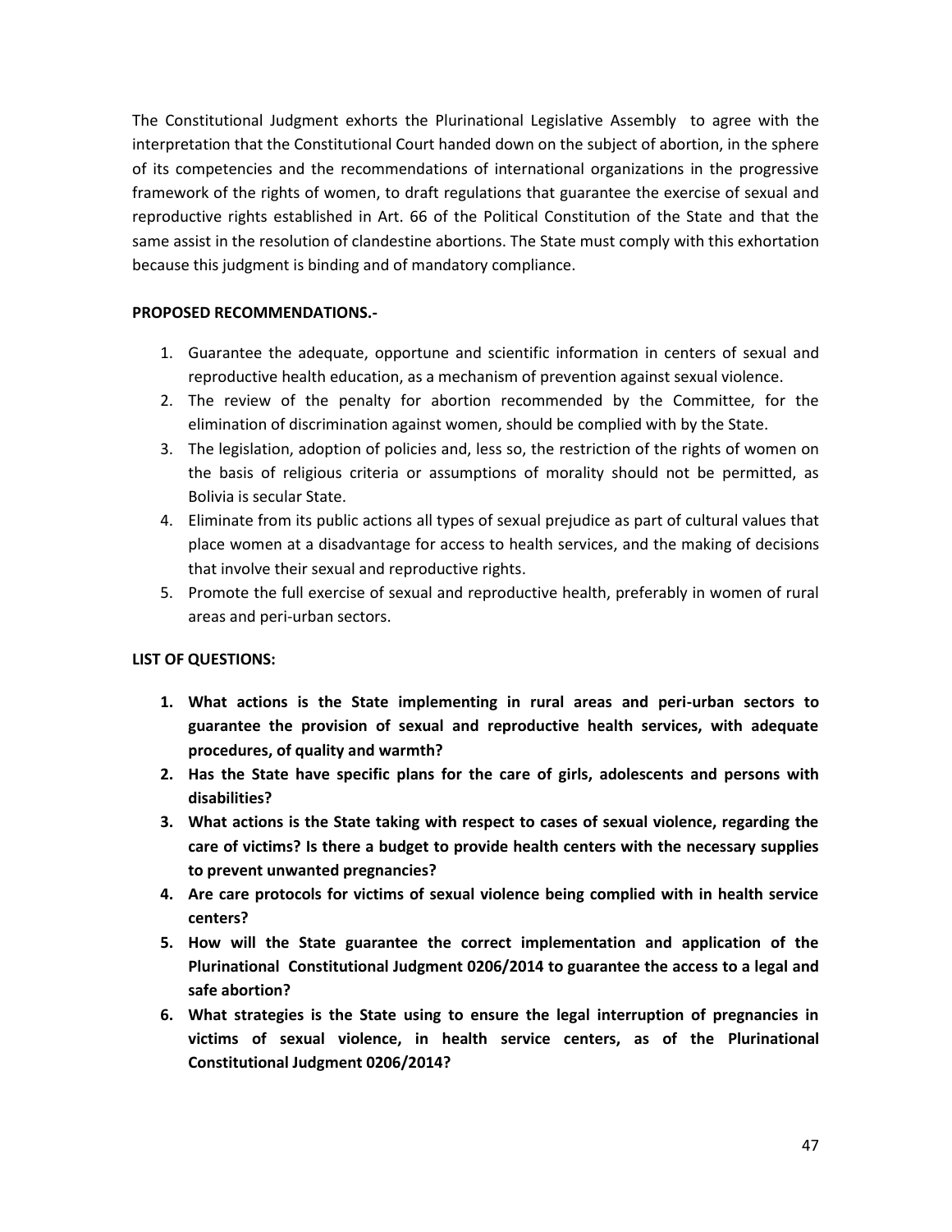The Constitutional Judgment exhorts the Plurinational Legislative Assembly to agree with the interpretation that the Constitutional Court handed down on the subject of abortion, in the sphere of its competencies and the recommendations of international organizations in the progressive framework of the rights of women, to draft regulations that guarantee the exercise of sexual and reproductive rights established in Art. 66 of the Political Constitution of the State and that the same assist in the resolution of clandestine abortions. The State must comply with this exhortation because this judgment is binding and of mandatory compliance.

**PROPOSED RECOMMENDATIONS.-**

1. Guarantee the adequate, opportune and scientific information in centers of sexual and reproductive health education, as a mechanism of prevention against sexual violence.
2. The review of the penalty for abortion recommended by the Committee, for the elimination of discrimination against women, should be complied with by the State.
3. The legislation, adoption of policies and, less so, the restriction of the rights of women on the basis of religious criteria or assumptions of morality should not be permitted, as Bolivia is secular State.
4. Eliminate from its public actions all types of sexual prejudice as part of cultural values that place women at a disadvantage for access to health services, and the making of decisions that involve their sexual and reproductive rights.
5. Promote the full exercise of sexual and reproductive health, preferably in women of rural areas and peri-urban sectors.

**LIST OF QUESTIONS:**

1. **What actions is the State implementing in rural areas and peri-urban sectors to guarantee the provision of sexual and reproductive health services, with adequate procedures, of quality and warmth?**
2. **Has the State have specific plans for the care of girls, adolescents and persons with disabilities?**
3. **What actions is the State taking with respect to cases of sexual violence, regarding the care of victims? Is there a budget to provide health centers with the necessary supplies to prevent unwanted pregnancies?**
4. **Are care protocols for victims of sexual violence being complied with in health service centers?**
5. **How will the State guarantee the correct implementation and application of the Plurinational Constitutional Judgment 0206/2014 to guarantee the access to a legal and safe abortion?**
6. **What strategies is the State using to ensure the legal interruption of pregnancies in victims of sexual violence, in health service centers, as of the Plurinational Constitutional Judgment 0206/2014?**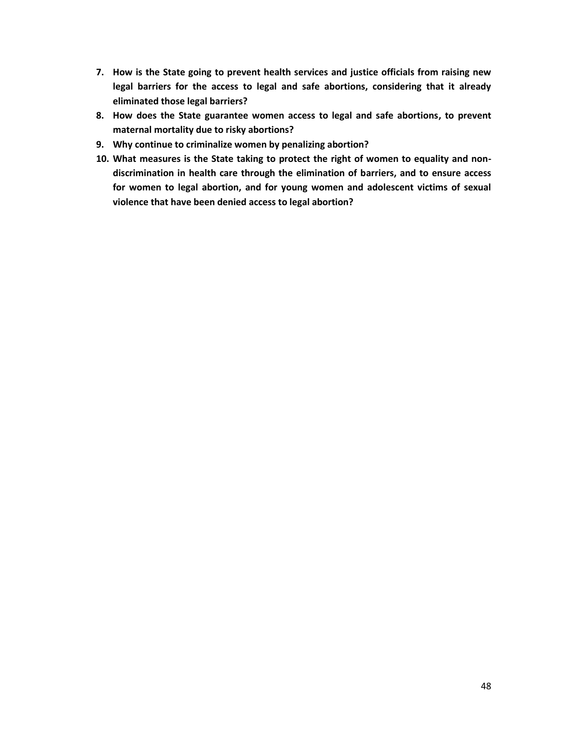7. **How is the State going to prevent health services and justice officials from raising new legal barriers for the access to legal and safe abortions, considering that it already eliminated those legal barriers?**
8. **How does the State guarantee women access to legal and safe abortions, to prevent maternal mortality due to risky abortions?**
9. **Why continue to criminalize women by penalizing abortion?**
10. **What measures is the State taking to protect the right of women to equality and non-discrimination in health care through the elimination of barriers, and to ensure access for women to legal abortion, and for young women and adolescent victims of sexual violence that have been denied access to legal abortion?**